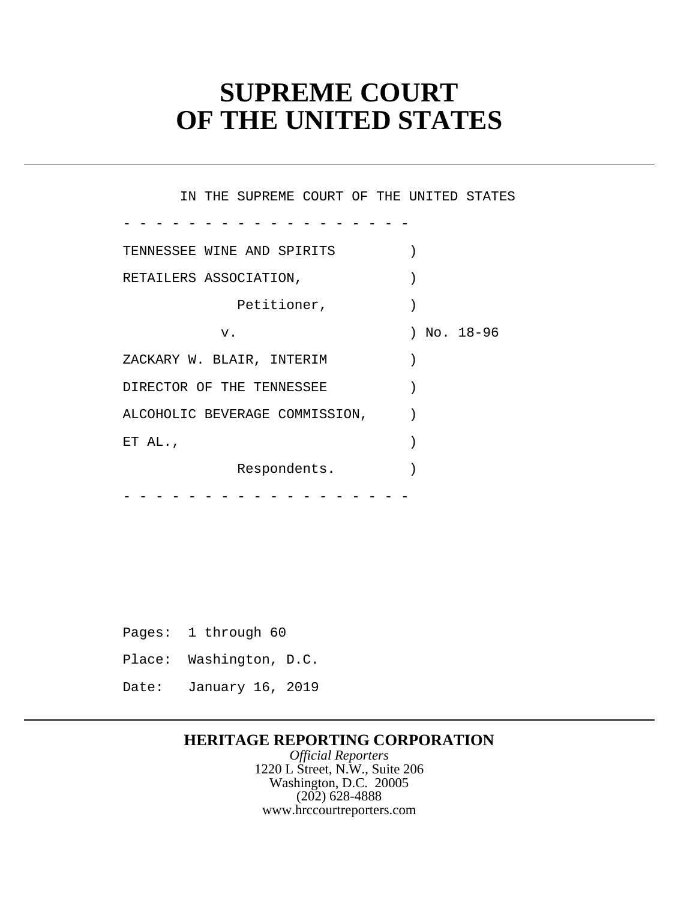# SUPREME COURT
# OF THE UNITED STATES

IN THE SUPREME COURT OF THE UNITED STATES

\- - - - - - - - - - - - - - - - - - -

```
TENNESSEE WINE AND SPIRITS          )
RETAILERS ASSOCIATION,              )
              Petitioner,           )
          v.                        ) No. 18-96
ZACKARY W. BLAIR, INTERIM           )
DIRECTOR OF THE TENNESSEE           )
ALCOHOLIC BEVERAGE COMMISSION,      )
ET AL.,                             )
              Respondents.          )
```

\- - - - - - - - - - - - - - - - - - -

Pages: 1 through 60

Place: Washington, D.C.

Date: January 16, 2019

**HERITAGE REPORTING CORPORATION**
*Official Reporters*
1220 L Street, N.W., Suite 206
Washington, D.C. 20005
(202) 628-4888
www.hrccourtreporters.com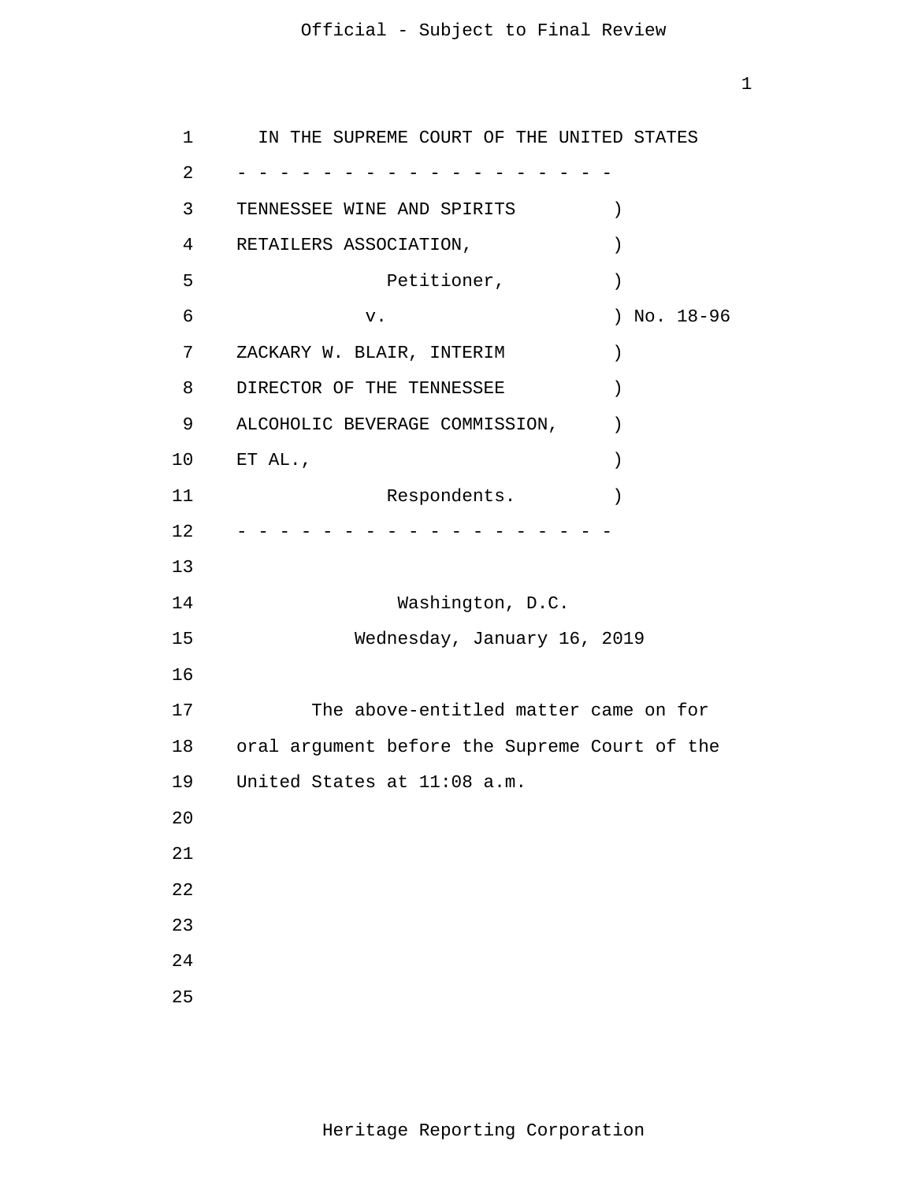IN THE SUPREME COURT OF THE UNITED STATES

- - - - - - - - - - - - - - - - - - - -

TENNESSEE WINE AND SPIRITS )
RETAILERS ASSOCIATION, )
Petitioner, )
v. ) No. 18-96
ZACKARY W. BLAIR, INTERIM )
DIRECTOR OF THE TENNESSEE )
ALCOHOLIC BEVERAGE COMMISSION, )
ET AL., )
Respondents. )

- - - - - - - - - - - - - - - - - - - -

Washington, D.C.

Wednesday, January 16, 2019

The above-entitled matter came on for oral argument before the Supreme Court of the United States at 11:08 a.m.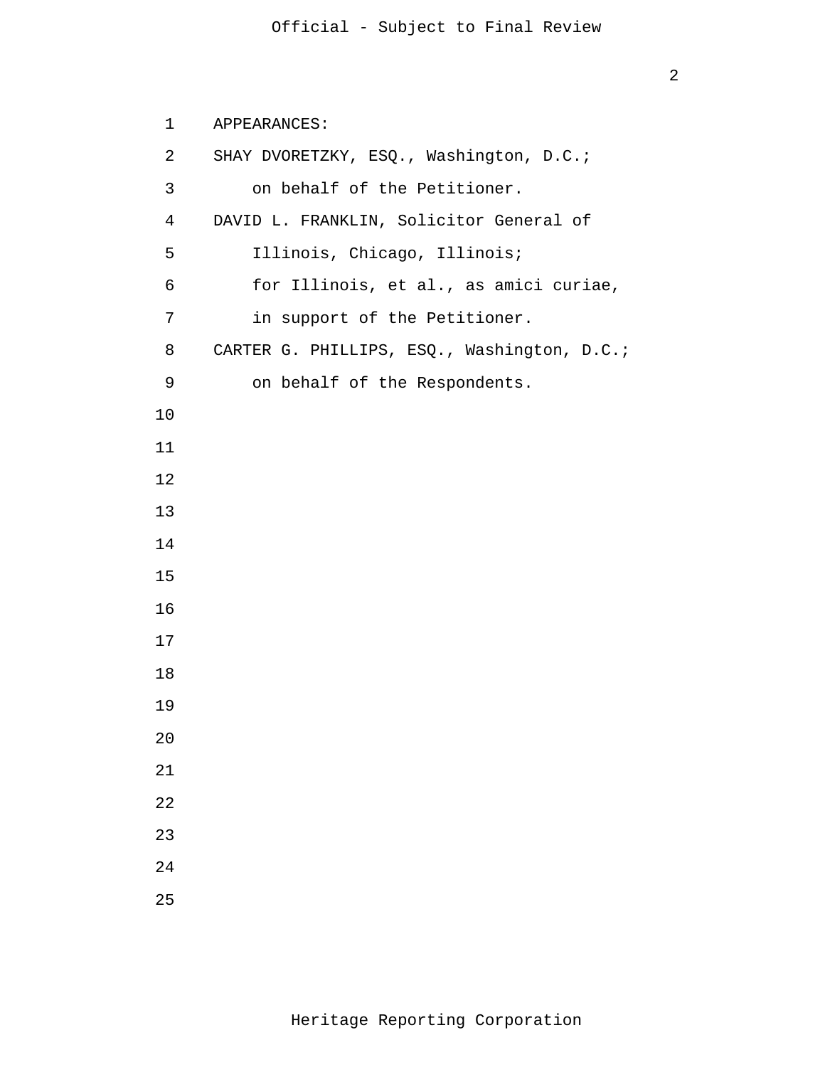APPEARANCES:

SHAY DVORETZKY, ESQ., Washington, D.C.;
on behalf of the Petitioner.

DAVID L. FRANKLIN, Solicitor General of
Illinois, Chicago, Illinois;
for Illinois, et al., as amici curiae,
in support of the Petitioner.

CARTER G. PHILLIPS, ESQ., Washington, D.C.;
on behalf of the Respondents.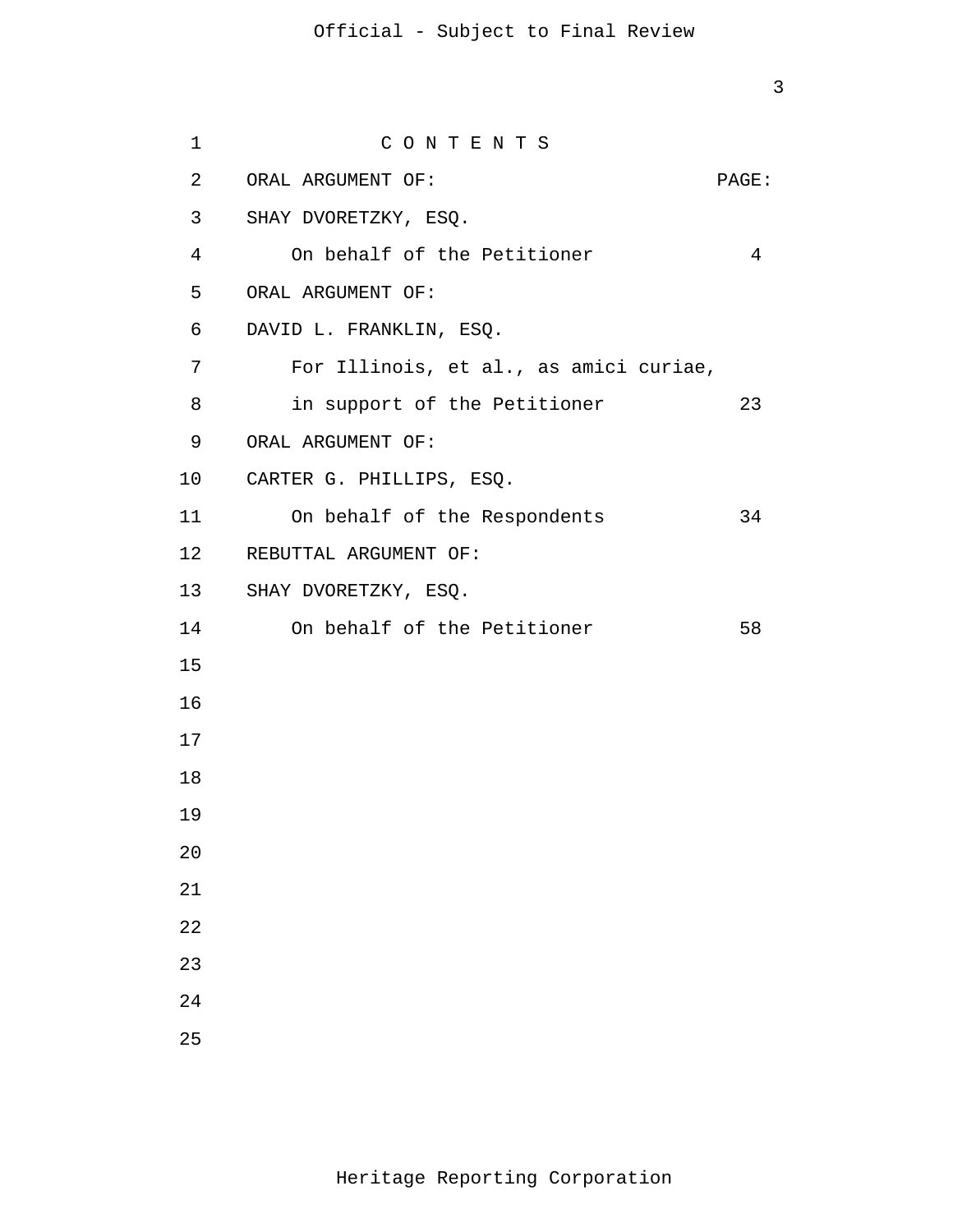# C O N T E N T S

| ORAL ARGUMENT OF: | PAGE: |
|---|---|
| SHAY DVORETZKY, ESQ. | |
| On behalf of the Petitioner | 4 |
| ORAL ARGUMENT OF: | |
| DAVID L. FRANKLIN, ESQ. | |
| For Illinois, et al., as amici curiae, | |
| in support of the Petitioner | 23 |
| ORAL ARGUMENT OF: | |
| CARTER G. PHILLIPS, ESQ. | |
| On behalf of the Respondents | 34 |
| REBUTTAL ARGUMENT OF: | |
| SHAY DVORETZKY, ESQ. | |
| On behalf of the Petitioner | 58 |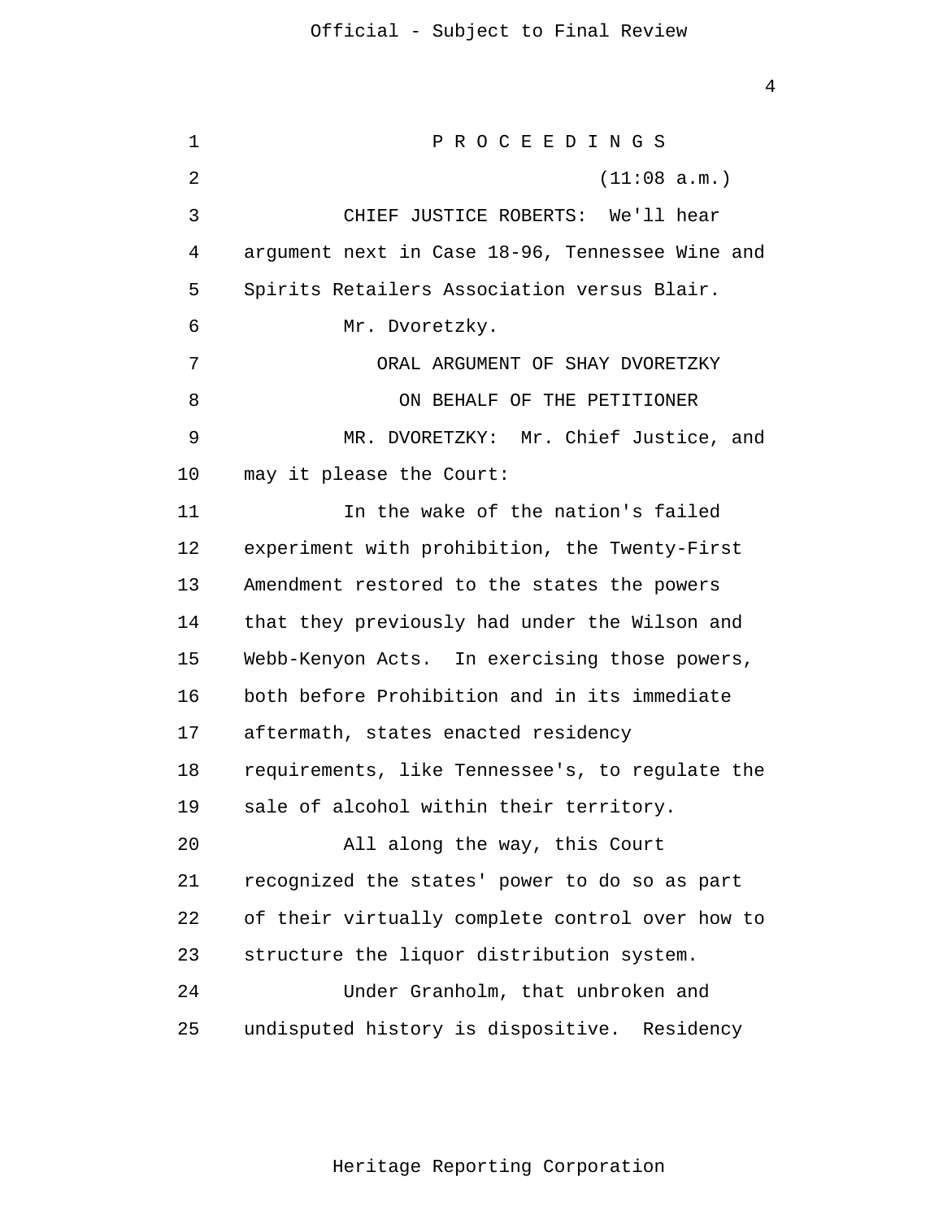P R O C E E D I N G S

(11:08 a.m.)

CHIEF JUSTICE ROBERTS: We'll hear argument next in Case 18-96, Tennessee Wine and Spirits Retailers Association versus Blair.

Mr. Dvoretzky.

ORAL ARGUMENT OF SHAY DVORETZKY

ON BEHALF OF THE PETITIONER

MR. DVORETZKY: Mr. Chief Justice, and may it please the Court:

In the wake of the nation's failed experiment with prohibition, the Twenty-First Amendment restored to the states the powers that they previously had under the Wilson and Webb-Kenyon Acts. In exercising those powers, both before Prohibition and in its immediate aftermath, states enacted residency requirements, like Tennessee's, to regulate the sale of alcohol within their territory.

All along the way, this Court recognized the states' power to do so as part of their virtually complete control over how to structure the liquor distribution system.

Under Granholm, that unbroken and undisputed history is dispositive. Residency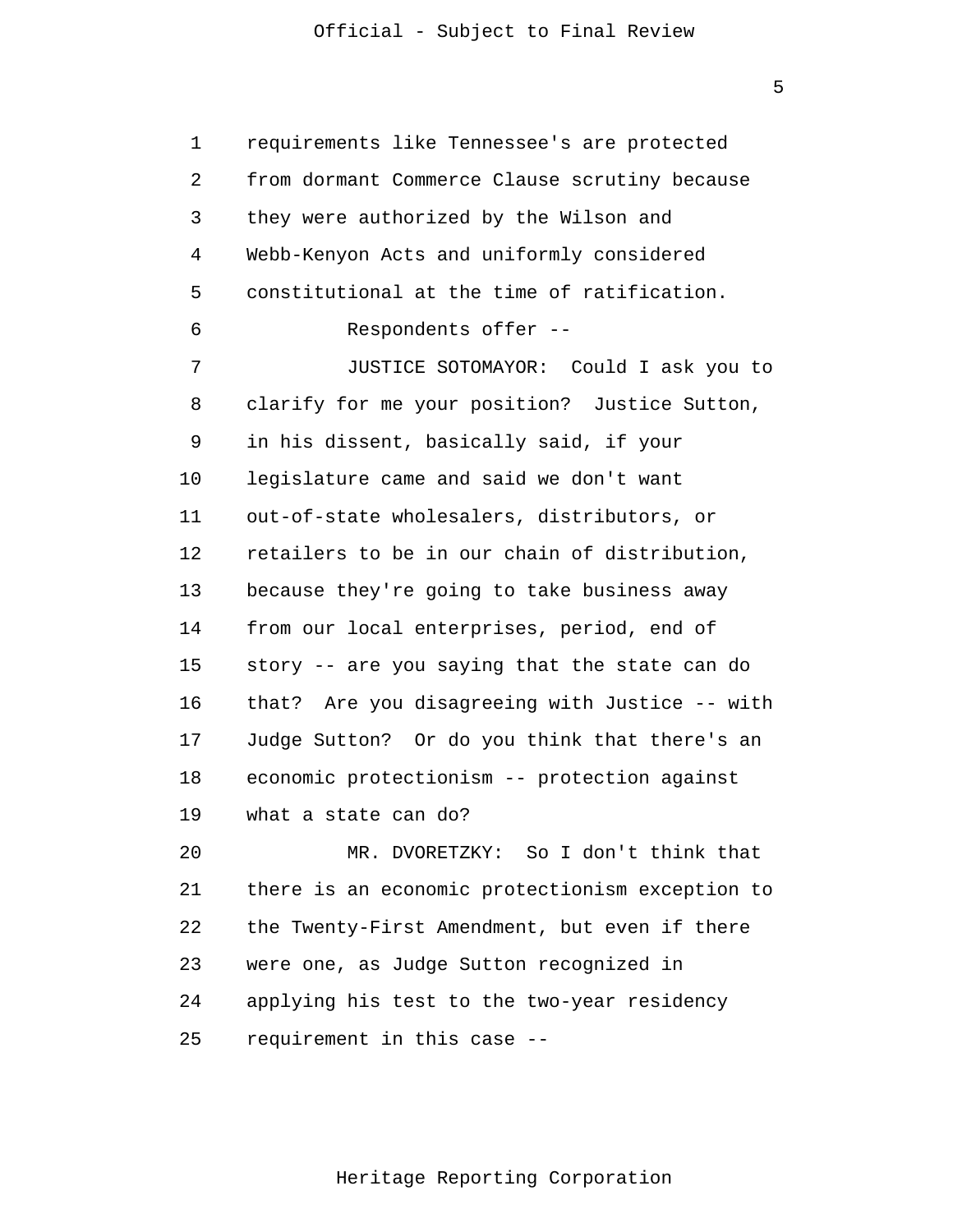requirements like Tennessee's are protected from dormant Commerce Clause scrutiny because they were authorized by the Wilson and Webb-Kenyon Acts and uniformly considered constitutional at the time of ratification.

Respondents offer --

JUSTICE SOTOMAYOR: Could I ask you to clarify for me your position? Justice Sutton, in his dissent, basically said, if your legislature came and said we don't want out-of-state wholesalers, distributors, or retailers to be in our chain of distribution, because they're going to take business away from our local enterprises, period, end of story -- are you saying that the state can do that? Are you disagreeing with Justice -- with Judge Sutton? Or do you think that there's an economic protectionism -- protection against what a state can do?

MR. DVORETZKY: So I don't think that there is an economic protectionism exception to the Twenty-First Amendment, but even if there were one, as Judge Sutton recognized in applying his test to the two-year residency requirement in this case --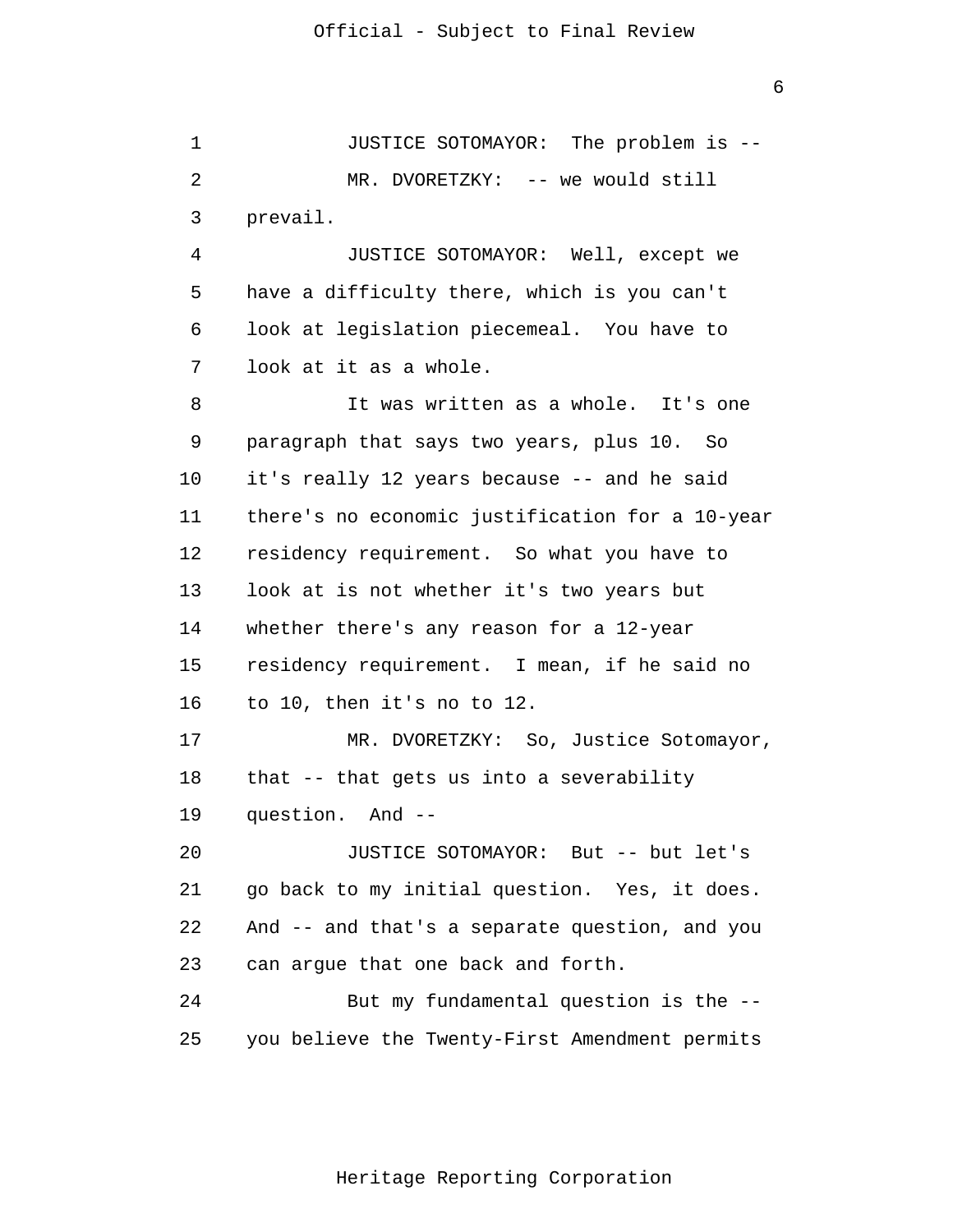JUSTICE SOTOMAYOR: The problem is --

MR. DVORETZKY: -- we would still prevail.

JUSTICE SOTOMAYOR: Well, except we have a difficulty there, which is you can't look at legislation piecemeal. You have to look at it as a whole.

It was written as a whole. It's one paragraph that says two years, plus 10. So it's really 12 years because -- and he said there's no economic justification for a 10-year residency requirement. So what you have to look at is not whether it's two years but whether there's any reason for a 12-year residency requirement. I mean, if he said no to 10, then it's no to 12.

MR. DVORETZKY: So, Justice Sotomayor, that -- that gets us into a severability question. And --

JUSTICE SOTOMAYOR: But -- but let's go back to my initial question. Yes, it does. And -- and that's a separate question, and you can argue that one back and forth.

But my fundamental question is the -- you believe the Twenty-First Amendment permits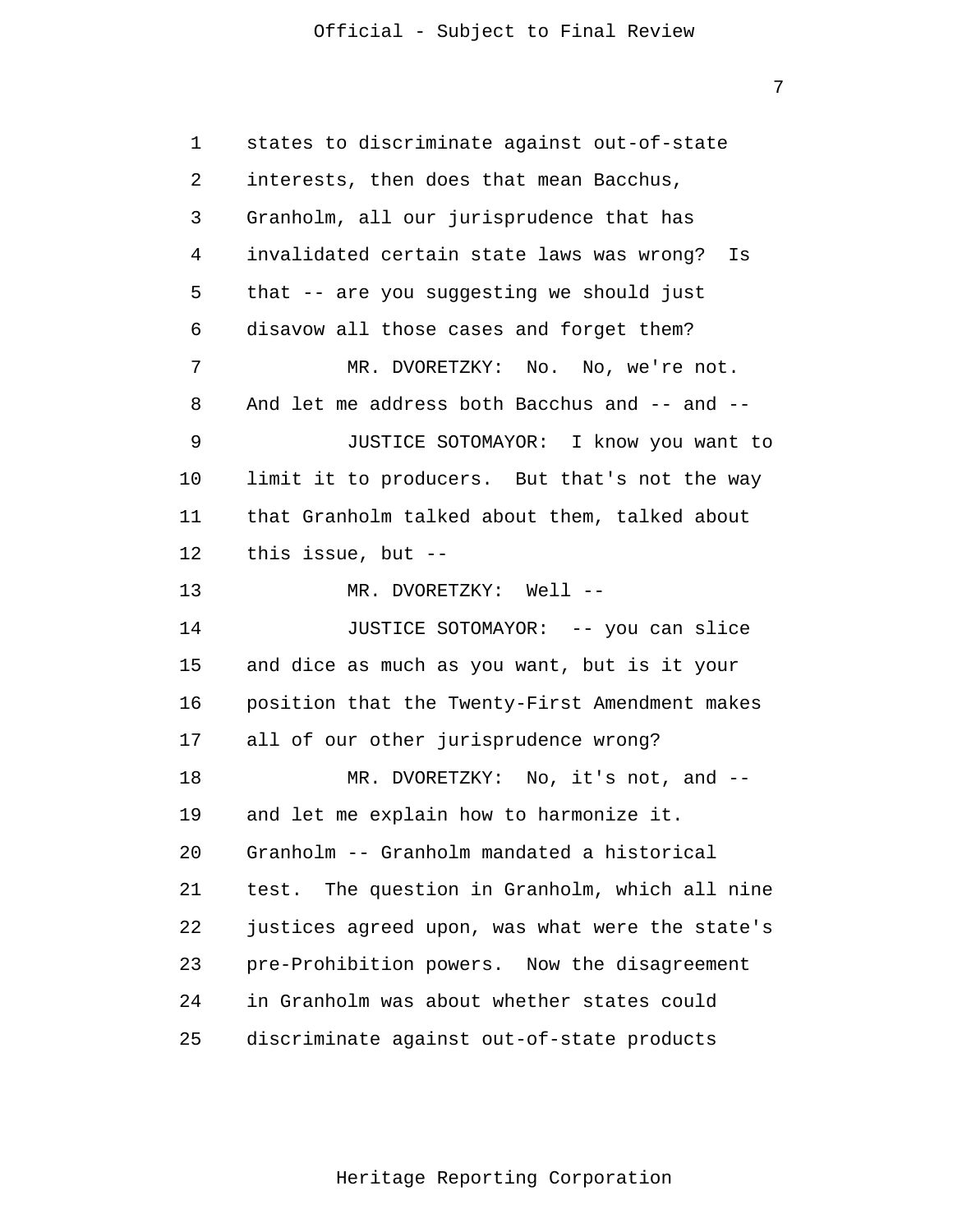1 states to discriminate against out-of-state
2 interests, then does that mean Bacchus,
3 Granholm, all our jurisprudence that has
4 invalidated certain state laws was wrong? Is
5 that -- are you suggesting we should just
6 disavow all those cases and forget them?
7 MR. DVORETZKY: No. No, we're not.
8 And let me address both Bacchus and -- and --
9 JUSTICE SOTOMAYOR: I know you want to
10 limit it to producers. But that's not the way
11 that Granholm talked about them, talked about
12 this issue, but --
13 MR. DVORETZKY: Well --
14 JUSTICE SOTOMAYOR: -- you can slice
15 and dice as much as you want, but is it your
16 position that the Twenty-First Amendment makes
17 all of our other jurisprudence wrong?
18 MR. DVORETZKY: No, it's not, and --
19 and let me explain how to harmonize it.
20 Granholm -- Granholm mandated a historical
21 test. The question in Granholm, which all nine
22 justices agreed upon, was what were the state's
23 pre-Prohibition powers. Now the disagreement
24 in Granholm was about whether states could
25 discriminate against out-of-state products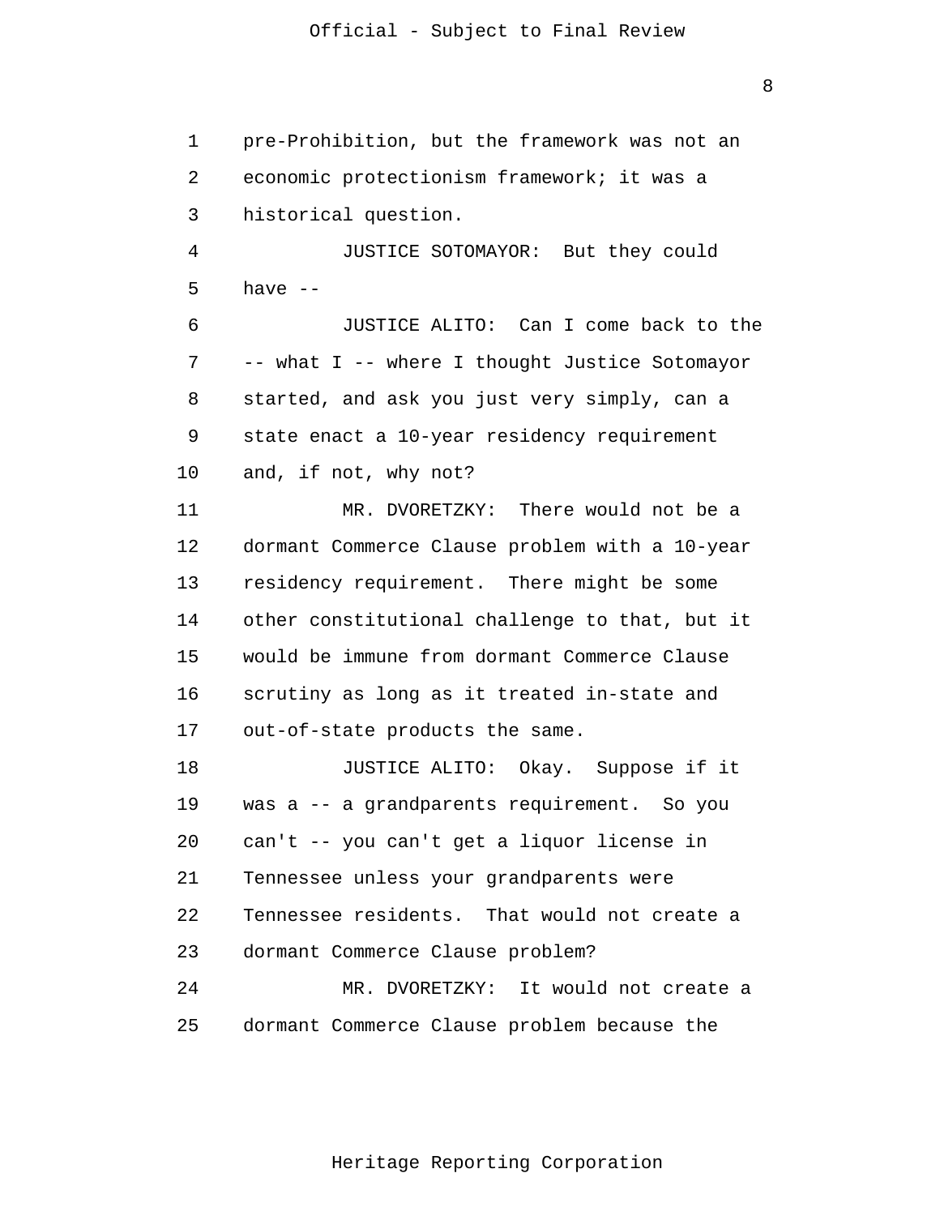pre-Prohibition, but the framework was not an economic protectionism framework; it was a historical question.

JUSTICE SOTOMAYOR: But they could have --

JUSTICE ALITO: Can I come back to the -- what I -- where I thought Justice Sotomayor started, and ask you just very simply, can a state enact a 10-year residency requirement and, if not, why not?

MR. DVORETZKY: There would not be a dormant Commerce Clause problem with a 10-year residency requirement. There might be some other constitutional challenge to that, but it would be immune from dormant Commerce Clause scrutiny as long as it treated in-state and out-of-state products the same.

JUSTICE ALITO: Okay. Suppose if it was a -- a grandparents requirement. So you can't -- you can't get a liquor license in Tennessee unless your grandparents were Tennessee residents. That would not create a dormant Commerce Clause problem?

MR. DVORETZKY: It would not create a dormant Commerce Clause problem because the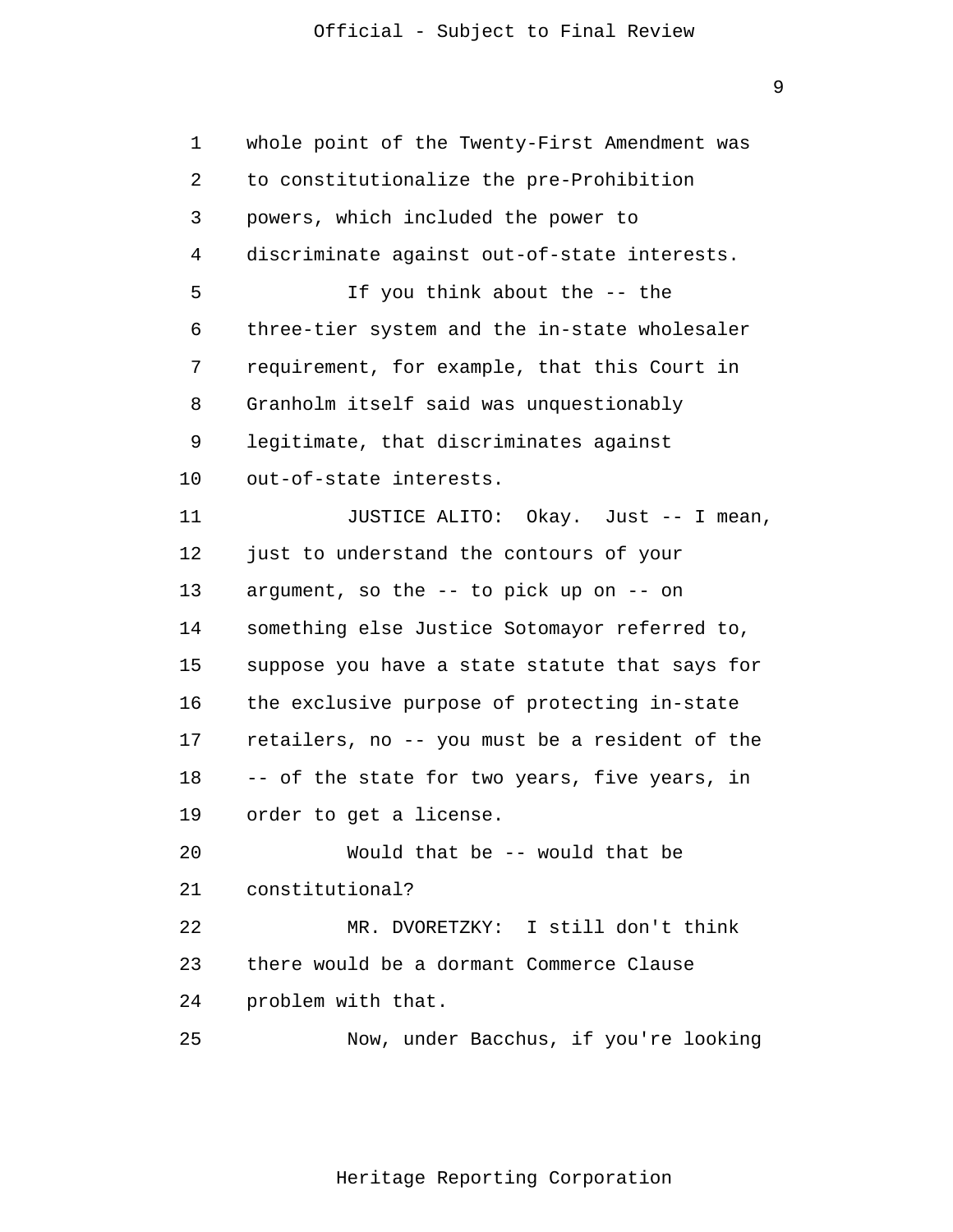whole point of the Twenty-First Amendment was to constitutionalize the pre-Prohibition powers, which included the power to discriminate against out-of-state interests.

If you think about the -- the three-tier system and the in-state wholesaler requirement, for example, that this Court in Granholm itself said was unquestionably legitimate, that discriminates against out-of-state interests.

JUSTICE ALITO: Okay. Just -- I mean, just to understand the contours of your argument, so the -- to pick up on -- on something else Justice Sotomayor referred to, suppose you have a state statute that says for the exclusive purpose of protecting in-state retailers, no -- you must be a resident of the -- of the state for two years, five years, in order to get a license.

Would that be -- would that be constitutional?

MR. DVORETZKY: I still don't think there would be a dormant Commerce Clause problem with that.

Now, under Bacchus, if you're looking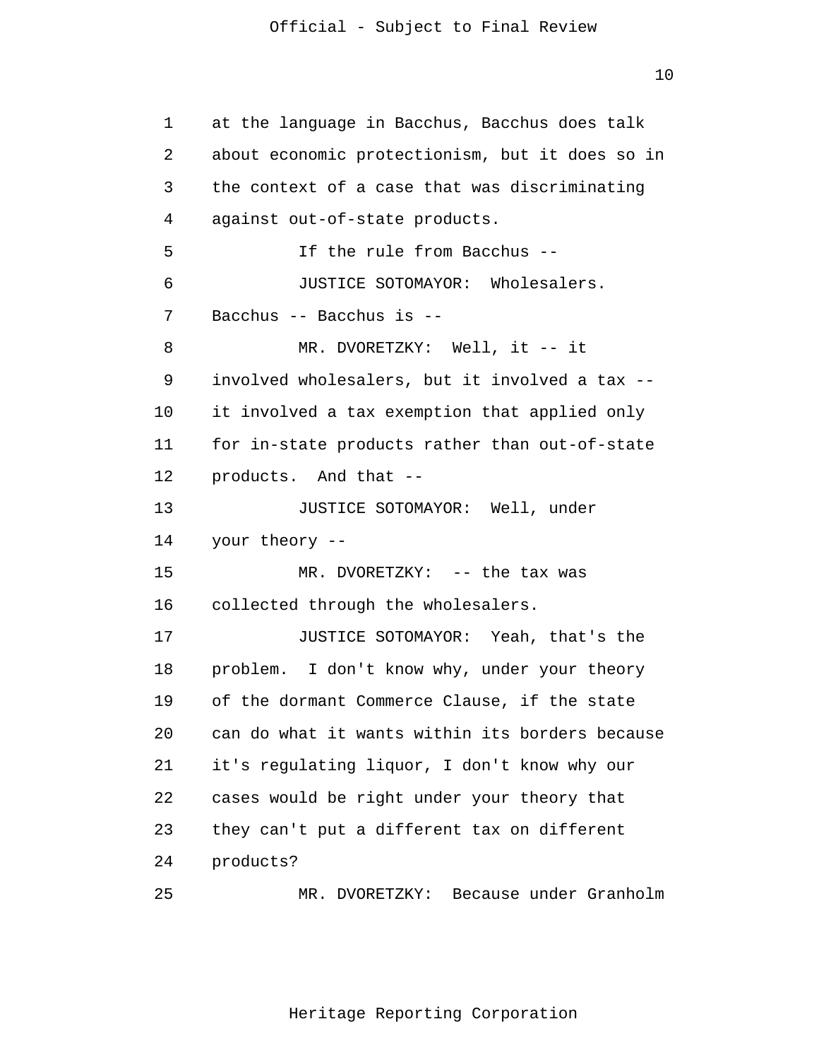at the language in Bacchus, Bacchus does talk about economic protectionism, but it does so in the context of a case that was discriminating against out-of-state products.

If the rule from Bacchus --

JUSTICE SOTOMAYOR: Wholesalers. Bacchus -- Bacchus is --

MR. DVORETZKY: Well, it -- it involved wholesalers, but it involved a tax -- it involved a tax exemption that applied only for in-state products rather than out-of-state products. And that --

JUSTICE SOTOMAYOR: Well, under your theory --

MR. DVORETZKY: -- the tax was collected through the wholesalers.

JUSTICE SOTOMAYOR: Yeah, that's the problem. I don't know why, under your theory of the dormant Commerce Clause, if the state can do what it wants within its borders because it's regulating liquor, I don't know why our cases would be right under your theory that they can't put a different tax on different products?

MR. DVORETZKY: Because under Granholm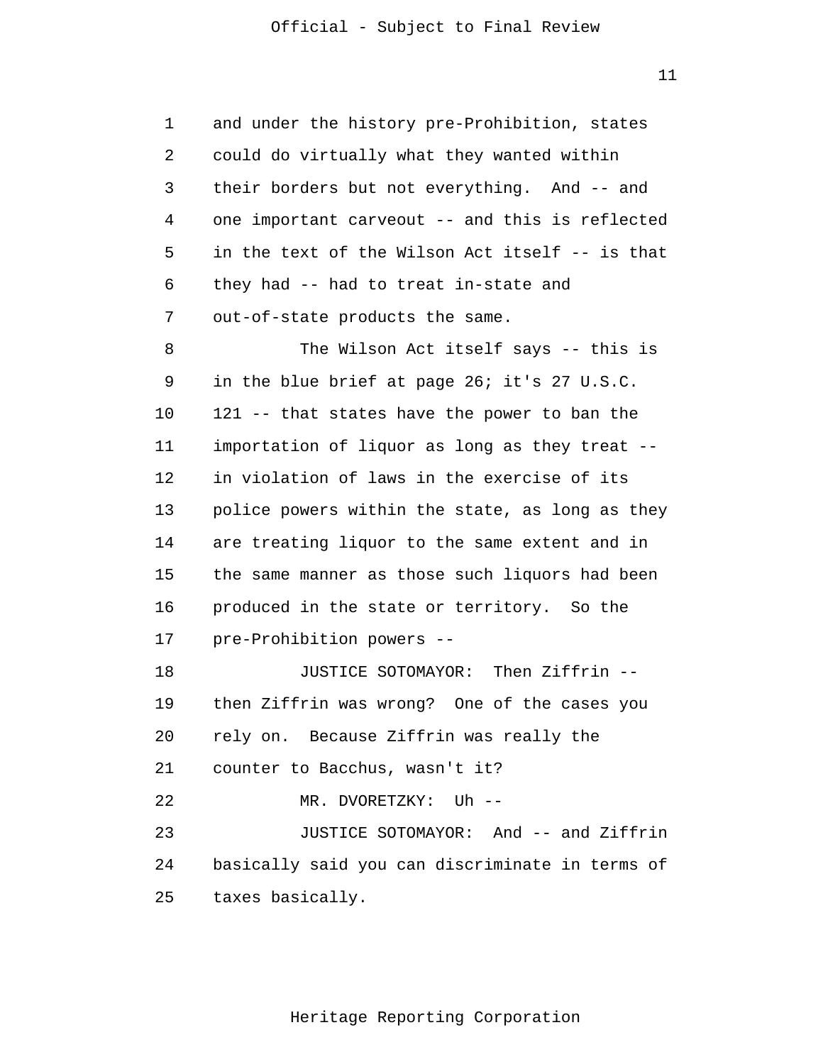and under the history pre-Prohibition, states could do virtually what they wanted within their borders but not everything. And -- and one important carveout -- and this is reflected in the text of the Wilson Act itself -- is that they had -- had to treat in-state and out-of-state products the same.

The Wilson Act itself says -- this is in the blue brief at page 26; it's 27 U.S.C. 121 -- that states have the power to ban the importation of liquor as long as they treat -- in violation of laws in the exercise of its police powers within the state, as long as they are treating liquor to the same extent and in the same manner as those such liquors had been produced in the state or territory. So the pre-Prohibition powers --

JUSTICE SOTOMAYOR: Then Ziffrin -- then Ziffrin was wrong? One of the cases you rely on. Because Ziffrin was really the counter to Bacchus, wasn't it?

MR. DVORETZKY: Uh --

JUSTICE SOTOMAYOR: And -- and Ziffrin basically said you can discriminate in terms of taxes basically.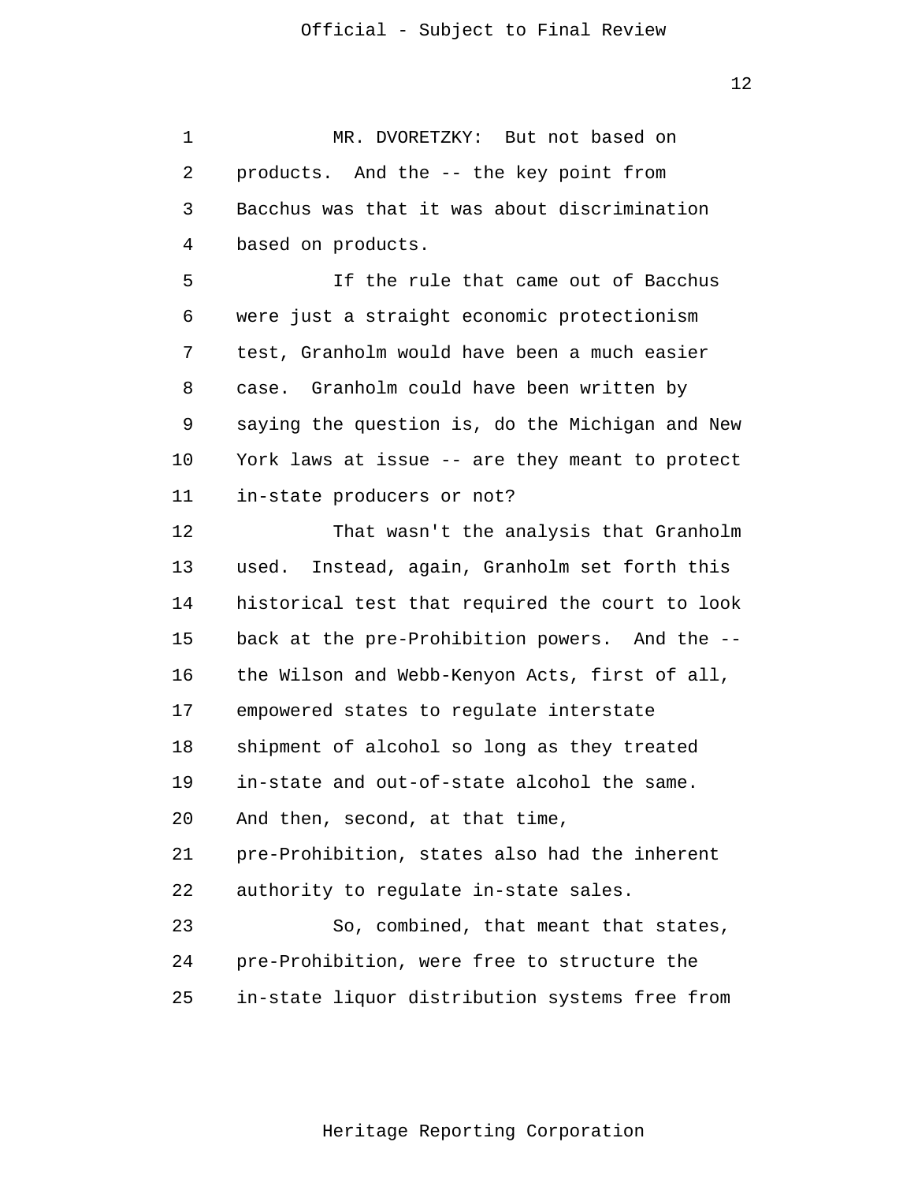MR. DVORETZKY: But not based on products. And the -- the key point from Bacchus was that it was about discrimination based on products.

If the rule that came out of Bacchus were just a straight economic protectionism test, Granholm would have been a much easier case. Granholm could have been written by saying the question is, do the Michigan and New York laws at issue -- are they meant to protect in-state producers or not?

That wasn't the analysis that Granholm used. Instead, again, Granholm set forth this historical test that required the court to look back at the pre-Prohibition powers. And the -- the Wilson and Webb-Kenyon Acts, first of all, empowered states to regulate interstate shipment of alcohol so long as they treated in-state and out-of-state alcohol the same. And then, second, at that time, pre-Prohibition, states also had the inherent authority to regulate in-state sales.

So, combined, that meant that states, pre-Prohibition, were free to structure the in-state liquor distribution systems free from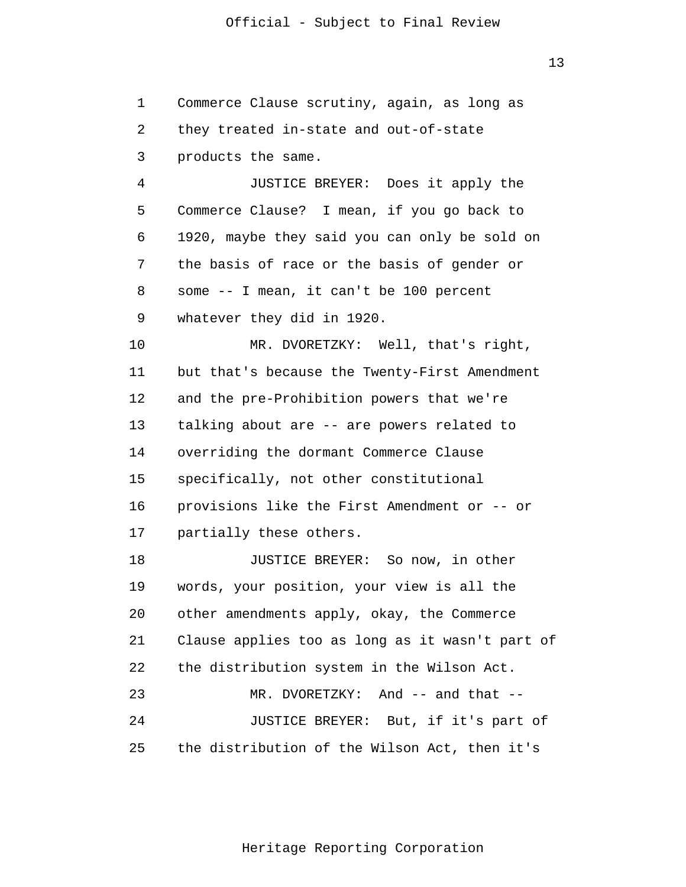Commerce Clause scrutiny, again, as long as they treated in-state and out-of-state products the same.

JUSTICE BREYER: Does it apply the Commerce Clause? I mean, if you go back to 1920, maybe they said you can only be sold on the basis of race or the basis of gender or some -- I mean, it can't be 100 percent whatever they did in 1920.

MR. DVORETZKY: Well, that's right, but that's because the Twenty-First Amendment and the pre-Prohibition powers that we're talking about are -- are powers related to overriding the dormant Commerce Clause specifically, not other constitutional provisions like the First Amendment or -- or partially these others.

JUSTICE BREYER: So now, in other words, your position, your view is all the other amendments apply, okay, the Commerce Clause applies too as long as it wasn't part of the distribution system in the Wilson Act.

MR. DVORETZKY: And -- and that --

JUSTICE BREYER: But, if it's part of the distribution of the Wilson Act, then it's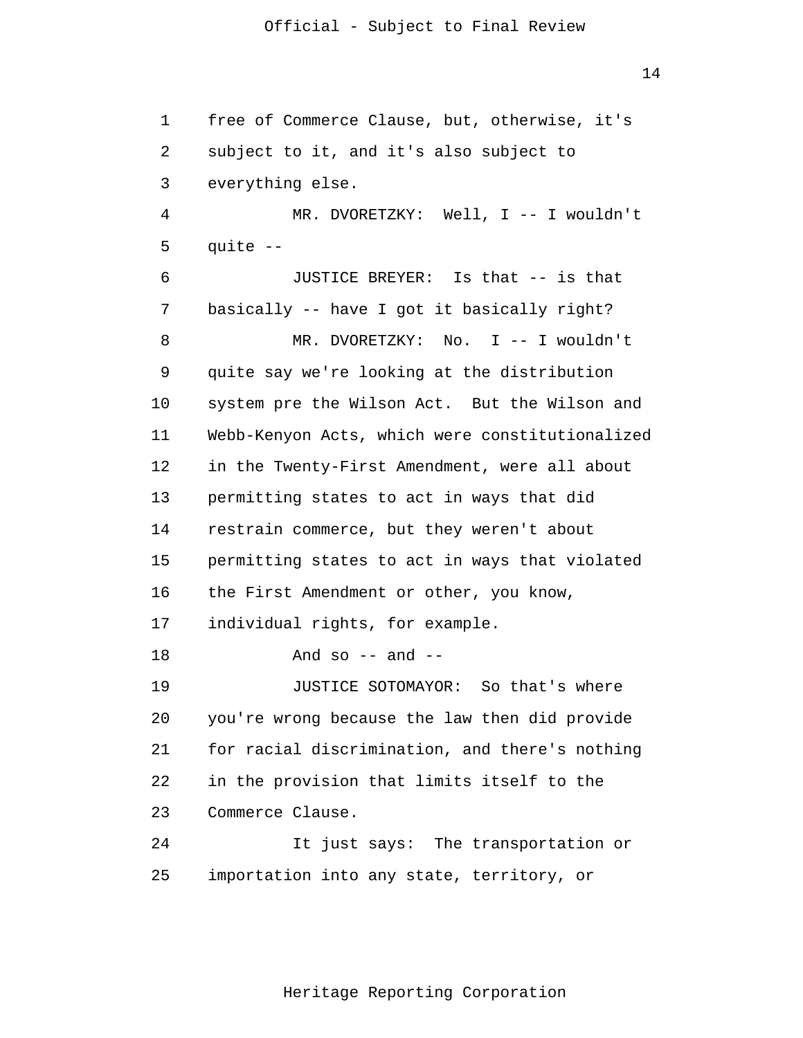free of Commerce Clause, but, otherwise, it's subject to it, and it's also subject to everything else.

MR. DVORETZKY: Well, I -- I wouldn't quite --

JUSTICE BREYER: Is that -- is that basically -- have I got it basically right?

MR. DVORETZKY: No. I -- I wouldn't quite say we're looking at the distribution system pre the Wilson Act. But the Wilson and Webb-Kenyon Acts, which were constitutionalized in the Twenty-First Amendment, were all about permitting states to act in ways that did restrain commerce, but they weren't about permitting states to act in ways that violated the First Amendment or other, you know, individual rights, for example.

And so -- and --

JUSTICE SOTOMAYOR: So that's where you're wrong because the law then did provide for racial discrimination, and there's nothing in the provision that limits itself to the Commerce Clause.

It just says: The transportation or importation into any state, territory, or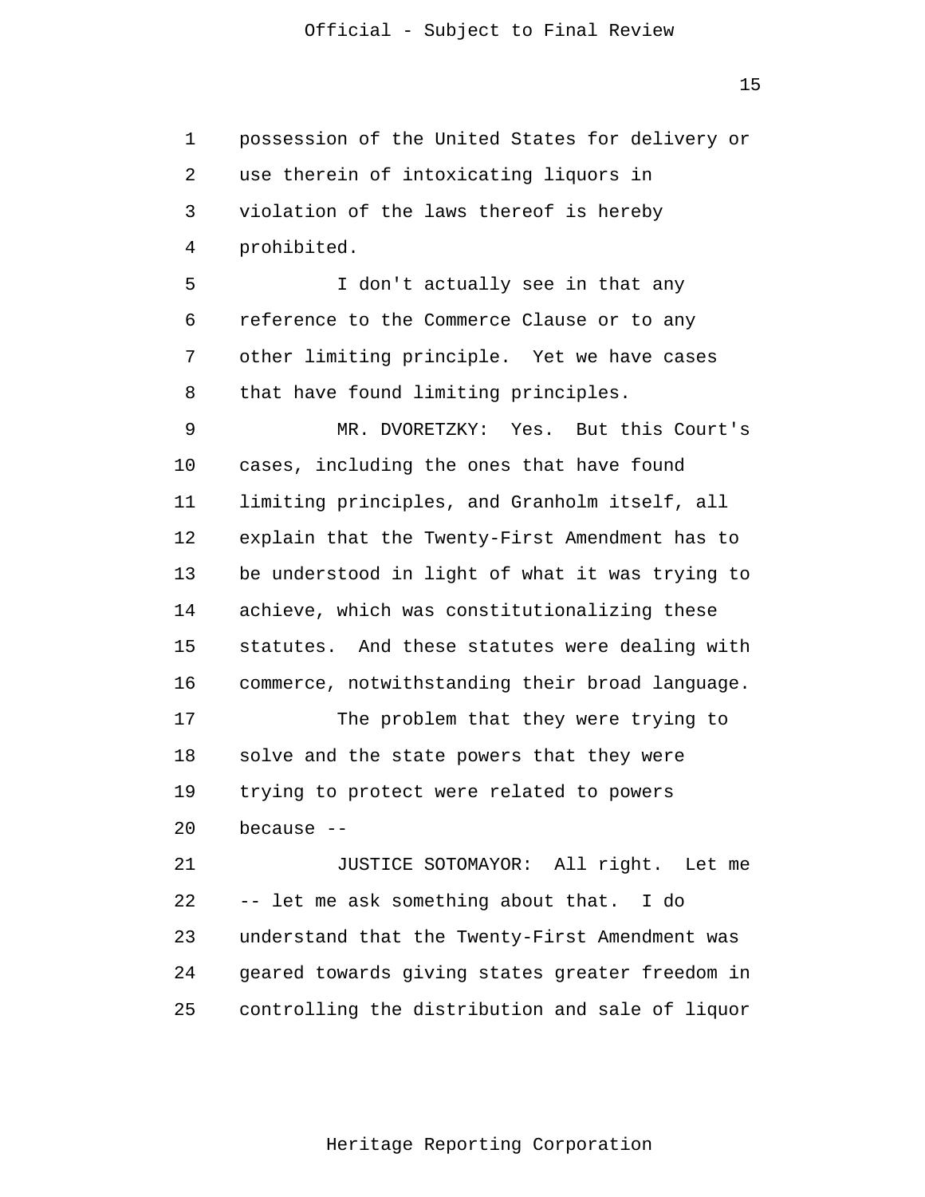possession of the United States for delivery or use therein of intoxicating liquors in violation of the laws thereof is hereby prohibited.

I don't actually see in that any reference to the Commerce Clause or to any other limiting principle. Yet we have cases that have found limiting principles.

MR. DVORETZKY: Yes. But this Court's cases, including the ones that have found limiting principles, and Granholm itself, all explain that the Twenty-First Amendment has to be understood in light of what it was trying to achieve, which was constitutionalizing these statutes. And these statutes were dealing with commerce, notwithstanding their broad language.

The problem that they were trying to solve and the state powers that they were trying to protect were related to powers because --

JUSTICE SOTOMAYOR: All right. Let me -- let me ask something about that. I do understand that the Twenty-First Amendment was geared towards giving states greater freedom in controlling the distribution and sale of liquor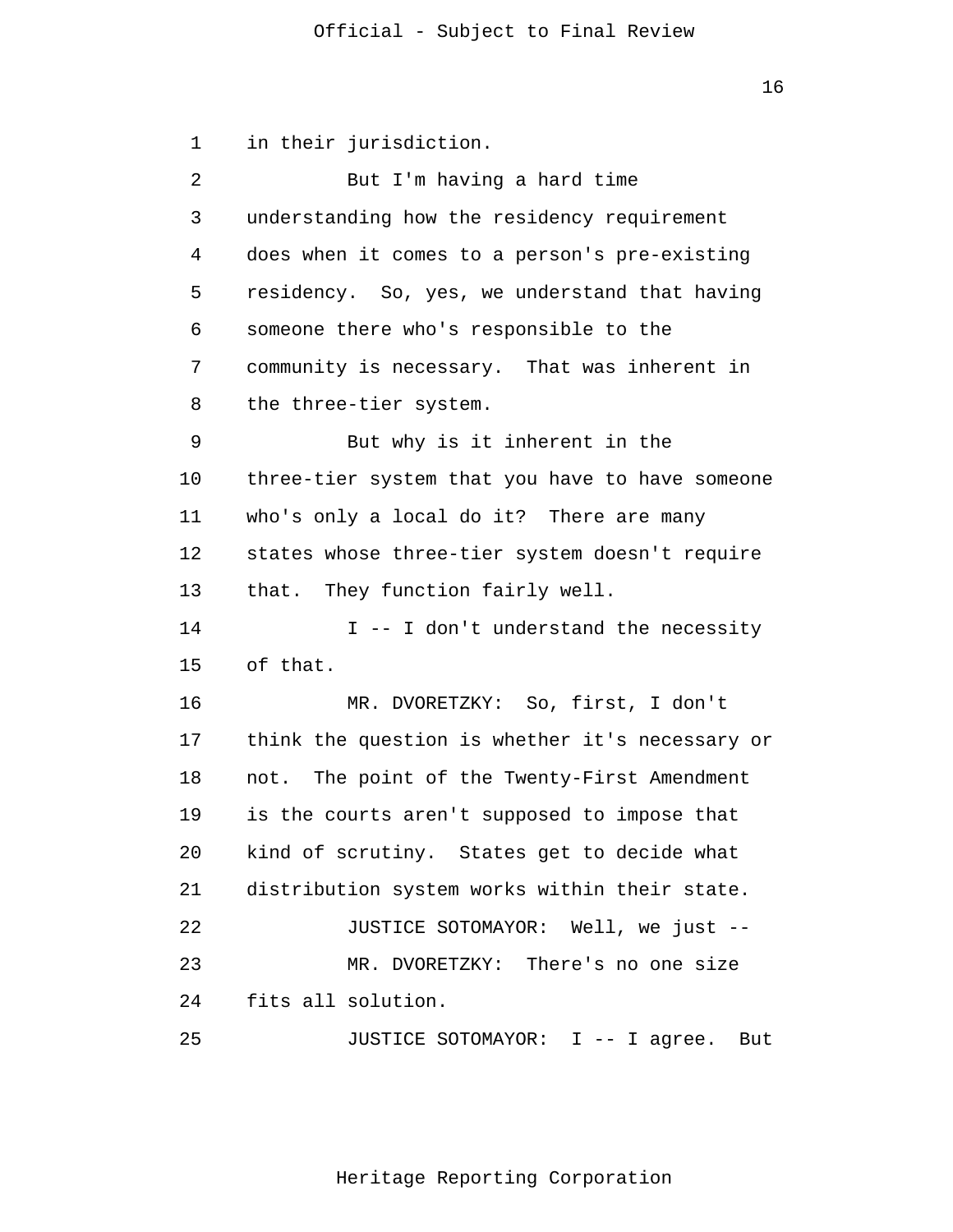in their jurisdiction.

But I'm having a hard time understanding how the residency requirement does when it comes to a person's pre-existing residency. So, yes, we understand that having someone there who's responsible to the community is necessary. That was inherent in the three-tier system.

But why is it inherent in the three-tier system that you have to have someone who's only a local do it? There are many states whose three-tier system doesn't require that. They function fairly well.

I -- I don't understand the necessity of that.

MR. DVORETZKY: So, first, I don't think the question is whether it's necessary or not. The point of the Twenty-First Amendment is the courts aren't supposed to impose that kind of scrutiny. States get to decide what distribution system works within their state.

JUSTICE SOTOMAYOR: Well, we just --

MR. DVORETZKY: There's no one size fits all solution.

JUSTICE SOTOMAYOR: I -- I agree. But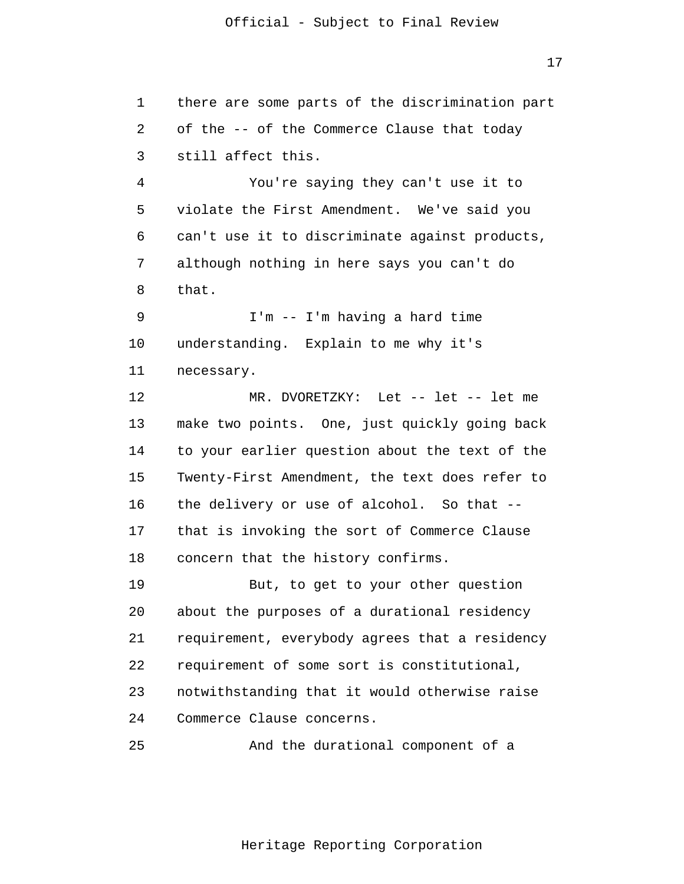there are some parts of the discrimination part of the -- of the Commerce Clause that today still affect this.

You're saying they can't use it to violate the First Amendment. We've said you can't use it to discriminate against products, although nothing in here says you can't do that.

I'm -- I'm having a hard time understanding. Explain to me why it's necessary.

MR. DVORETZKY: Let -- let -- let me make two points. One, just quickly going back to your earlier question about the text of the Twenty-First Amendment, the text does refer to the delivery or use of alcohol. So that -- that is invoking the sort of Commerce Clause concern that the history confirms.

But, to get to your other question about the purposes of a durational residency requirement, everybody agrees that a residency requirement of some sort is constitutional, notwithstanding that it would otherwise raise Commerce Clause concerns.

And the durational component of a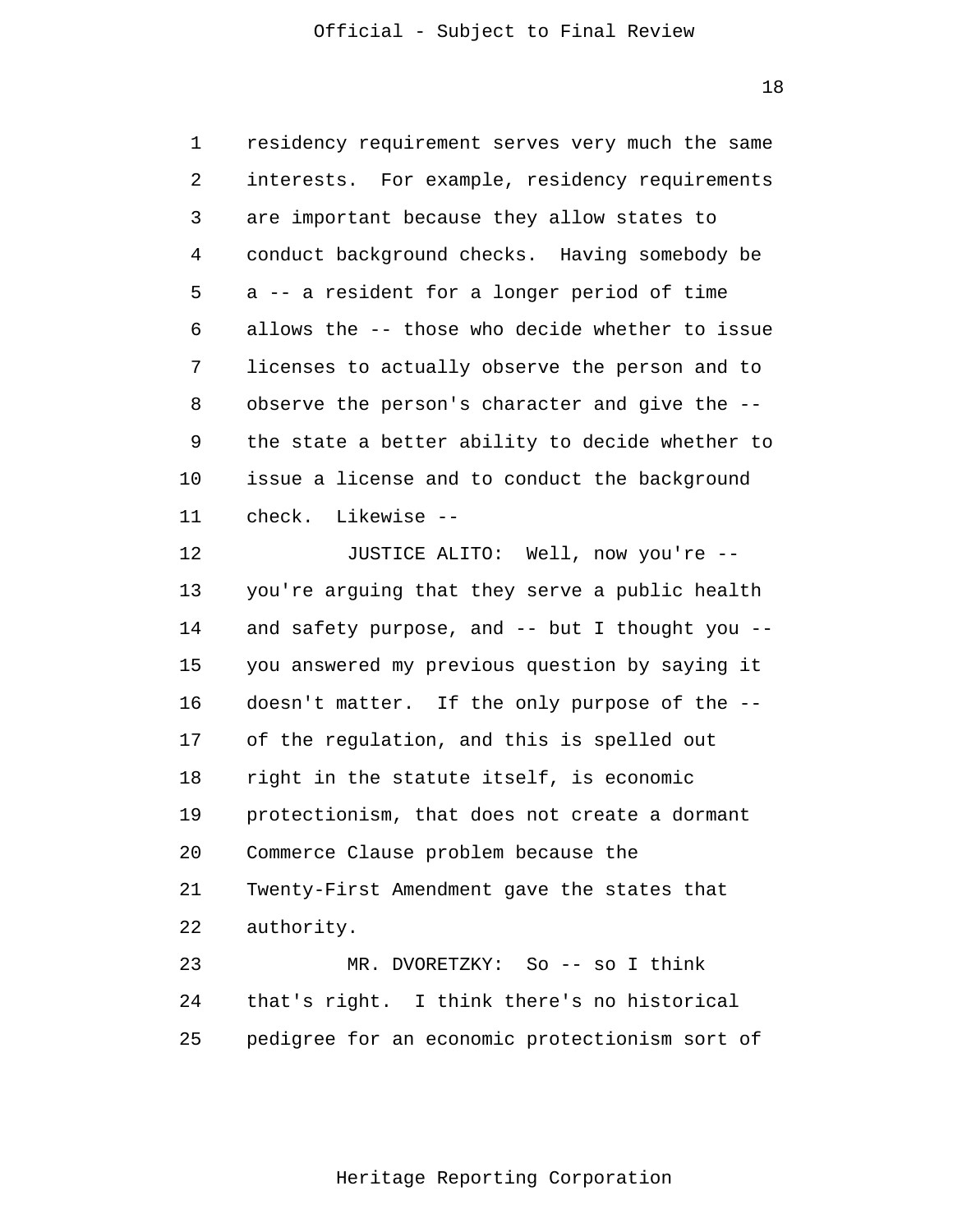residency requirement serves very much the same interests. For example, residency requirements are important because they allow states to conduct background checks. Having somebody be a -- a resident for a longer period of time allows the -- those who decide whether to issue licenses to actually observe the person and to observe the person's character and give the -- the state a better ability to decide whether to issue a license and to conduct the background check. Likewise --

JUSTICE ALITO: Well, now you're -- you're arguing that they serve a public health and safety purpose, and -- but I thought you -- you answered my previous question by saying it doesn't matter. If the only purpose of the -- of the regulation, and this is spelled out right in the statute itself, is economic protectionism, that does not create a dormant Commerce Clause problem because the Twenty-First Amendment gave the states that authority.

MR. DVORETZKY: So -- so I think that's right. I think there's no historical pedigree for an economic protectionism sort of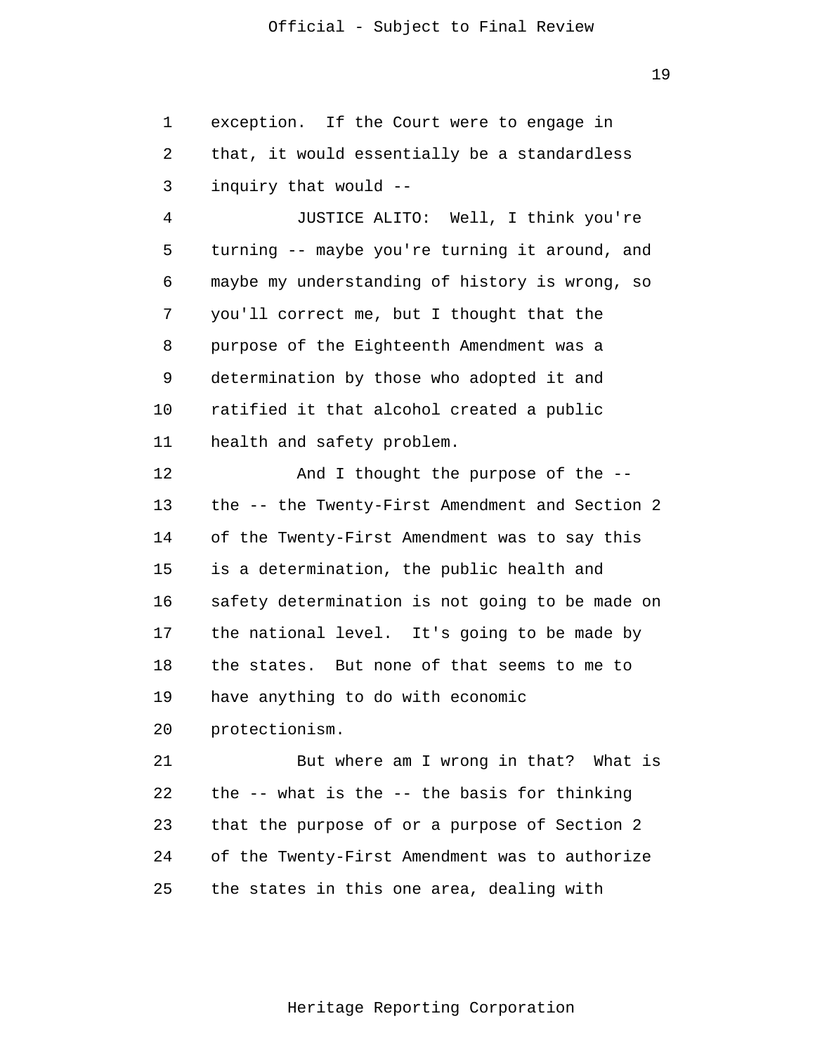exception. If the Court were to engage in that, it would essentially be a standardless inquiry that would --

JUSTICE ALITO: Well, I think you're turning -- maybe you're turning it around, and maybe my understanding of history is wrong, so you'll correct me, but I thought that the purpose of the Eighteenth Amendment was a determination by those who adopted it and ratified it that alcohol created a public health and safety problem.

And I thought the purpose of the -- the -- the Twenty-First Amendment and Section 2 of the Twenty-First Amendment was to say this is a determination, the public health and safety determination is not going to be made on the national level. It's going to be made by the states. But none of that seems to me to have anything to do with economic protectionism.

But where am I wrong in that? What is the -- what is the -- the basis for thinking that the purpose of or a purpose of Section 2 of the Twenty-First Amendment was to authorize the states in this one area, dealing with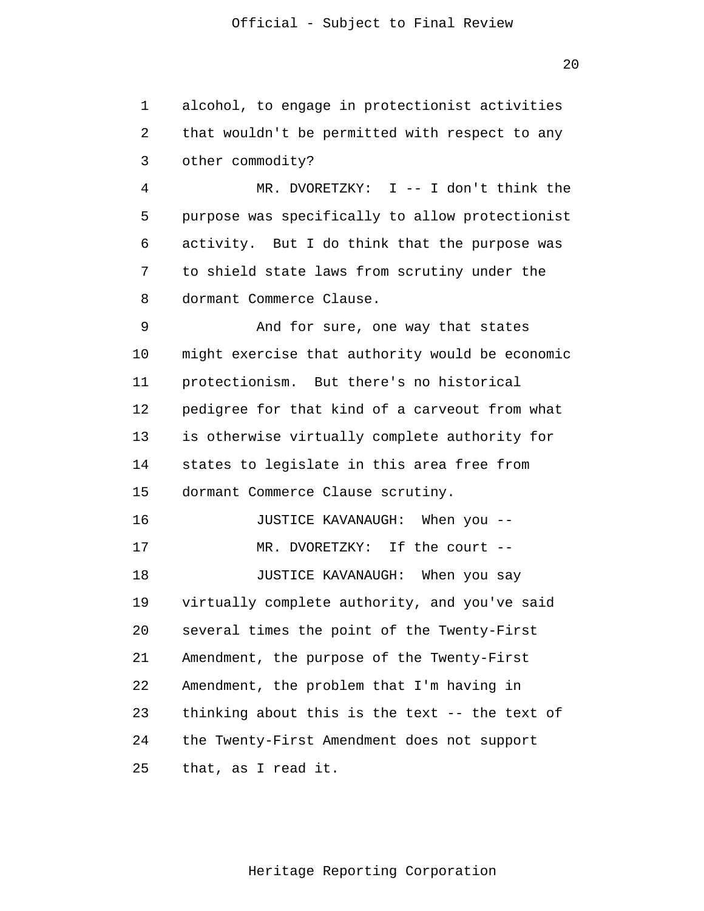alcohol, to engage in protectionist activities that wouldn't be permitted with respect to any other commodity?

MR. DVORETZKY: I -- I don't think the purpose was specifically to allow protectionist activity. But I do think that the purpose was to shield state laws from scrutiny under the dormant Commerce Clause.

And for sure, one way that states might exercise that authority would be economic protectionism. But there's no historical pedigree for that kind of a carveout from what is otherwise virtually complete authority for states to legislate in this area free from dormant Commerce Clause scrutiny.

JUSTICE KAVANAUGH: When you --

MR. DVORETZKY: If the court --

JUSTICE KAVANAUGH: When you say virtually complete authority, and you've said several times the point of the Twenty-First Amendment, the purpose of the Twenty-First Amendment, the problem that I'm having in thinking about this is the text -- the text of the Twenty-First Amendment does not support that, as I read it.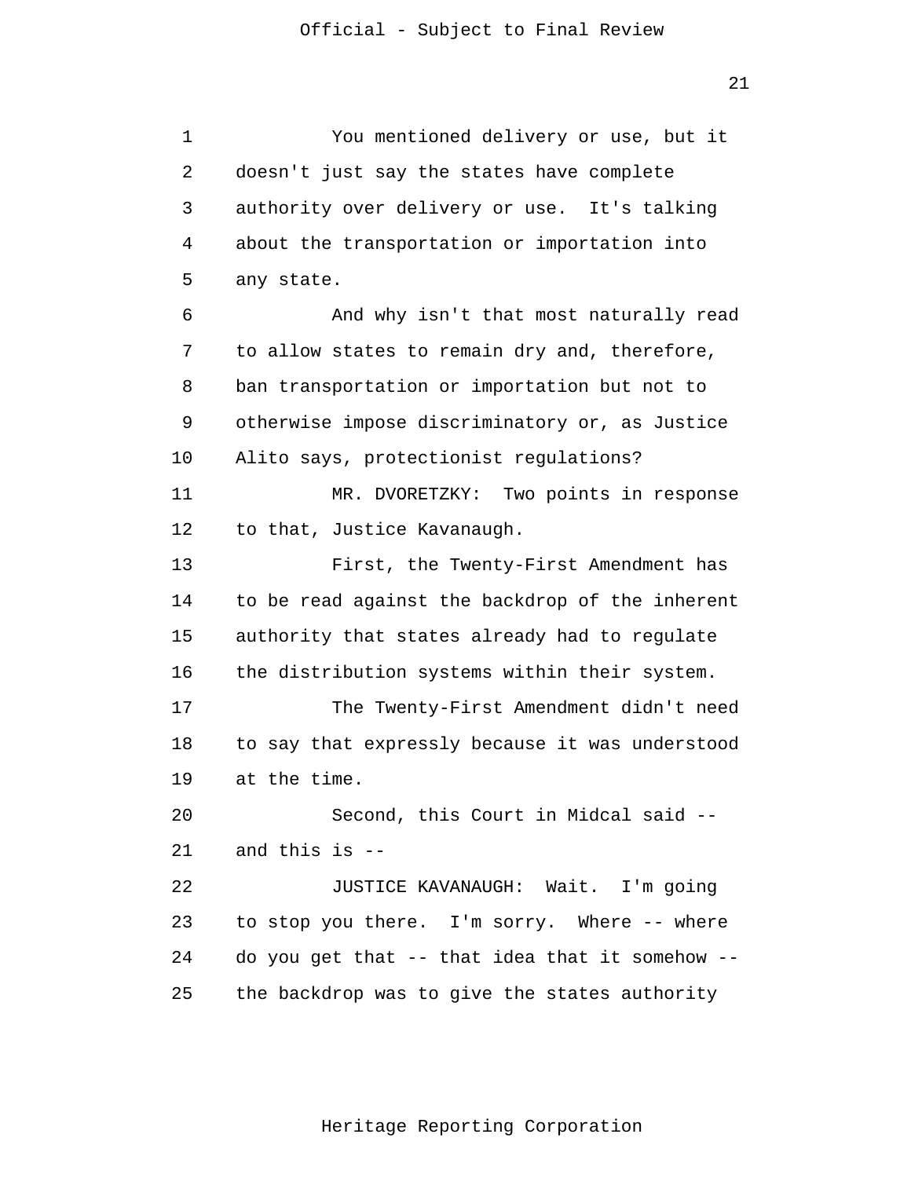You mentioned delivery or use, but it doesn't just say the states have complete authority over delivery or use. It's talking about the transportation or importation into any state.

And why isn't that most naturally read to allow states to remain dry and, therefore, ban transportation or importation but not to otherwise impose discriminatory or, as Justice Alito says, protectionist regulations?

MR. DVORETZKY: Two points in response to that, Justice Kavanaugh.

First, the Twenty-First Amendment has to be read against the backdrop of the inherent authority that states already had to regulate the distribution systems within their system.

The Twenty-First Amendment didn't need to say that expressly because it was understood at the time.

Second, this Court in Midcal said -- and this is --

JUSTICE KAVANAUGH: Wait. I'm going to stop you there. I'm sorry. Where -- where do you get that -- that idea that it somehow -- the backdrop was to give the states authority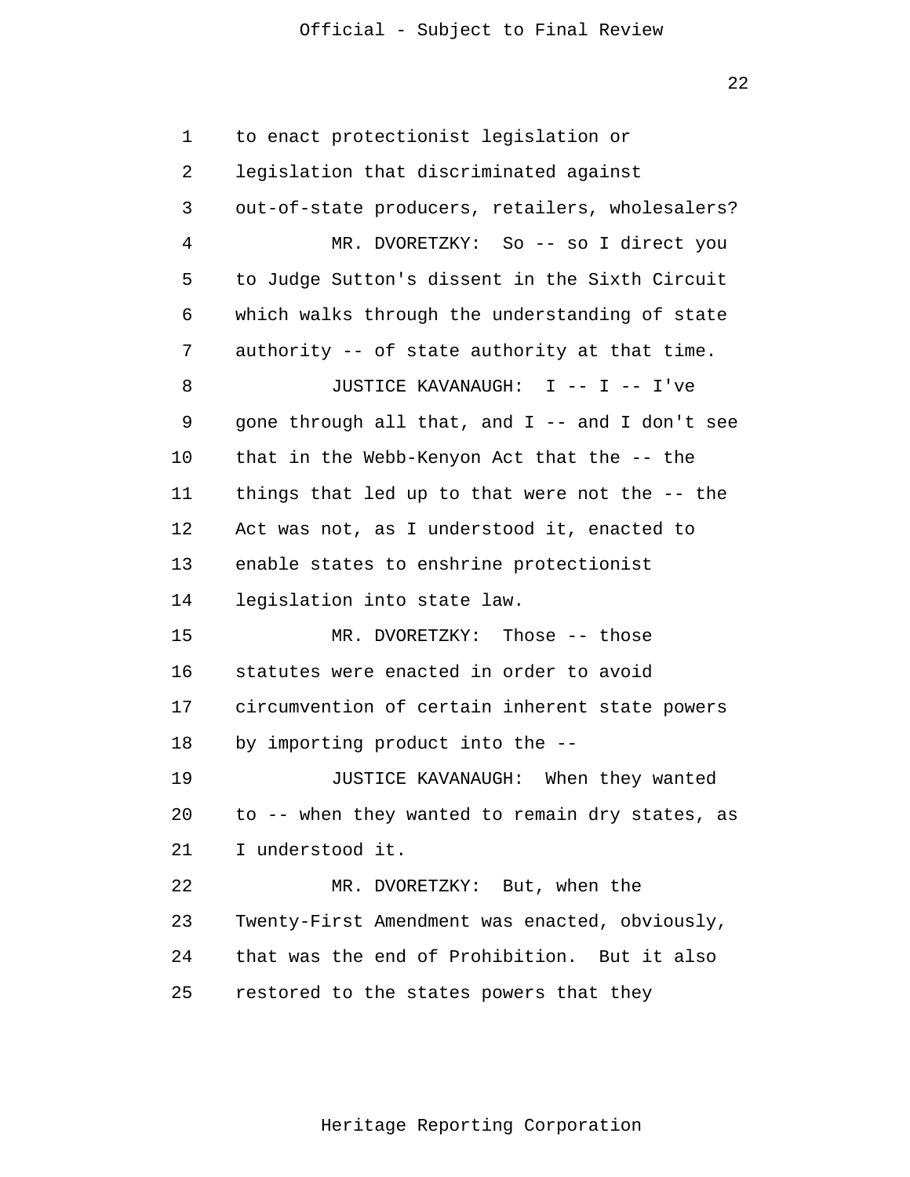to enact protectionist legislation or legislation that discriminated against out-of-state producers, retailers, wholesalers?

MR. DVORETZKY: So -- so I direct you to Judge Sutton's dissent in the Sixth Circuit which walks through the understanding of state authority -- of state authority at that time.

JUSTICE KAVANAUGH: I -- I -- I've gone through all that, and I -- and I don't see that in the Webb-Kenyon Act that the -- the things that led up to that were not the -- the Act was not, as I understood it, enacted to enable states to enshrine protectionist legislation into state law.

MR. DVORETZKY: Those -- those statutes were enacted in order to avoid circumvention of certain inherent state powers by importing product into the --

JUSTICE KAVANAUGH: When they wanted to -- when they wanted to remain dry states, as I understood it.

MR. DVORETZKY: But, when the Twenty-First Amendment was enacted, obviously, that was the end of Prohibition. But it also restored to the states powers that they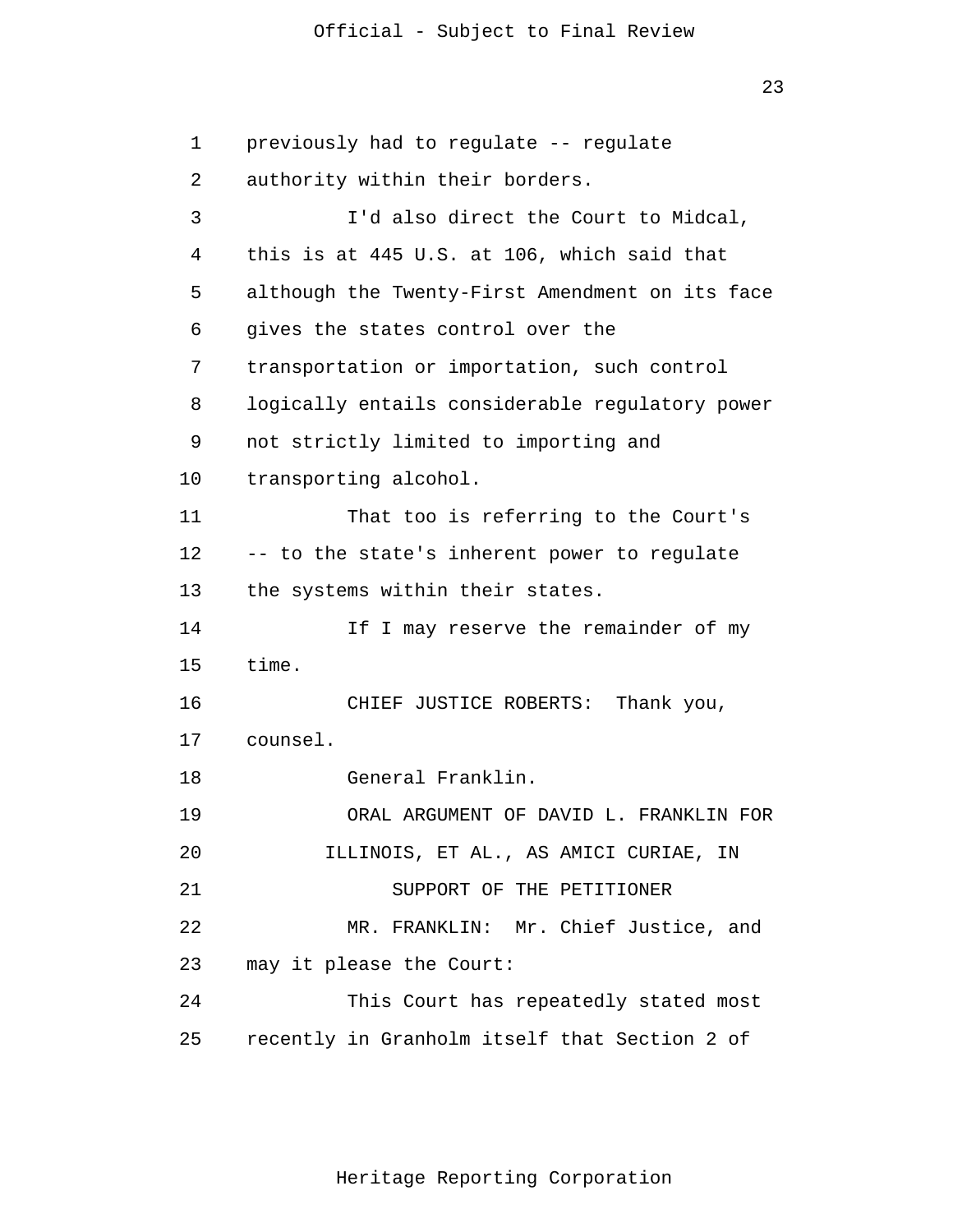previously had to regulate -- regulate authority within their borders.

I'd also direct the Court to Midcal, this is at 445 U.S. at 106, which said that although the Twenty-First Amendment on its face gives the states control over the transportation or importation, such control logically entails considerable regulatory power not strictly limited to importing and transporting alcohol.

That too is referring to the Court's -- to the state's inherent power to regulate the systems within their states.

If I may reserve the remainder of my time.

CHIEF JUSTICE ROBERTS: Thank you, counsel.

General Franklin.

ORAL ARGUMENT OF DAVID L. FRANKLIN FOR ILLINOIS, ET AL., AS AMICI CURIAE, IN SUPPORT OF THE PETITIONER

MR. FRANKLIN: Mr. Chief Justice, and may it please the Court:

This Court has repeatedly stated most recently in Granholm itself that Section 2 of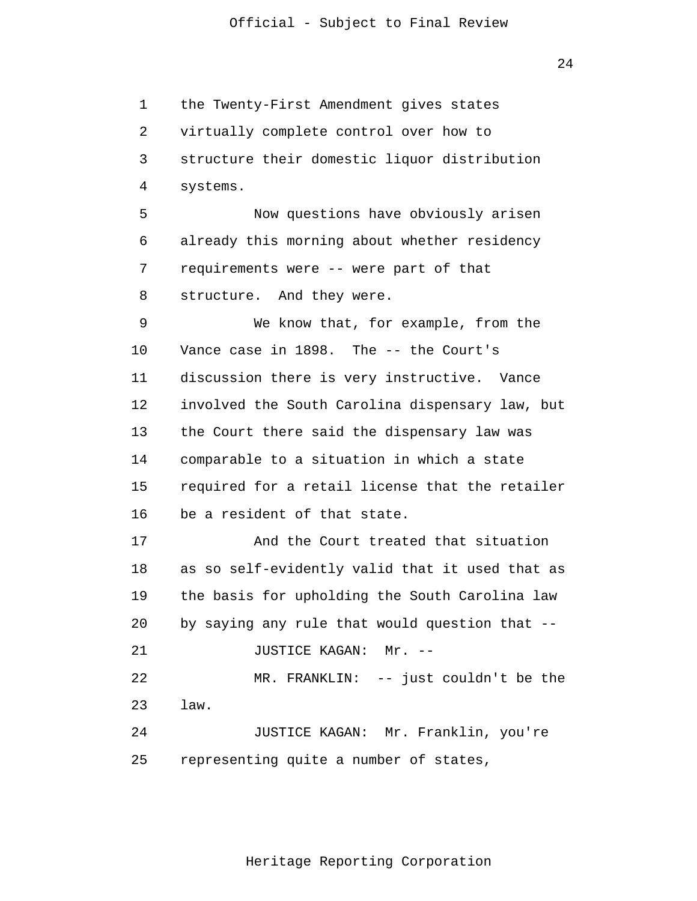the Twenty-First Amendment gives states virtually complete control over how to structure their domestic liquor distribution systems.

Now questions have obviously arisen already this morning about whether residency requirements were -- were part of that structure. And they were.

We know that, for example, from the Vance case in 1898. The -- the Court's discussion there is very instructive. Vance involved the South Carolina dispensary law, but the Court there said the dispensary law was comparable to a situation in which a state required for a retail license that the retailer be a resident of that state.

And the Court treated that situation as so self-evidently valid that it used that as the basis for upholding the South Carolina law by saying any rule that would question that --

JUSTICE KAGAN: Mr. --

MR. FRANKLIN: -- just couldn't be the law.

JUSTICE KAGAN: Mr. Franklin, you're representing quite a number of states,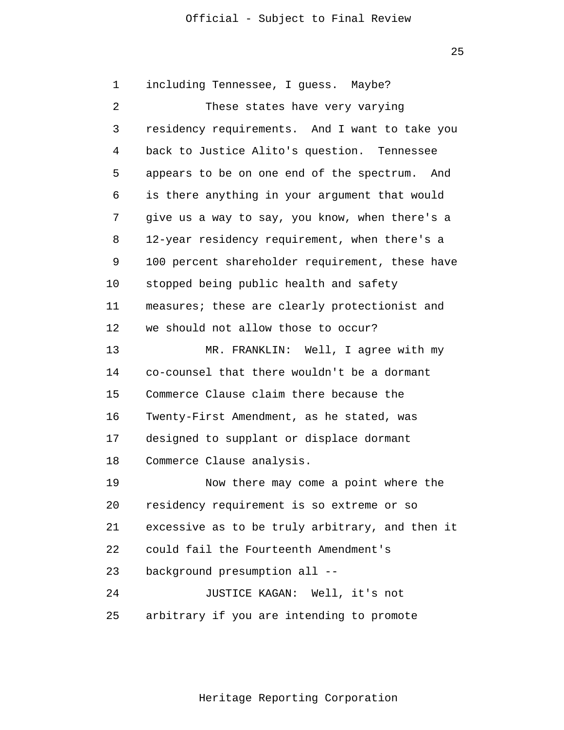including Tennessee, I guess. Maybe?

These states have very varying residency requirements. And I want to take you back to Justice Alito's question. Tennessee appears to be on one end of the spectrum. And is there anything in your argument that would give us a way to say, you know, when there's a 12-year residency requirement, when there's a 100 percent shareholder requirement, these have stopped being public health and safety measures; these are clearly protectionist and we should not allow those to occur?

MR. FRANKLIN: Well, I agree with my co-counsel that there wouldn't be a dormant Commerce Clause claim there because the Twenty-First Amendment, as he stated, was designed to supplant or displace dormant Commerce Clause analysis.

Now there may come a point where the residency requirement is so extreme or so excessive as to be truly arbitrary, and then it could fail the Fourteenth Amendment's background presumption all --

JUSTICE KAGAN: Well, it's not arbitrary if you are intending to promote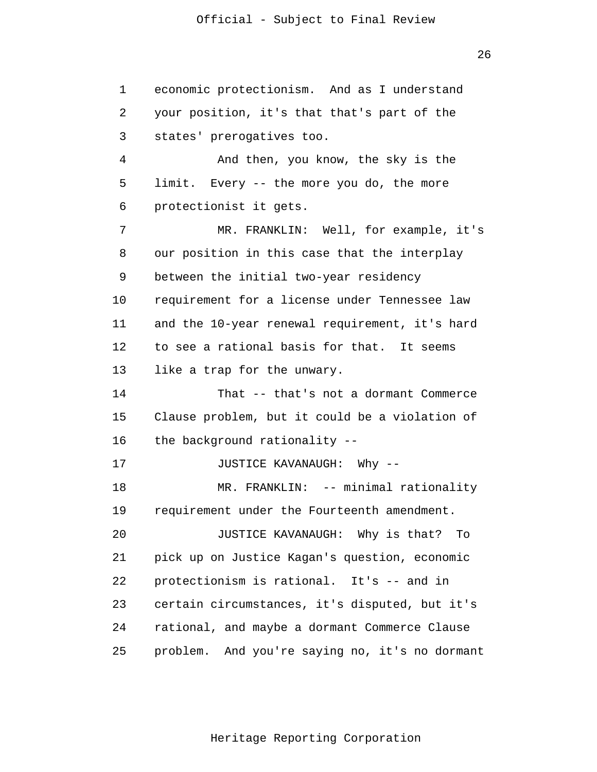economic protectionism. And as I understand your position, it's that that's part of the states' prerogatives too.

And then, you know, the sky is the limit. Every -- the more you do, the more protectionist it gets.

MR. FRANKLIN: Well, for example, it's our position in this case that the interplay between the initial two-year residency requirement for a license under Tennessee law and the 10-year renewal requirement, it's hard to see a rational basis for that. It seems like a trap for the unwary.

That -- that's not a dormant Commerce Clause problem, but it could be a violation of the background rationality --

JUSTICE KAVANAUGH: Why --

MR. FRANKLIN: -- minimal rationality requirement under the Fourteenth amendment.

JUSTICE KAVANAUGH: Why is that? To pick up on Justice Kagan's question, economic protectionism is rational. It's -- and in certain circumstances, it's disputed, but it's rational, and maybe a dormant Commerce Clause problem. And you're saying no, it's no dormant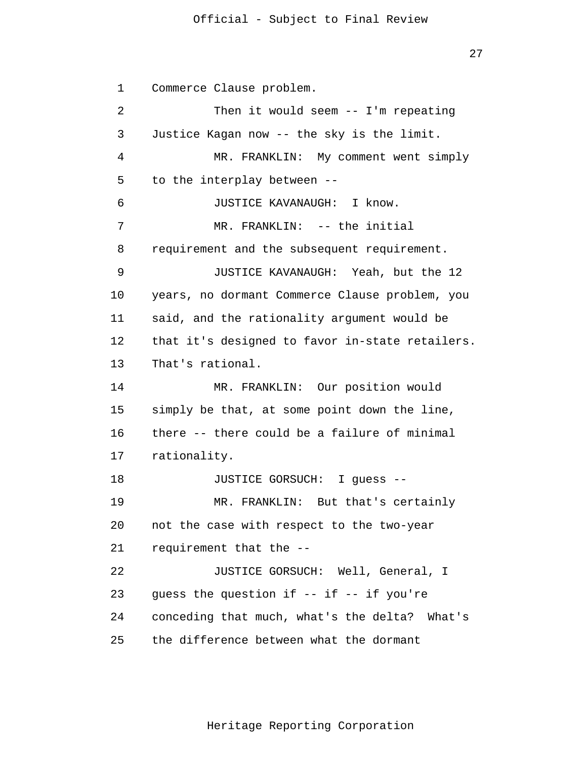Commerce Clause problem.

Then it would seem -- I'm repeating Justice Kagan now -- the sky is the limit.

MR. FRANKLIN: My comment went simply to the interplay between --

JUSTICE KAVANAUGH: I know.

MR. FRANKLIN: -- the initial requirement and the subsequent requirement.

JUSTICE KAVANAUGH: Yeah, but the 12 years, no dormant Commerce Clause problem, you said, and the rationality argument would be that it's designed to favor in-state retailers. That's rational.

MR. FRANKLIN: Our position would simply be that, at some point down the line, there -- there could be a failure of minimal rationality.

JUSTICE GORSUCH: I guess --

MR. FRANKLIN: But that's certainly not the case with respect to the two-year requirement that the --

JUSTICE GORSUCH: Well, General, I guess the question if -- if -- if you're conceding that much, what's the delta? What's the difference between what the dormant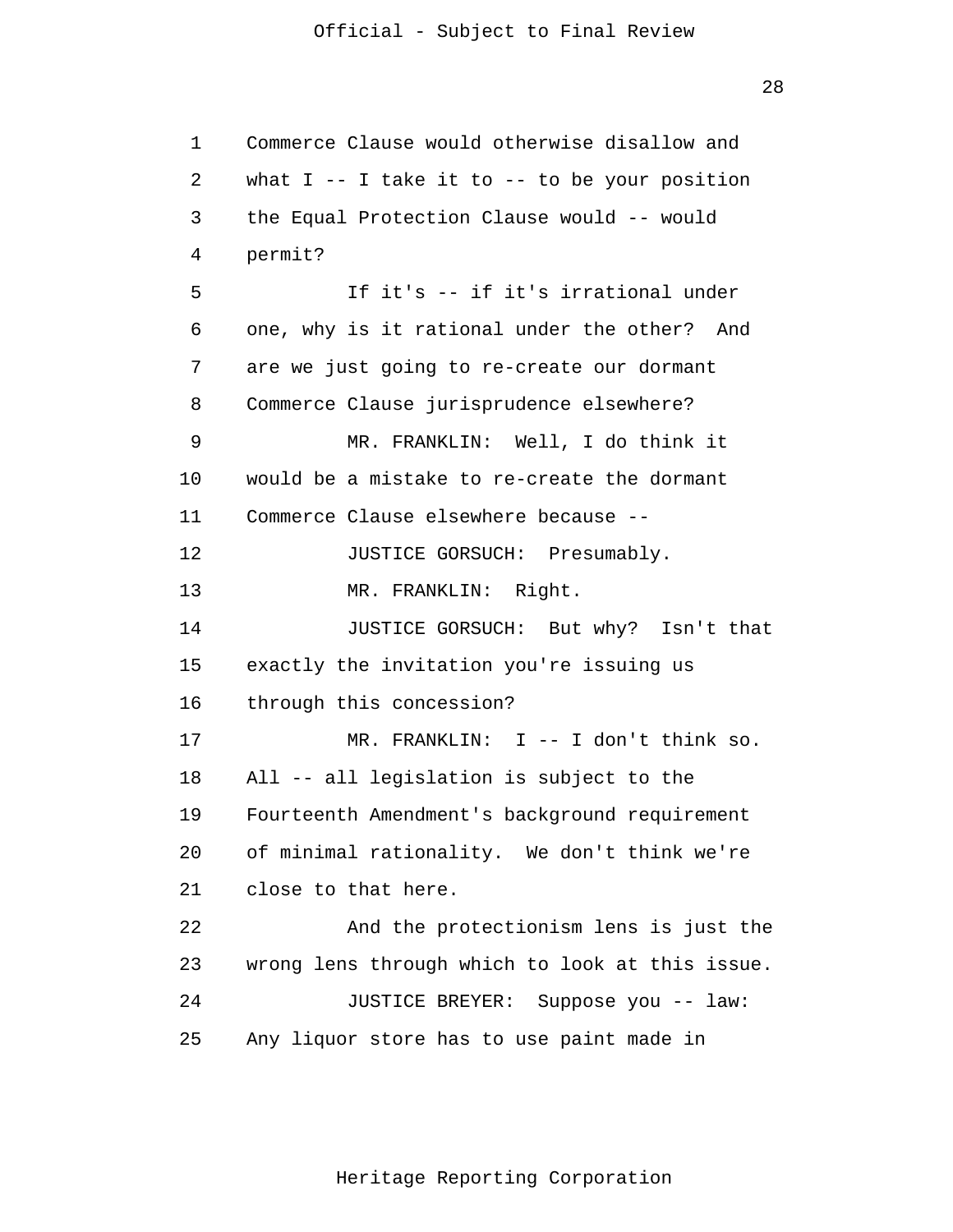Commerce Clause would otherwise disallow and what I -- I take it to -- to be your position the Equal Protection Clause would -- would permit?

If it's -- if it's irrational under one, why is it rational under the other? And are we just going to re-create our dormant Commerce Clause jurisprudence elsewhere?

MR. FRANKLIN: Well, I do think it would be a mistake to re-create the dormant Commerce Clause elsewhere because --

JUSTICE GORSUCH: Presumably.

MR. FRANKLIN: Right.

JUSTICE GORSUCH: But why? Isn't that exactly the invitation you're issuing us through this concession?

MR. FRANKLIN: I -- I don't think so. All -- all legislation is subject to the Fourteenth Amendment's background requirement of minimal rationality. We don't think we're close to that here.

And the protectionism lens is just the wrong lens through which to look at this issue.

JUSTICE BREYER: Suppose you -- law: Any liquor store has to use paint made in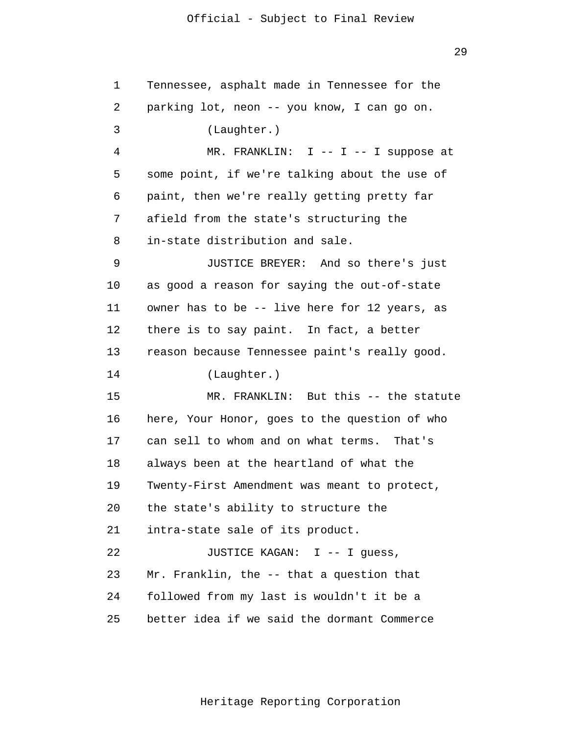Tennessee, asphalt made in Tennessee for the parking lot, neon -- you know, I can go on.

(Laughter.)

MR. FRANKLIN: I -- I -- I suppose at some point, if we're talking about the use of paint, then we're really getting pretty far afield from the state's structuring the in-state distribution and sale.

JUSTICE BREYER: And so there's just as good a reason for saying the out-of-state owner has to be -- live here for 12 years, as there is to say paint. In fact, a better reason because Tennessee paint's really good.

(Laughter.)

MR. FRANKLIN: But this -- the statute here, Your Honor, goes to the question of who can sell to whom and on what terms. That's always been at the heartland of what the Twenty-First Amendment was meant to protect, the state's ability to structure the intra-state sale of its product.

JUSTICE KAGAN: I -- I guess, Mr. Franklin, the -- that a question that followed from my last is wouldn't it be a better idea if we said the dormant Commerce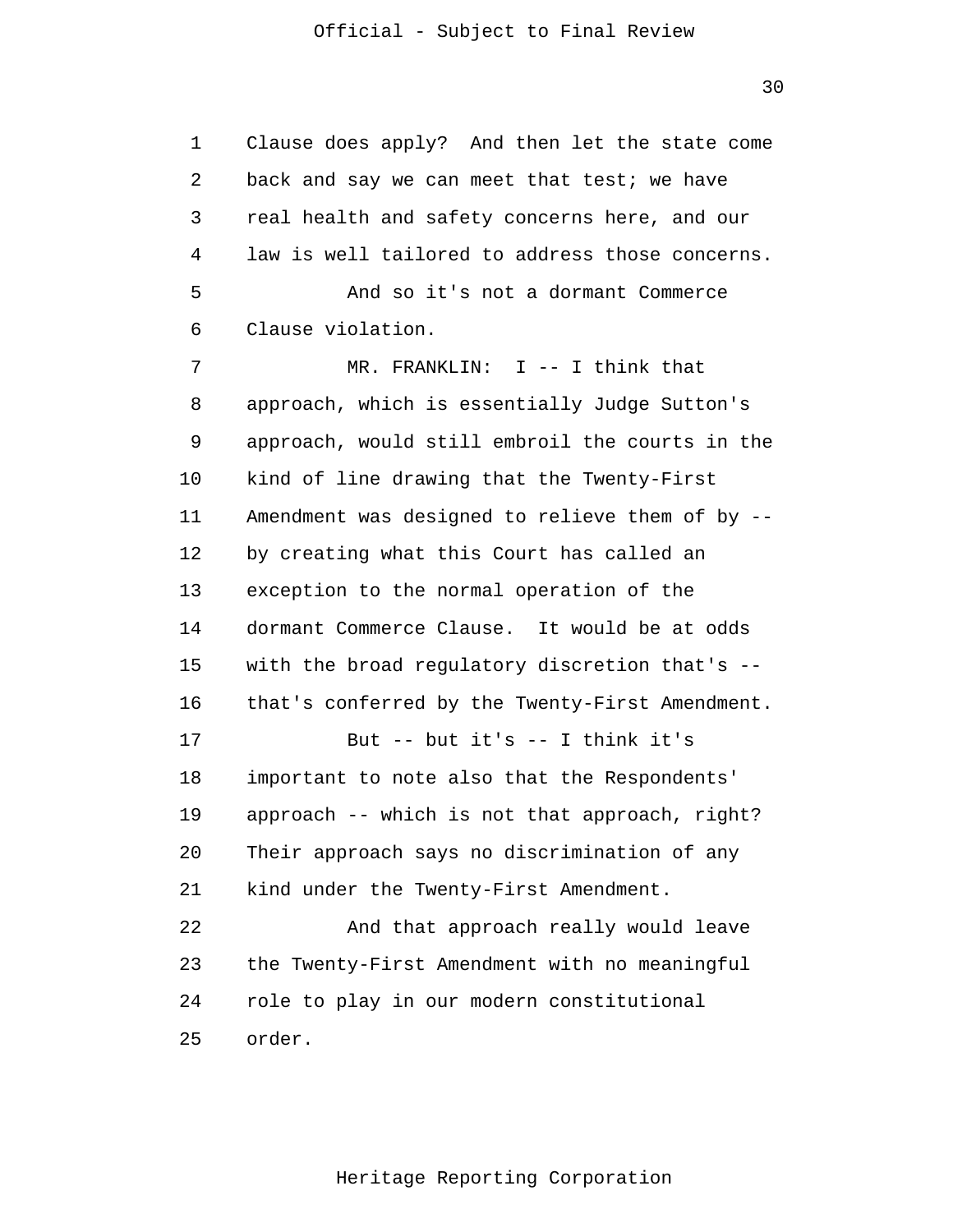Clause does apply? And then let the state come back and say we can meet that test; we have real health and safety concerns here, and our law is well tailored to address those concerns.

And so it's not a dormant Commerce Clause violation.

MR. FRANKLIN: I -- I think that approach, which is essentially Judge Sutton's approach, would still embroil the courts in the kind of line drawing that the Twenty-First Amendment was designed to relieve them of by -- by creating what this Court has called an exception to the normal operation of the dormant Commerce Clause. It would be at odds with the broad regulatory discretion that's -- that's conferred by the Twenty-First Amendment.

But -- but it's -- I think it's important to note also that the Respondents' approach -- which is not that approach, right? Their approach says no discrimination of any kind under the Twenty-First Amendment.

And that approach really would leave the Twenty-First Amendment with no meaningful role to play in our modern constitutional order.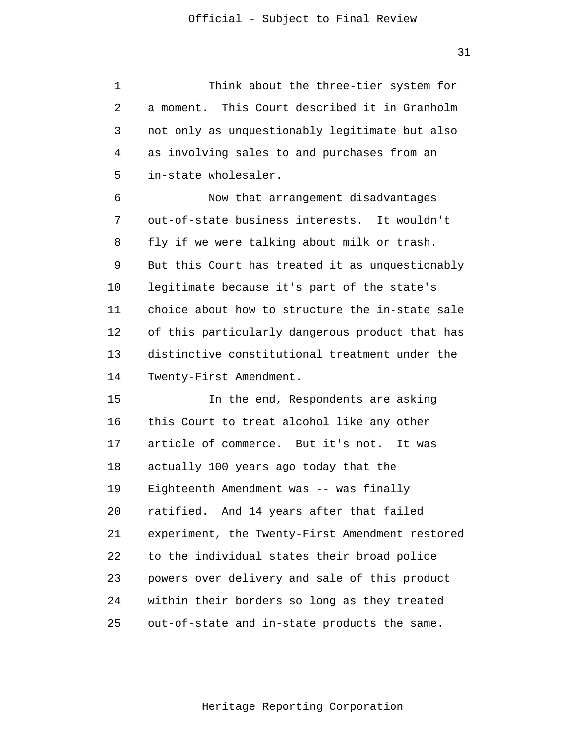Think about the three-tier system for a moment. This Court described it in Granholm not only as unquestionably legitimate but also as involving sales to and purchases from an in-state wholesaler.

Now that arrangement disadvantages out-of-state business interests. It wouldn't fly if we were talking about milk or trash. But this Court has treated it as unquestionably legitimate because it's part of the state's choice about how to structure the in-state sale of this particularly dangerous product that has distinctive constitutional treatment under the Twenty-First Amendment.

In the end, Respondents are asking this Court to treat alcohol like any other article of commerce. But it's not. It was actually 100 years ago today that the Eighteenth Amendment was -- was finally ratified. And 14 years after that failed experiment, the Twenty-First Amendment restored to the individual states their broad police powers over delivery and sale of this product within their borders so long as they treated out-of-state and in-state products the same.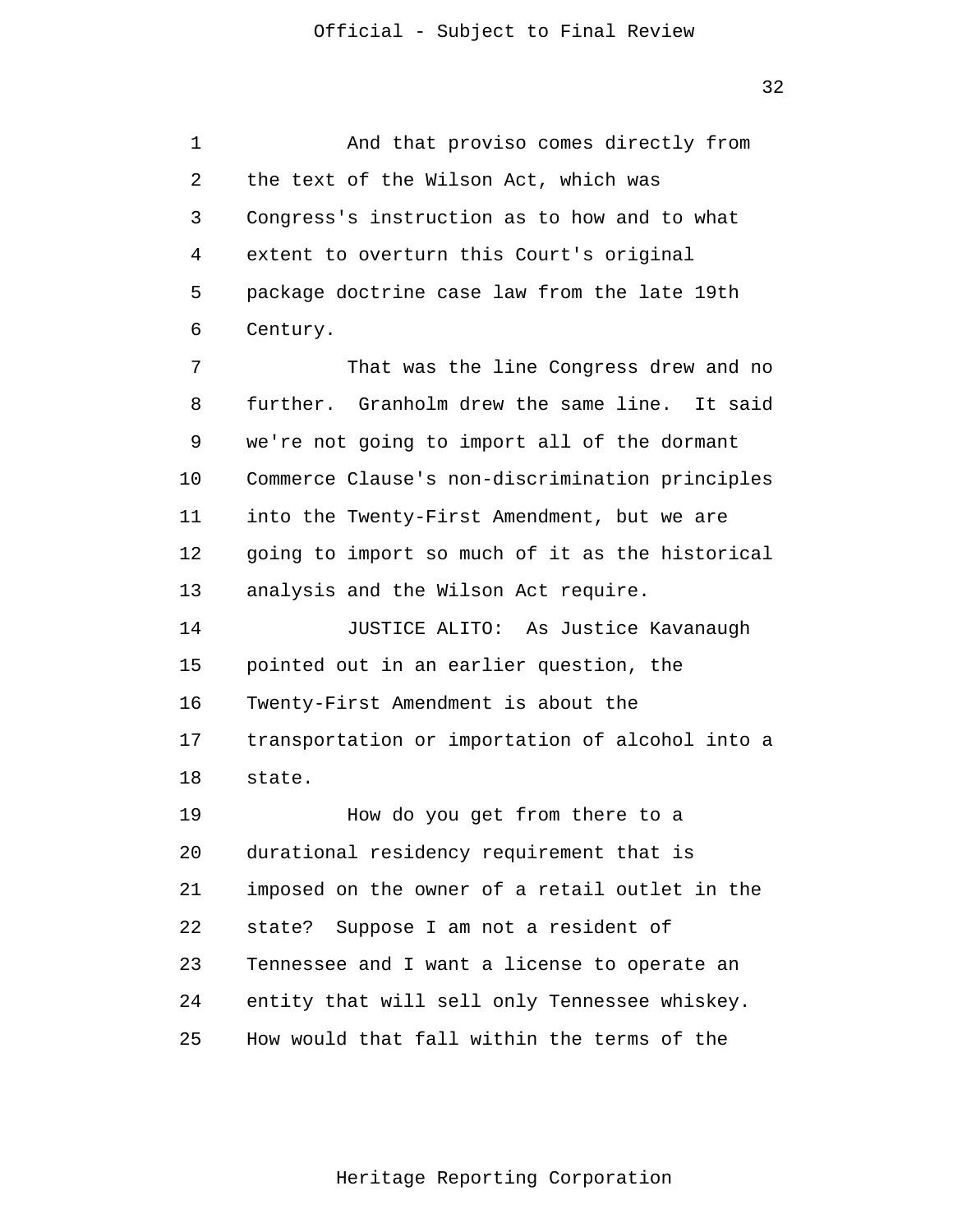And that proviso comes directly from the text of the Wilson Act, which was Congress's instruction as to how and to what extent to overturn this Court's original package doctrine case law from the late 19th Century.

That was the line Congress drew and no further. Granholm drew the same line. It said we're not going to import all of the dormant Commerce Clause's non-discrimination principles into the Twenty-First Amendment, but we are going to import so much of it as the historical analysis and the Wilson Act require.

JUSTICE ALITO: As Justice Kavanaugh pointed out in an earlier question, the Twenty-First Amendment is about the transportation or importation of alcohol into a state.

How do you get from there to a durational residency requirement that is imposed on the owner of a retail outlet in the state? Suppose I am not a resident of Tennessee and I want a license to operate an entity that will sell only Tennessee whiskey. How would that fall within the terms of the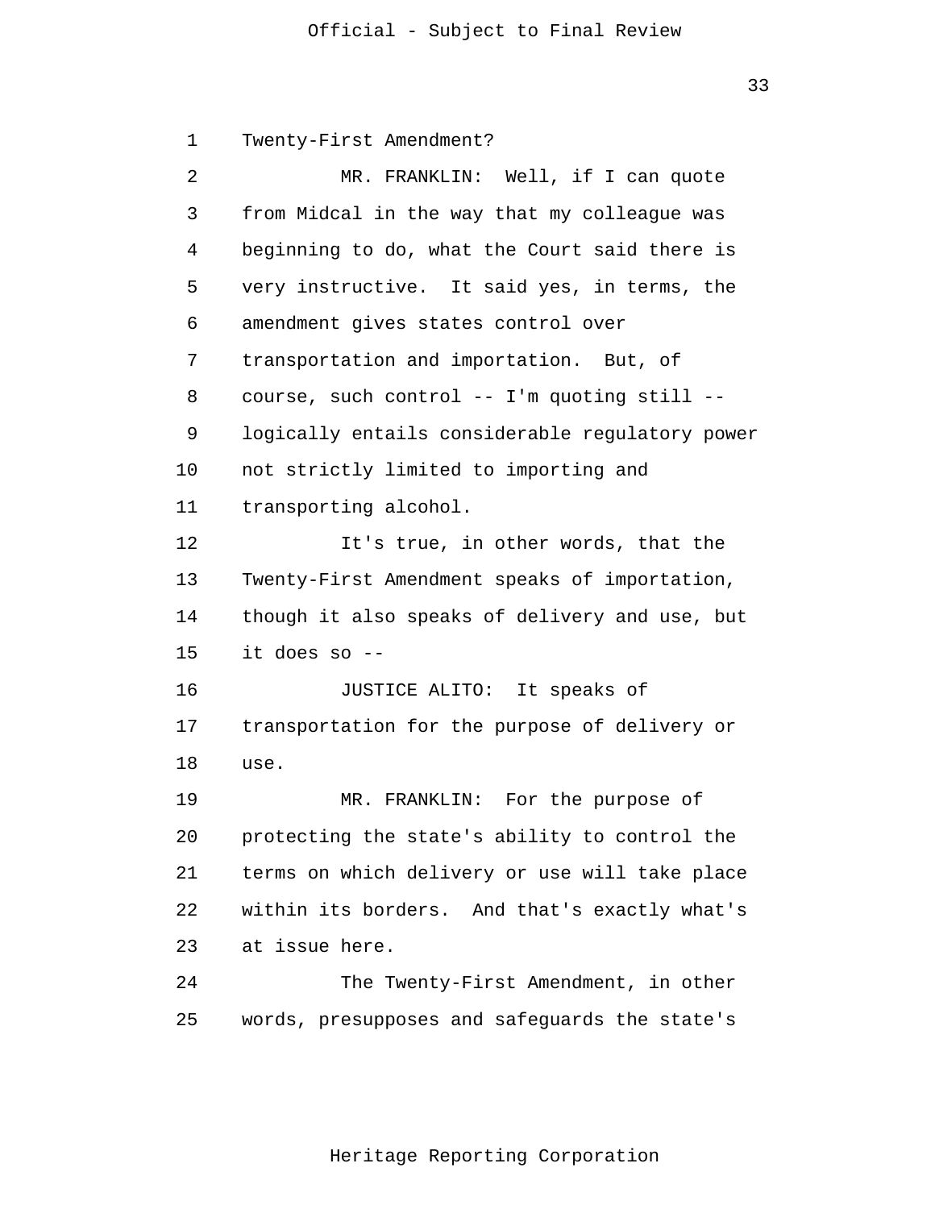Twenty-First Amendment?

MR. FRANKLIN: Well, if I can quote from Midcal in the way that my colleague was beginning to do, what the Court said there is very instructive. It said yes, in terms, the amendment gives states control over transportation and importation. But, of course, such control -- I'm quoting still -- logically entails considerable regulatory power not strictly limited to importing and transporting alcohol.

It's true, in other words, that the Twenty-First Amendment speaks of importation, though it also speaks of delivery and use, but it does so --

JUSTICE ALITO: It speaks of transportation for the purpose of delivery or use.

MR. FRANKLIN: For the purpose of protecting the state's ability to control the terms on which delivery or use will take place within its borders. And that's exactly what's at issue here.

The Twenty-First Amendment, in other words, presupposes and safeguards the state's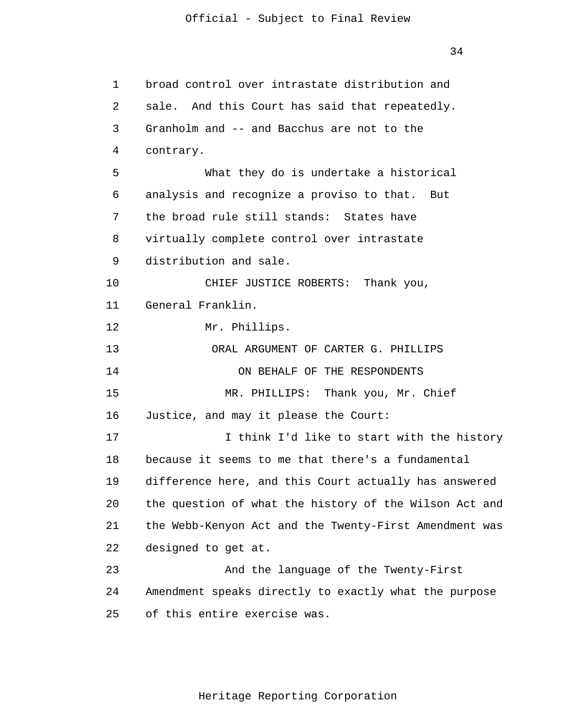broad control over intrastate distribution and sale. And this Court has said that repeatedly. Granholm and -- and Bacchus are not to the contrary.

What they do is undertake a historical analysis and recognize a proviso to that. But the broad rule still stands: States have virtually complete control over intrastate distribution and sale.

CHIEF JUSTICE ROBERTS: Thank you, General Franklin.

Mr. Phillips.

ORAL ARGUMENT OF CARTER G. PHILLIPS

ON BEHALF OF THE RESPONDENTS

MR. PHILLIPS: Thank you, Mr. Chief Justice, and may it please the Court:

I think I'd like to start with the history because it seems to me that there's a fundamental difference here, and this Court actually has answered the question of what the history of the Wilson Act and the Webb-Kenyon Act and the Twenty-First Amendment was designed to get at.

And the language of the Twenty-First Amendment speaks directly to exactly what the purpose of this entire exercise was.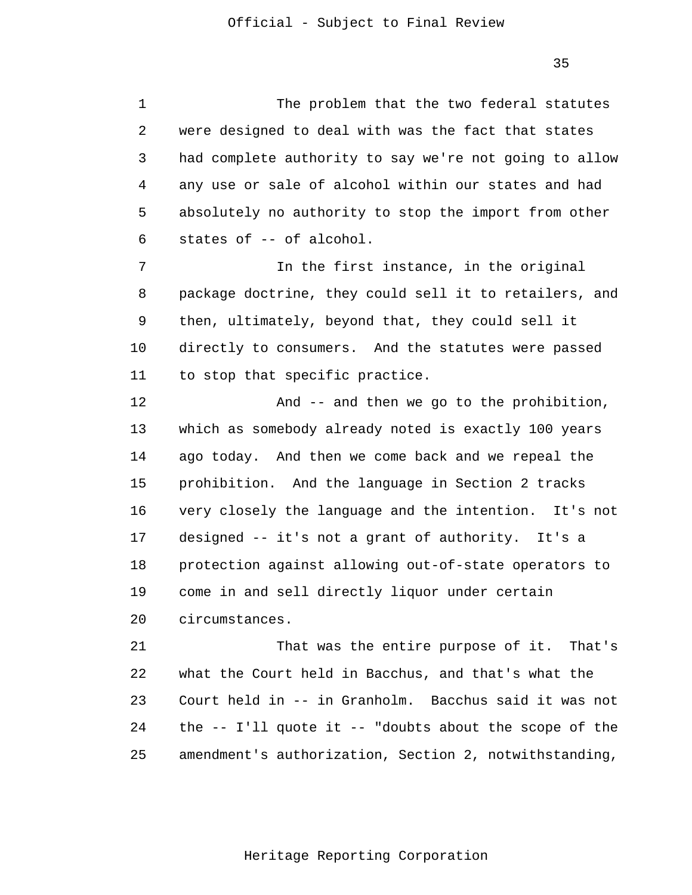The problem that the two federal statutes were designed to deal with was the fact that states had complete authority to say we're not going to allow any use or sale of alcohol within our states and had absolutely no authority to stop the import from other states of -- of alcohol.

In the first instance, in the original package doctrine, they could sell it to retailers, and then, ultimately, beyond that, they could sell it directly to consumers. And the statutes were passed to stop that specific practice.

And -- and then we go to the prohibition, which as somebody already noted is exactly 100 years ago today. And then we come back and we repeal the prohibition. And the language in Section 2 tracks very closely the language and the intention. It's not designed -- it's not a grant of authority. It's a protection against allowing out-of-state operators to come in and sell directly liquor under certain circumstances.

That was the entire purpose of it. That's what the Court held in Bacchus, and that's what the Court held in -- in Granholm. Bacchus said it was not the -- I'll quote it -- "doubts about the scope of the amendment's authorization, Section 2, notwithstanding,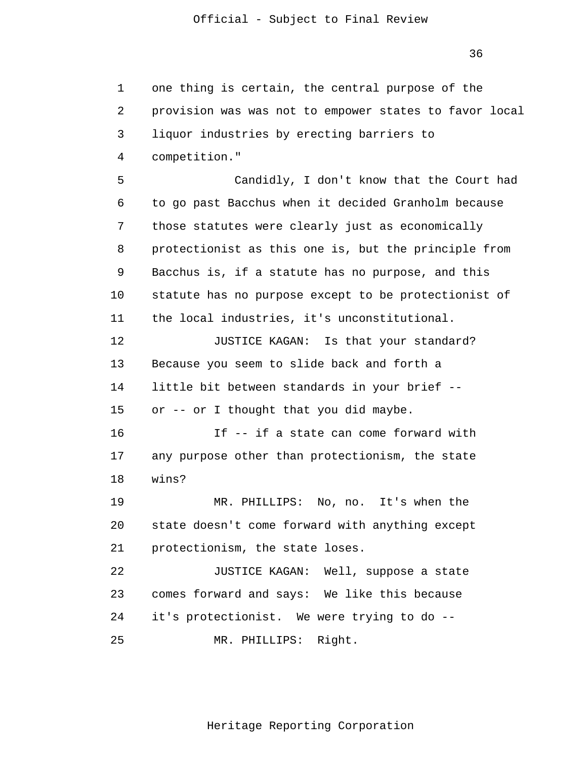one thing is certain, the central purpose of the provision was was not to empower states to favor local liquor industries by erecting barriers to competition."

Candidly, I don't know that the Court had to go past Bacchus when it decided Granholm because those statutes were clearly just as economically protectionist as this one is, but the principle from Bacchus is, if a statute has no purpose, and this statute has no purpose except to be protectionist of the local industries, it's unconstitutional.

JUSTICE KAGAN: Is that your standard? Because you seem to slide back and forth a little bit between standards in your brief -- or -- or I thought that you did maybe.

If -- if a state can come forward with any purpose other than protectionism, the state wins?

MR. PHILLIPS: No, no. It's when the state doesn't come forward with anything except protectionism, the state loses.

JUSTICE KAGAN: Well, suppose a state comes forward and says: We like this because it's protectionist. We were trying to do --

MR. PHILLIPS: Right.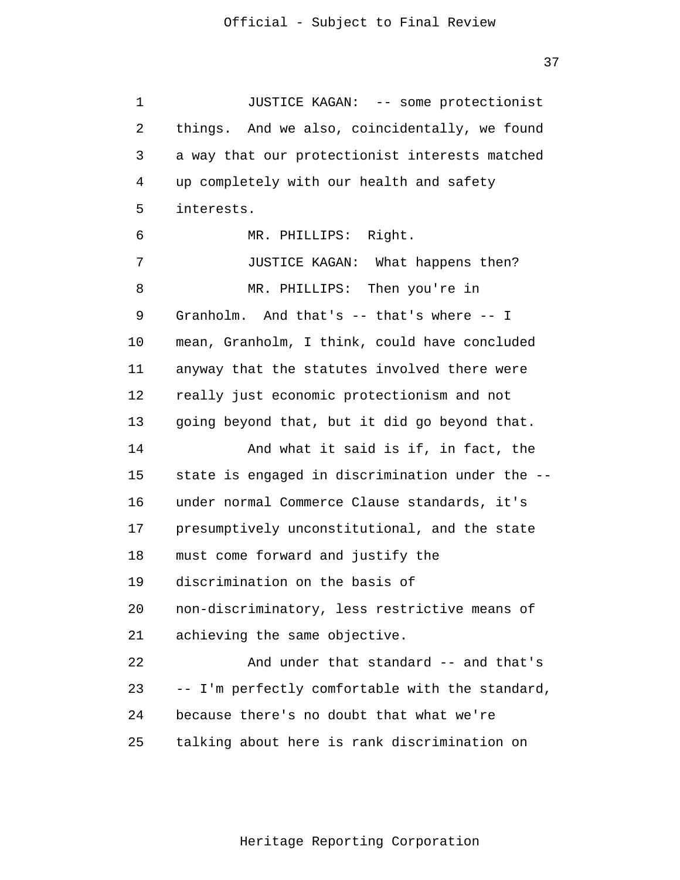JUSTICE KAGAN: -- some protectionist things. And we also, coincidentally, we found a way that our protectionist interests matched up completely with our health and safety interests.

MR. PHILLIPS: Right.

JUSTICE KAGAN: What happens then?

MR. PHILLIPS: Then you're in Granholm. And that's -- that's where -- I mean, Granholm, I think, could have concluded anyway that the statutes involved there were really just economic protectionism and not going beyond that, but it did go beyond that.

And what it said is if, in fact, the state is engaged in discrimination under the -- under normal Commerce Clause standards, it's presumptively unconstitutional, and the state must come forward and justify the discrimination on the basis of non-discriminatory, less restrictive means of achieving the same objective.

And under that standard -- and that's -- I'm perfectly comfortable with the standard, because there's no doubt that what we're talking about here is rank discrimination on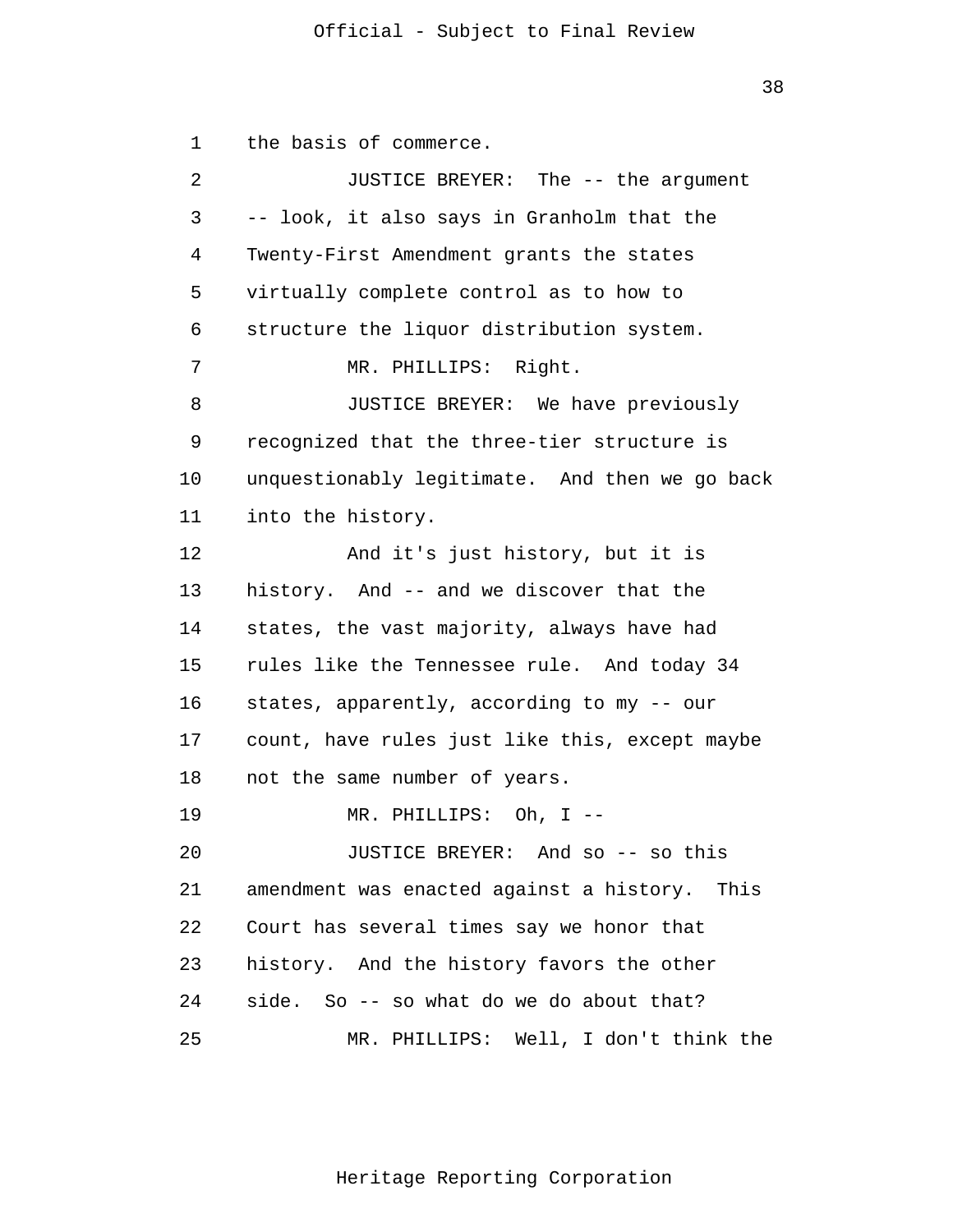the basis of commerce.

JUSTICE BREYER: The -- the argument -- look, it also says in Granholm that the Twenty-First Amendment grants the states virtually complete control as to how to structure the liquor distribution system.

MR. PHILLIPS: Right.

JUSTICE BREYER: We have previously recognized that the three-tier structure is unquestionably legitimate. And then we go back into the history.

And it's just history, but it is history. And -- and we discover that the states, the vast majority, always have had rules like the Tennessee rule. And today 34 states, apparently, according to my -- our count, have rules just like this, except maybe not the same number of years.

MR. PHILLIPS: Oh, I --

JUSTICE BREYER: And so -- so this amendment was enacted against a history. This Court has several times say we honor that history. And the history favors the other side. So -- so what do we do about that?

MR. PHILLIPS: Well, I don't think the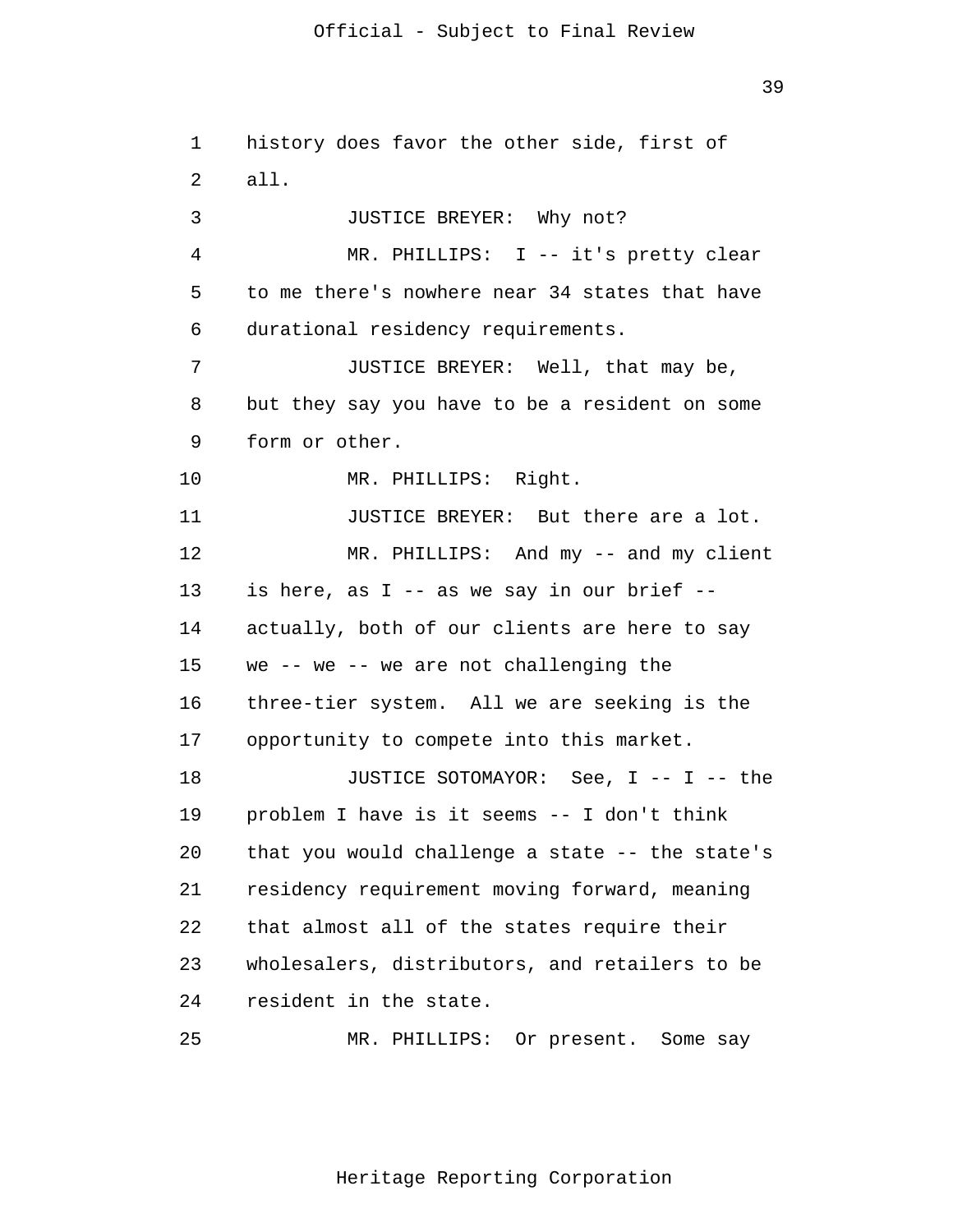history does favor the other side, first of all.

JUSTICE BREYER: Why not?

MR. PHILLIPS: I -- it's pretty clear to me there's nowhere near 34 states that have durational residency requirements.

JUSTICE BREYER: Well, that may be, but they say you have to be a resident on some form or other.

MR. PHILLIPS: Right.

JUSTICE BREYER: But there are a lot.

MR. PHILLIPS: And my -- and my client is here, as I -- as we say in our brief -- actually, both of our clients are here to say we -- we -- we are not challenging the three-tier system. All we are seeking is the opportunity to compete into this market.

JUSTICE SOTOMAYOR: See, I -- I -- the problem I have is it seems -- I don't think that you would challenge a state -- the state's residency requirement moving forward, meaning that almost all of the states require their wholesalers, distributors, and retailers to be resident in the state.

MR. PHILLIPS: Or present. Some say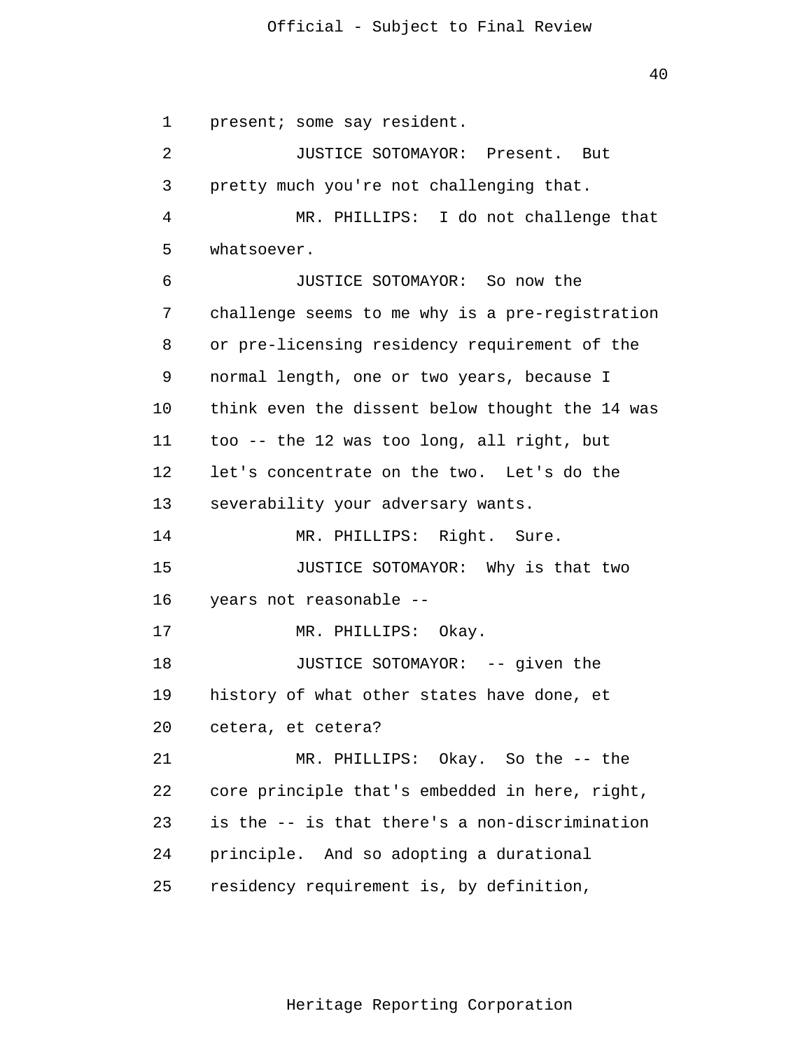present; some say resident.

JUSTICE SOTOMAYOR: Present. But pretty much you're not challenging that.

MR. PHILLIPS: I do not challenge that whatsoever.

JUSTICE SOTOMAYOR: So now the challenge seems to me why is a pre-registration or pre-licensing residency requirement of the normal length, one or two years, because I think even the dissent below thought the 14 was too -- the 12 was too long, all right, but let's concentrate on the two. Let's do the severability your adversary wants.

MR. PHILLIPS: Right. Sure.

JUSTICE SOTOMAYOR: Why is that two years not reasonable --

MR. PHILLIPS: Okay.

JUSTICE SOTOMAYOR: -- given the history of what other states have done, et cetera, et cetera?

MR. PHILLIPS: Okay. So the -- the core principle that's embedded in here, right, is the -- is that there's a non-discrimination principle. And so adopting a durational residency requirement is, by definition,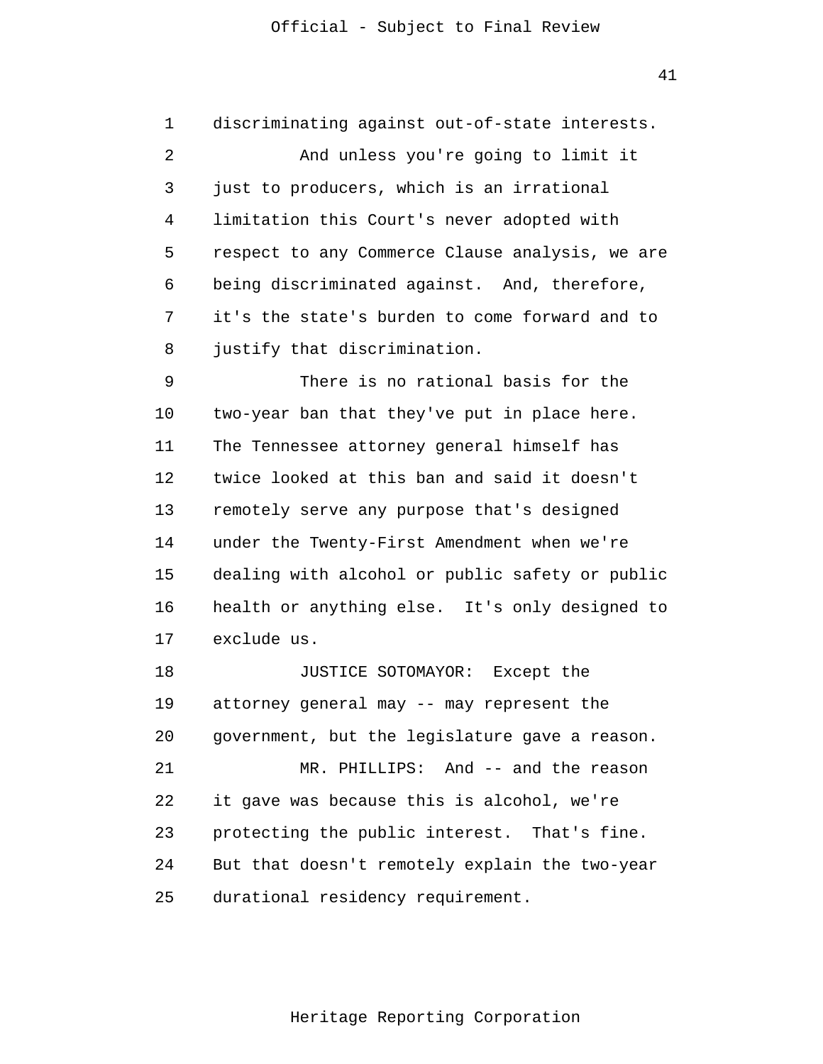discriminating against out-of-state interests.

And unless you're going to limit it just to producers, which is an irrational limitation this Court's never adopted with respect to any Commerce Clause analysis, we are being discriminated against. And, therefore, it's the state's burden to come forward and to justify that discrimination.

There is no rational basis for the two-year ban that they've put in place here. The Tennessee attorney general himself has twice looked at this ban and said it doesn't remotely serve any purpose that's designed under the Twenty-First Amendment when we're dealing with alcohol or public safety or public health or anything else. It's only designed to exclude us.

JUSTICE SOTOMAYOR: Except the attorney general may -- may represent the government, but the legislature gave a reason.

MR. PHILLIPS: And -- and the reason it gave was because this is alcohol, we're protecting the public interest. That's fine. But that doesn't remotely explain the two-year durational residency requirement.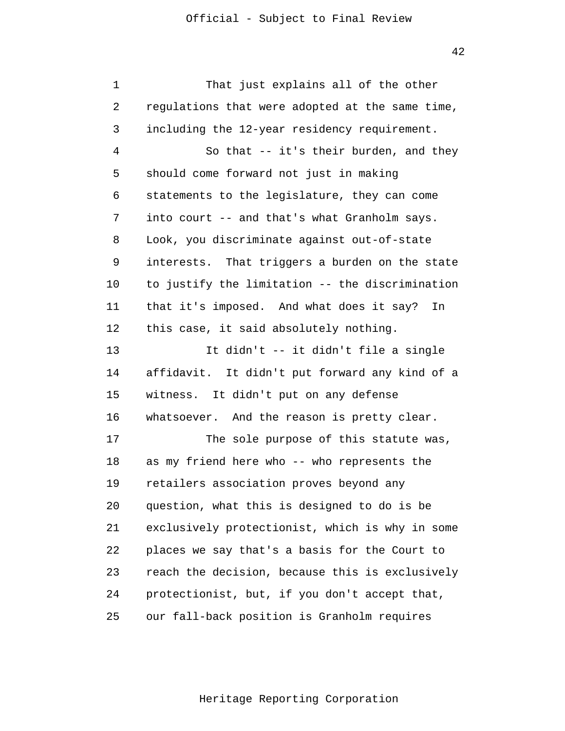That just explains all of the other regulations that were adopted at the same time, including the 12-year residency requirement.

So that -- it's their burden, and they should come forward not just in making statements to the legislature, they can come into court -- and that's what Granholm says. Look, you discriminate against out-of-state interests. That triggers a burden on the state to justify the limitation -- the discrimination that it's imposed. And what does it say? In this case, it said absolutely nothing.

It didn't -- it didn't file a single affidavit. It didn't put forward any kind of a witness. It didn't put on any defense whatsoever. And the reason is pretty clear.

The sole purpose of this statute was, as my friend here who -- who represents the retailers association proves beyond any question, what this is designed to do is be exclusively protectionist, which is why in some places we say that's a basis for the Court to reach the decision, because this is exclusively protectionist, but, if you don't accept that, our fall-back position is Granholm requires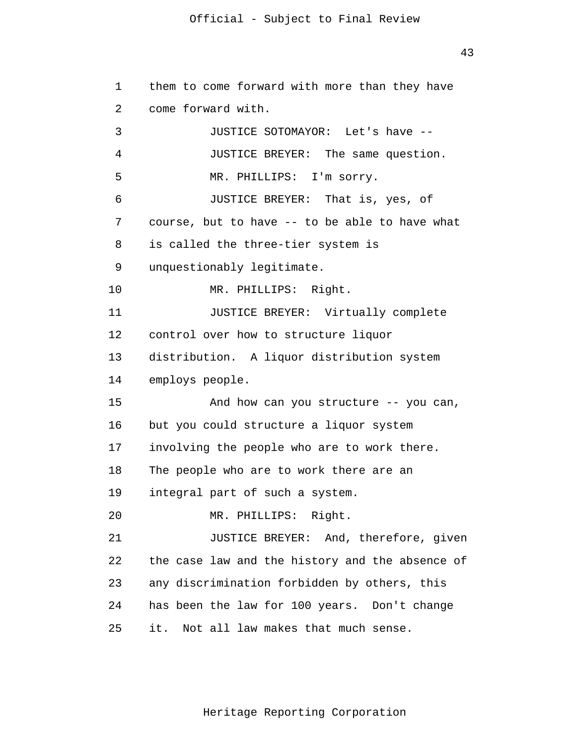them to come forward with more than they have come forward with.

JUSTICE SOTOMAYOR: Let's have --

JUSTICE BREYER: The same question.

MR. PHILLIPS: I'm sorry.

JUSTICE BREYER: That is, yes, of course, but to have -- to be able to have what is called the three-tier system is unquestionably legitimate.

MR. PHILLIPS: Right.

JUSTICE BREYER: Virtually complete control over how to structure liquor distribution. A liquor distribution system employs people.

And how can you structure -- you can, but you could structure a liquor system involving the people who are to work there. The people who are to work there are an integral part of such a system.

MR. PHILLIPS: Right.

JUSTICE BREYER: And, therefore, given the case law and the history and the absence of any discrimination forbidden by others, this has been the law for 100 years. Don't change it. Not all law makes that much sense.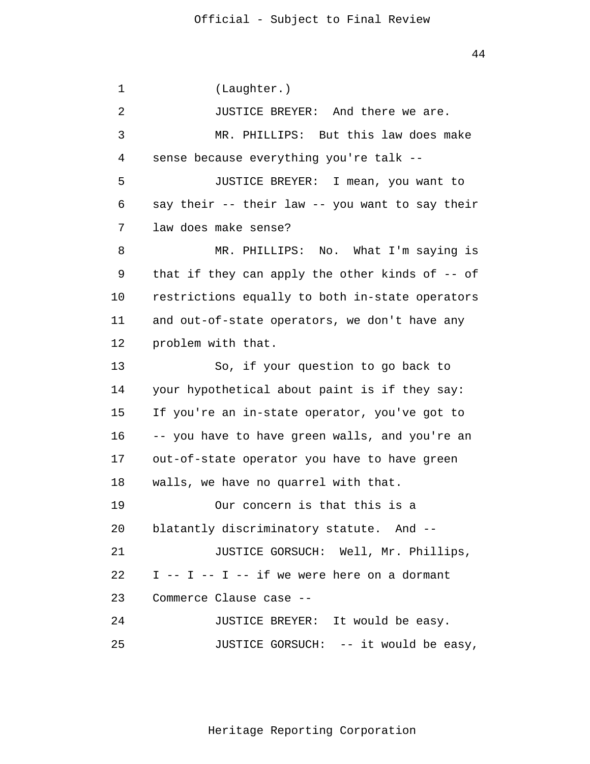(Laughter.)

JUSTICE BREYER: And there we are.

MR. PHILLIPS: But this law does make sense because everything you're talk --

JUSTICE BREYER: I mean, you want to say their -- their law -- you want to say their law does make sense?

MR. PHILLIPS: No. What I'm saying is that if they can apply the other kinds of -- of restrictions equally to both in-state operators and out-of-state operators, we don't have any problem with that.

So, if your question to go back to your hypothetical about paint is if they say: If you're an in-state operator, you've got to -- you have to have green walls, and you're an out-of-state operator you have to have green walls, we have no quarrel with that.

Our concern is that this is a blatantly discriminatory statute. And --

JUSTICE GORSUCH: Well, Mr. Phillips, I -- I -- I -- if we were here on a dormant Commerce Clause case --

JUSTICE BREYER: It would be easy.

JUSTICE GORSUCH: -- it would be easy,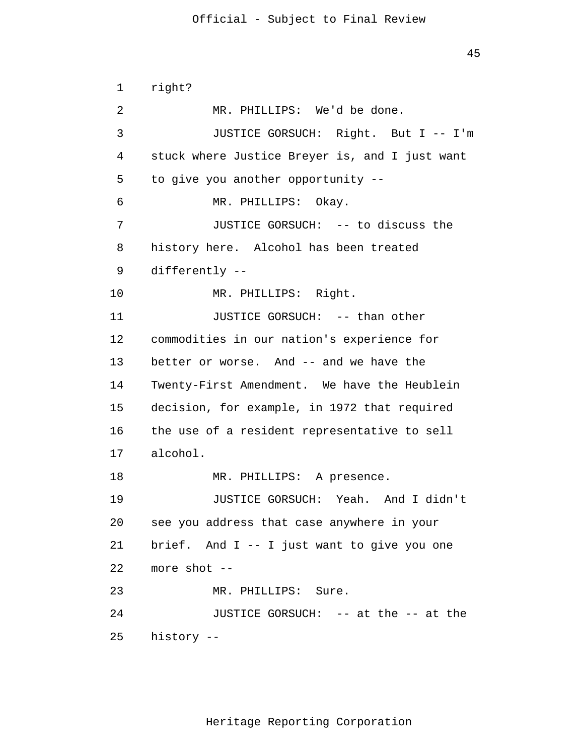right?

MR. PHILLIPS: We'd be done.

JUSTICE GORSUCH: Right. But I -- I'm stuck where Justice Breyer is, and I just want to give you another opportunity --

MR. PHILLIPS: Okay.

JUSTICE GORSUCH: -- to discuss the history here. Alcohol has been treated differently --

MR. PHILLIPS: Right.

JUSTICE GORSUCH: -- than other commodities in our nation's experience for better or worse. And -- and we have the Twenty-First Amendment. We have the Heublein decision, for example, in 1972 that required the use of a resident representative to sell alcohol.

MR. PHILLIPS: A presence.

JUSTICE GORSUCH: Yeah. And I didn't see you address that case anywhere in your brief. And I -- I just want to give you one more shot --

MR. PHILLIPS: Sure.

JUSTICE GORSUCH: -- at the -- at the history --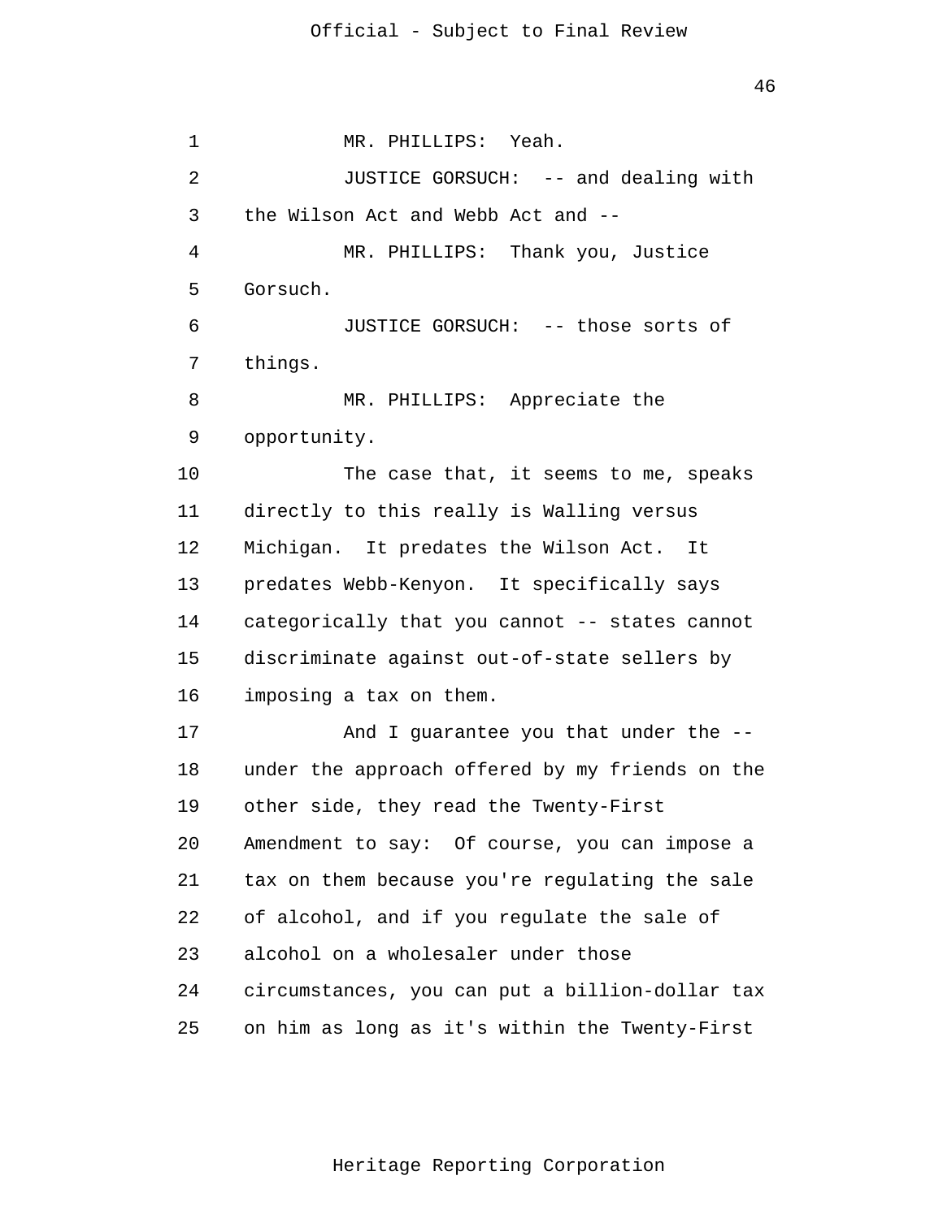MR. PHILLIPS: Yeah.

JUSTICE GORSUCH: -- and dealing with the Wilson Act and Webb Act and --

MR. PHILLIPS: Thank you, Justice Gorsuch.

JUSTICE GORSUCH: -- those sorts of things.

MR. PHILLIPS: Appreciate the opportunity.

The case that, it seems to me, speaks directly to this really is Walling versus Michigan. It predates the Wilson Act. It predates Webb-Kenyon. It specifically says categorically that you cannot -- states cannot discriminate against out-of-state sellers by imposing a tax on them.

And I guarantee you that under the -- under the approach offered by my friends on the other side, they read the Twenty-First Amendment to say: Of course, you can impose a tax on them because you're regulating the sale of alcohol, and if you regulate the sale of alcohol on a wholesaler under those circumstances, you can put a billion-dollar tax on him as long as it's within the Twenty-First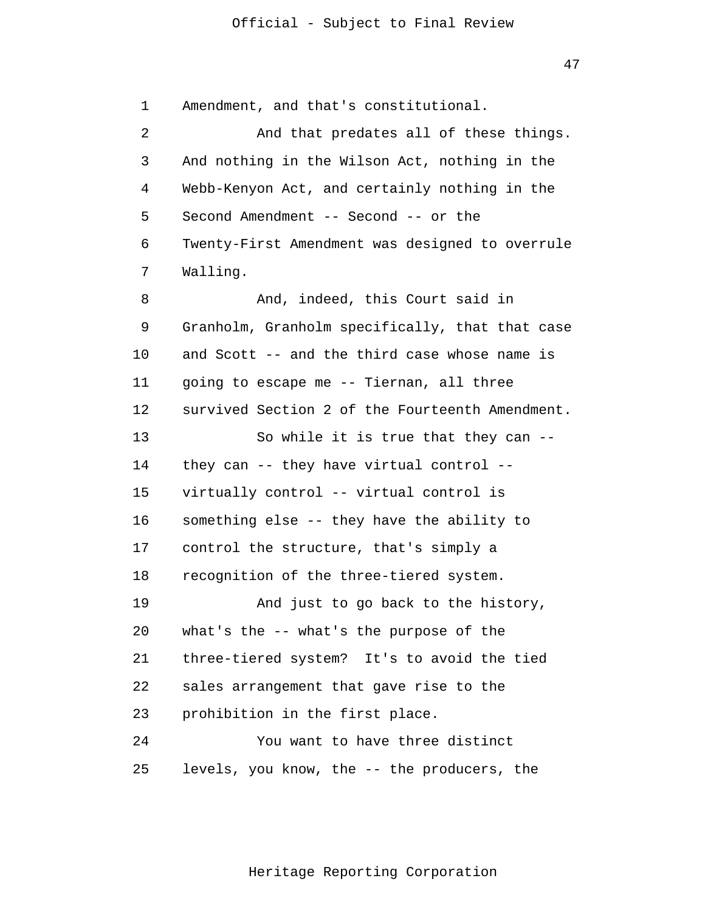Amendment, and that's constitutional.

And that predates all of these things. And nothing in the Wilson Act, nothing in the Webb-Kenyon Act, and certainly nothing in the Second Amendment -- Second -- or the Twenty-First Amendment was designed to overrule Walling.

And, indeed, this Court said in Granholm, Granholm specifically, that that case and Scott -- and the third case whose name is going to escape me -- Tiernan, all three survived Section 2 of the Fourteenth Amendment.

So while it is true that they can -- they can -- they have virtual control -- virtually control -- virtual control is something else -- they have the ability to control the structure, that's simply a recognition of the three-tiered system.

And just to go back to the history, what's the -- what's the purpose of the three-tiered system? It's to avoid the tied sales arrangement that gave rise to the prohibition in the first place.

You want to have three distinct levels, you know, the -- the producers, the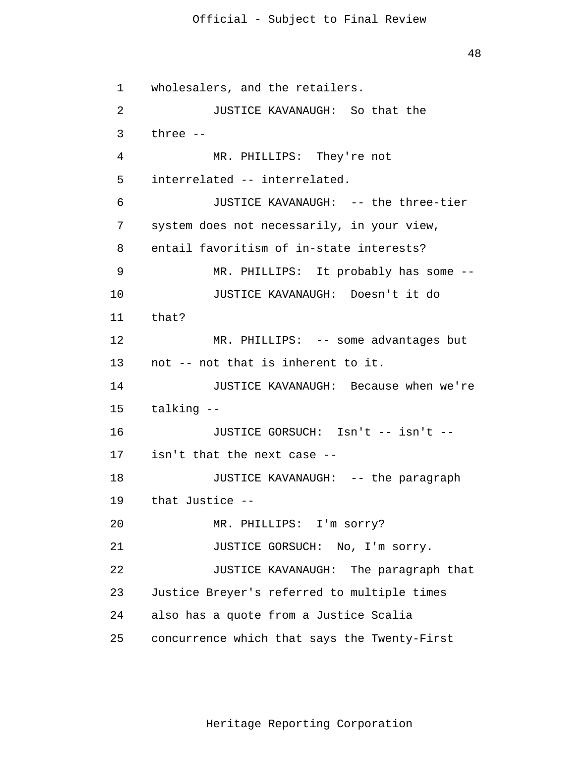wholesalers, and the retailers.

JUSTICE KAVANAUGH: So that the three --

MR. PHILLIPS: They're not interrelated -- interrelated.

JUSTICE KAVANAUGH: -- the three-tier system does not necessarily, in your view, entail favoritism of in-state interests?

MR. PHILLIPS: It probably has some --

JUSTICE KAVANAUGH: Doesn't it do that?

MR. PHILLIPS: -- some advantages but not -- not that is inherent to it.

JUSTICE KAVANAUGH: Because when we're talking --

JUSTICE GORSUCH: Isn't -- isn't -- isn't that the next case --

JUSTICE KAVANAUGH: -- the paragraph that Justice --

MR. PHILLIPS: I'm sorry?

JUSTICE GORSUCH: No, I'm sorry.

JUSTICE KAVANAUGH: The paragraph that Justice Breyer's referred to multiple times also has a quote from a Justice Scalia concurrence which that says the Twenty-First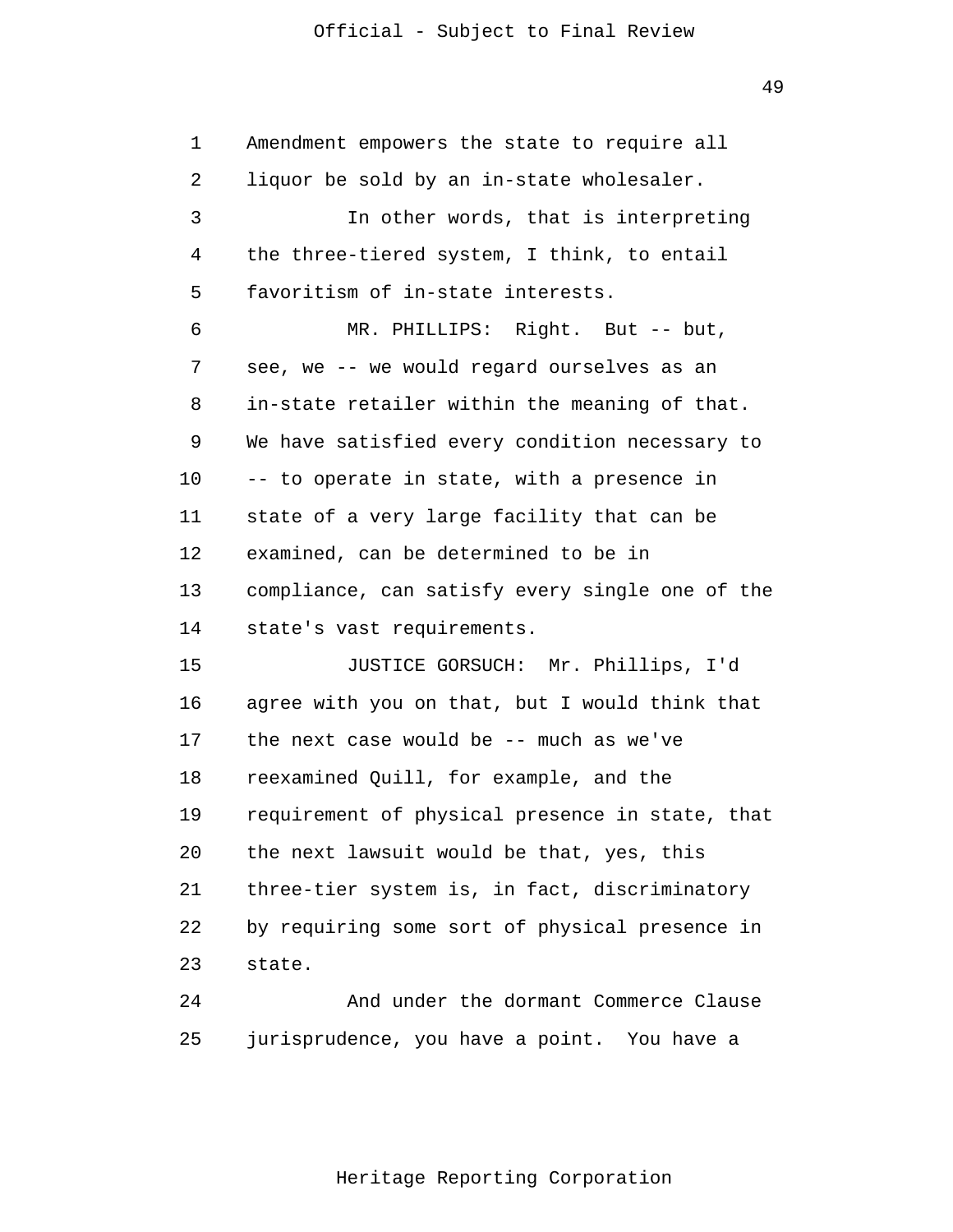Amendment empowers the state to require all liquor be sold by an in-state wholesaler.

In other words, that is interpreting the three-tiered system, I think, to entail favoritism of in-state interests.

MR. PHILLIPS: Right. But -- but, see, we -- we would regard ourselves as an in-state retailer within the meaning of that. We have satisfied every condition necessary to -- to operate in state, with a presence in state of a very large facility that can be examined, can be determined to be in compliance, can satisfy every single one of the state's vast requirements.

JUSTICE GORSUCH: Mr. Phillips, I'd agree with you on that, but I would think that the next case would be -- much as we've reexamined Quill, for example, and the requirement of physical presence in state, that the next lawsuit would be that, yes, this three-tier system is, in fact, discriminatory by requiring some sort of physical presence in state.

And under the dormant Commerce Clause jurisprudence, you have a point. You have a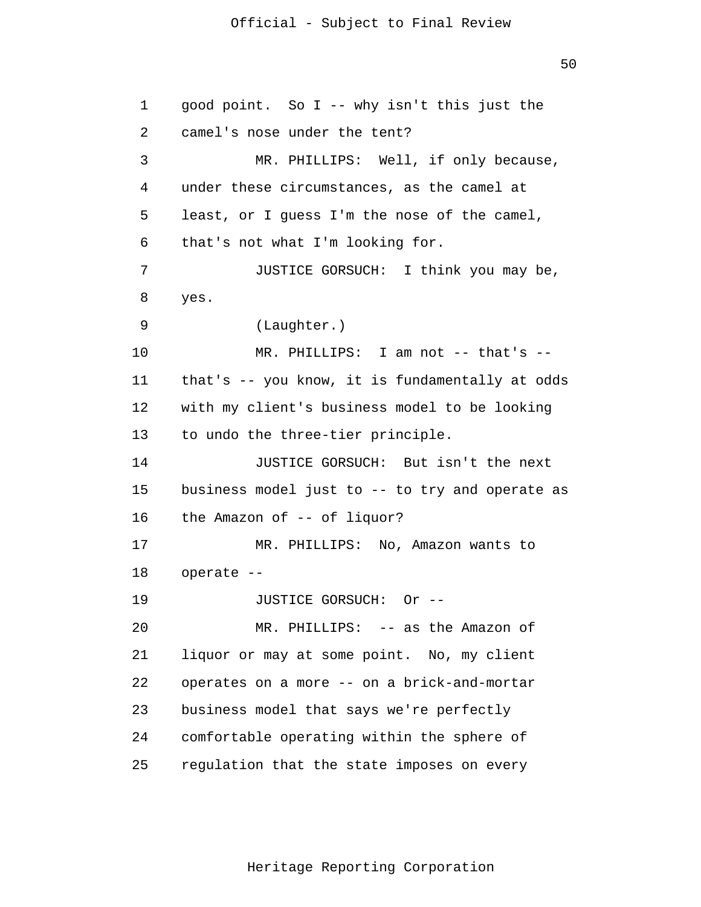good point. So I -- why isn't this just the camel's nose under the tent?

MR. PHILLIPS: Well, if only because, under these circumstances, as the camel at least, or I guess I'm the nose of the camel, that's not what I'm looking for.

JUSTICE GORSUCH: I think you may be, yes.

(Laughter.)

MR. PHILLIPS: I am not -- that's -- that's -- you know, it is fundamentally at odds with my client's business model to be looking to undo the three-tier principle.

JUSTICE GORSUCH: But isn't the next business model just to -- to try and operate as the Amazon of -- of liquor?

MR. PHILLIPS: No, Amazon wants to operate --

JUSTICE GORSUCH: Or --

MR. PHILLIPS: -- as the Amazon of liquor or may at some point. No, my client operates on a more -- on a brick-and-mortar business model that says we're perfectly comfortable operating within the sphere of regulation that the state imposes on every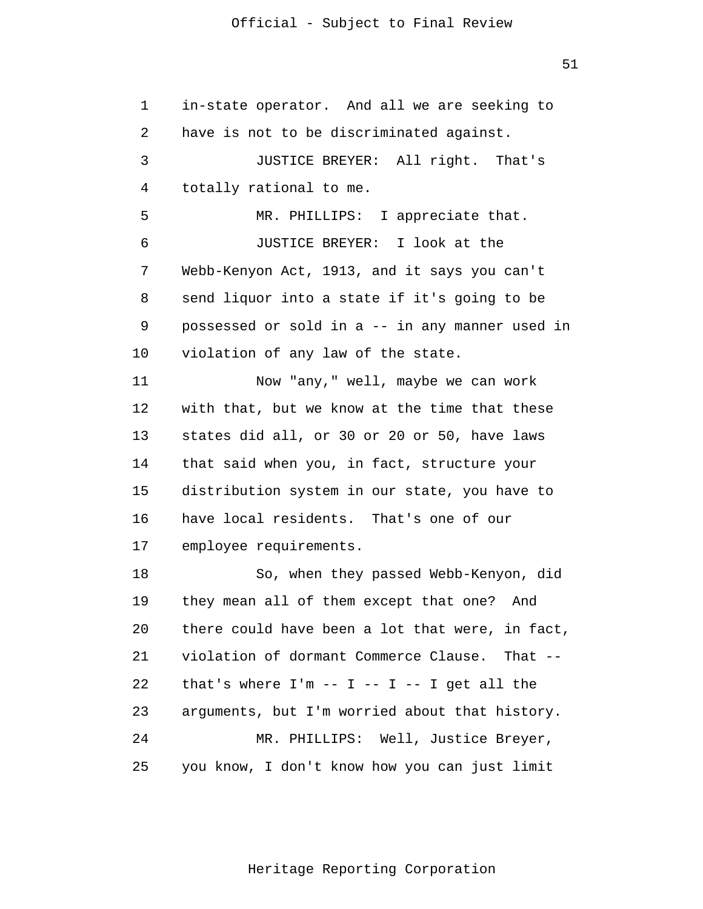in-state operator. And all we are seeking to have is not to be discriminated against.

JUSTICE BREYER: All right. That's totally rational to me.

MR. PHILLIPS: I appreciate that.

JUSTICE BREYER: I look at the Webb-Kenyon Act, 1913, and it says you can't send liquor into a state if it's going to be possessed or sold in a -- in any manner used in violation of any law of the state.

Now "any," well, maybe we can work with that, but we know at the time that these states did all, or 30 or 20 or 50, have laws that said when you, in fact, structure your distribution system in our state, you have to have local residents. That's one of our employee requirements.

So, when they passed Webb-Kenyon, did they mean all of them except that one? And there could have been a lot that were, in fact, violation of dormant Commerce Clause. That -- that's where I'm -- I -- I -- I get all the arguments, but I'm worried about that history.

MR. PHILLIPS: Well, Justice Breyer, you know, I don't know how you can just limit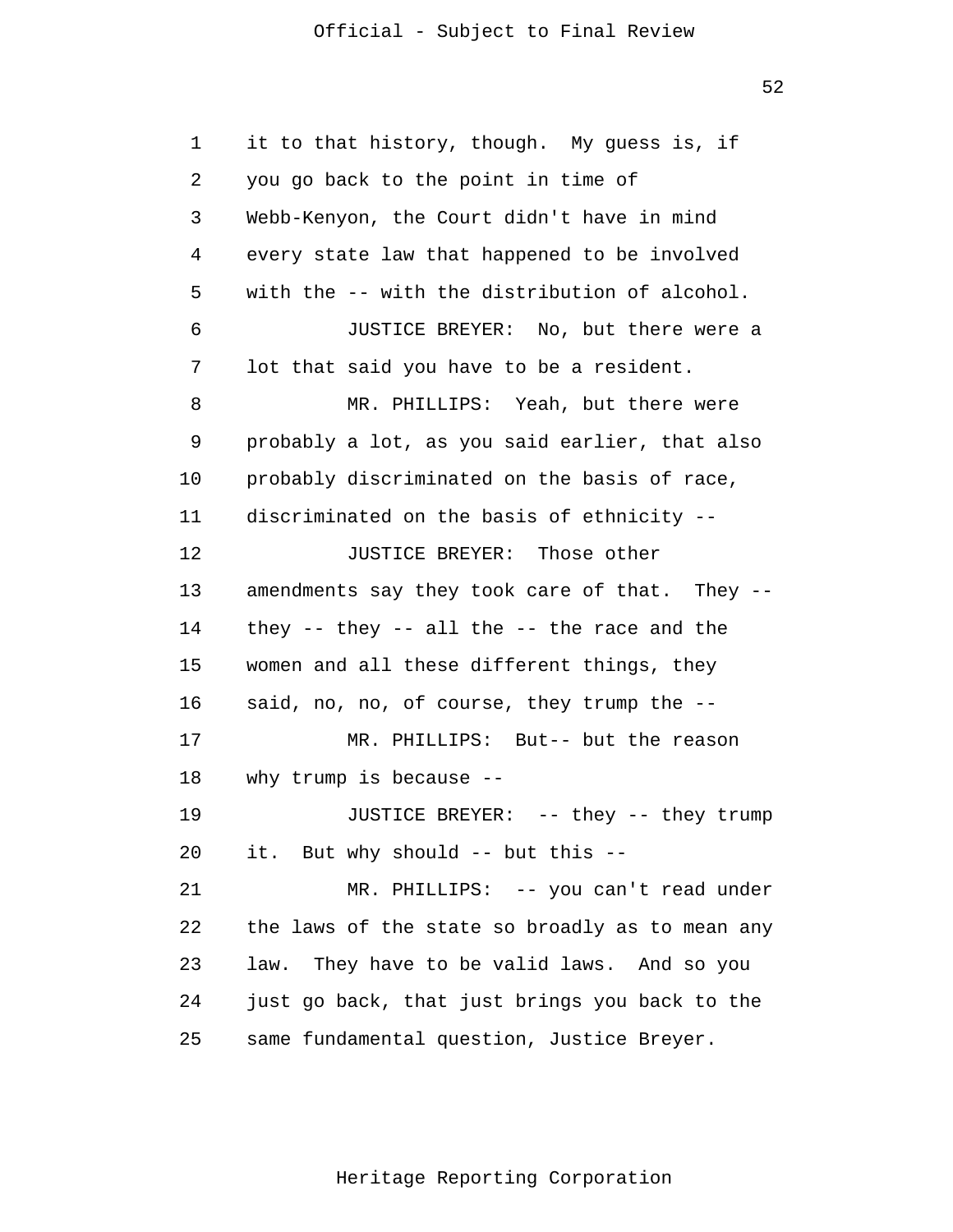it to that history, though. My guess is, if you go back to the point in time of Webb-Kenyon, the Court didn't have in mind every state law that happened to be involved with the -- with the distribution of alcohol.

JUSTICE BREYER: No, but there were a lot that said you have to be a resident.

MR. PHILLIPS: Yeah, but there were probably a lot, as you said earlier, that also probably discriminated on the basis of race, discriminated on the basis of ethnicity --

JUSTICE BREYER: Those other amendments say they took care of that. They -- they -- they -- all the -- the race and the women and all these different things, they said, no, no, of course, they trump the --

MR. PHILLIPS: But-- but the reason why trump is because --

JUSTICE BREYER: -- they -- they trump it. But why should -- but this --

MR. PHILLIPS: -- you can't read under the laws of the state so broadly as to mean any law. They have to be valid laws. And so you just go back, that just brings you back to the same fundamental question, Justice Breyer.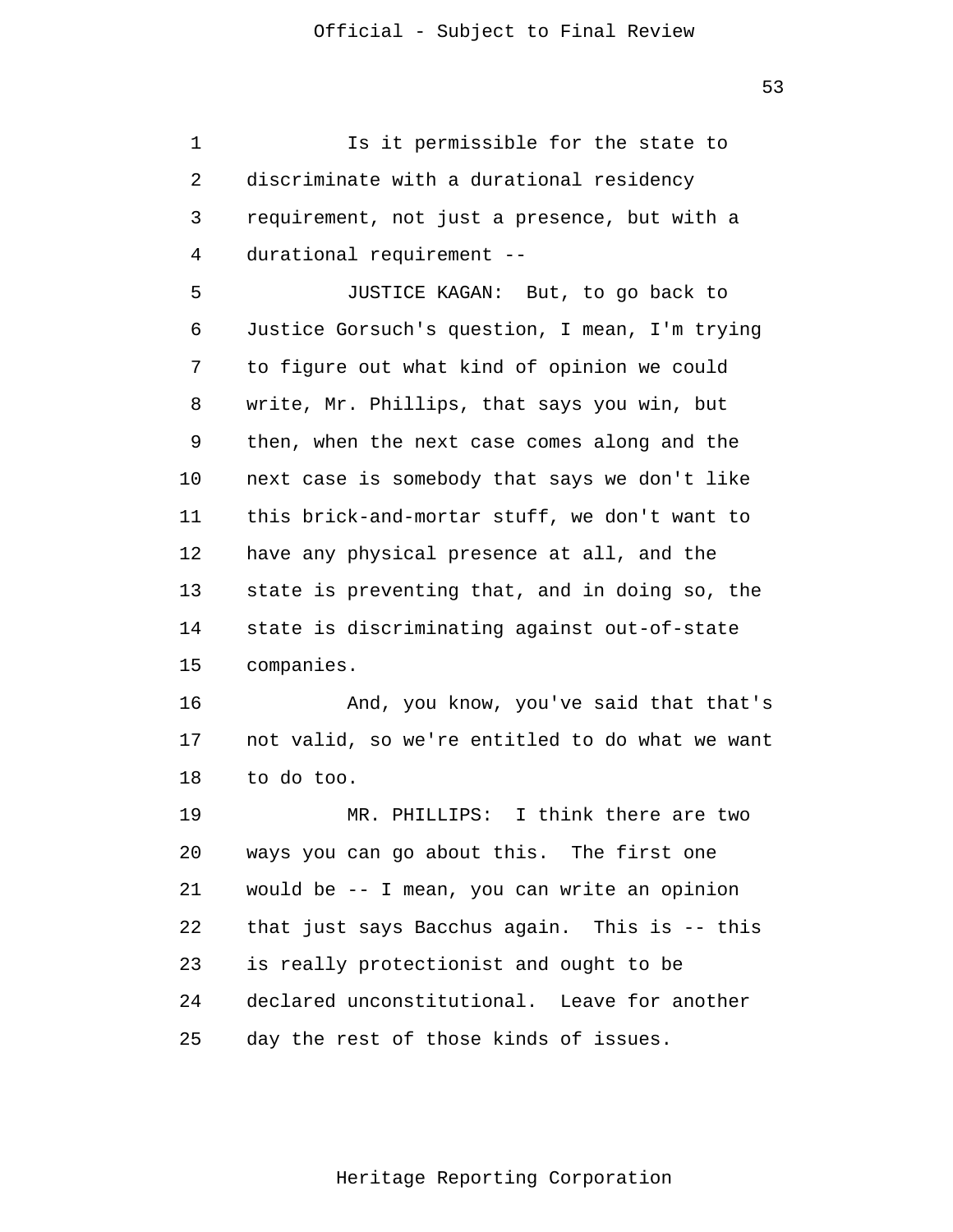Is it permissible for the state to discriminate with a durational residency requirement, not just a presence, but with a durational requirement --

JUSTICE KAGAN: But, to go back to Justice Gorsuch's question, I mean, I'm trying to figure out what kind of opinion we could write, Mr. Phillips, that says you win, but then, when the next case comes along and the next case is somebody that says we don't like this brick-and-mortar stuff, we don't want to have any physical presence at all, and the state is preventing that, and in doing so, the state is discriminating against out-of-state companies.

And, you know, you've said that that's not valid, so we're entitled to do what we want to do too.

MR. PHILLIPS: I think there are two ways you can go about this. The first one would be -- I mean, you can write an opinion that just says Bacchus again. This is -- this is really protectionist and ought to be declared unconstitutional. Leave for another day the rest of those kinds of issues.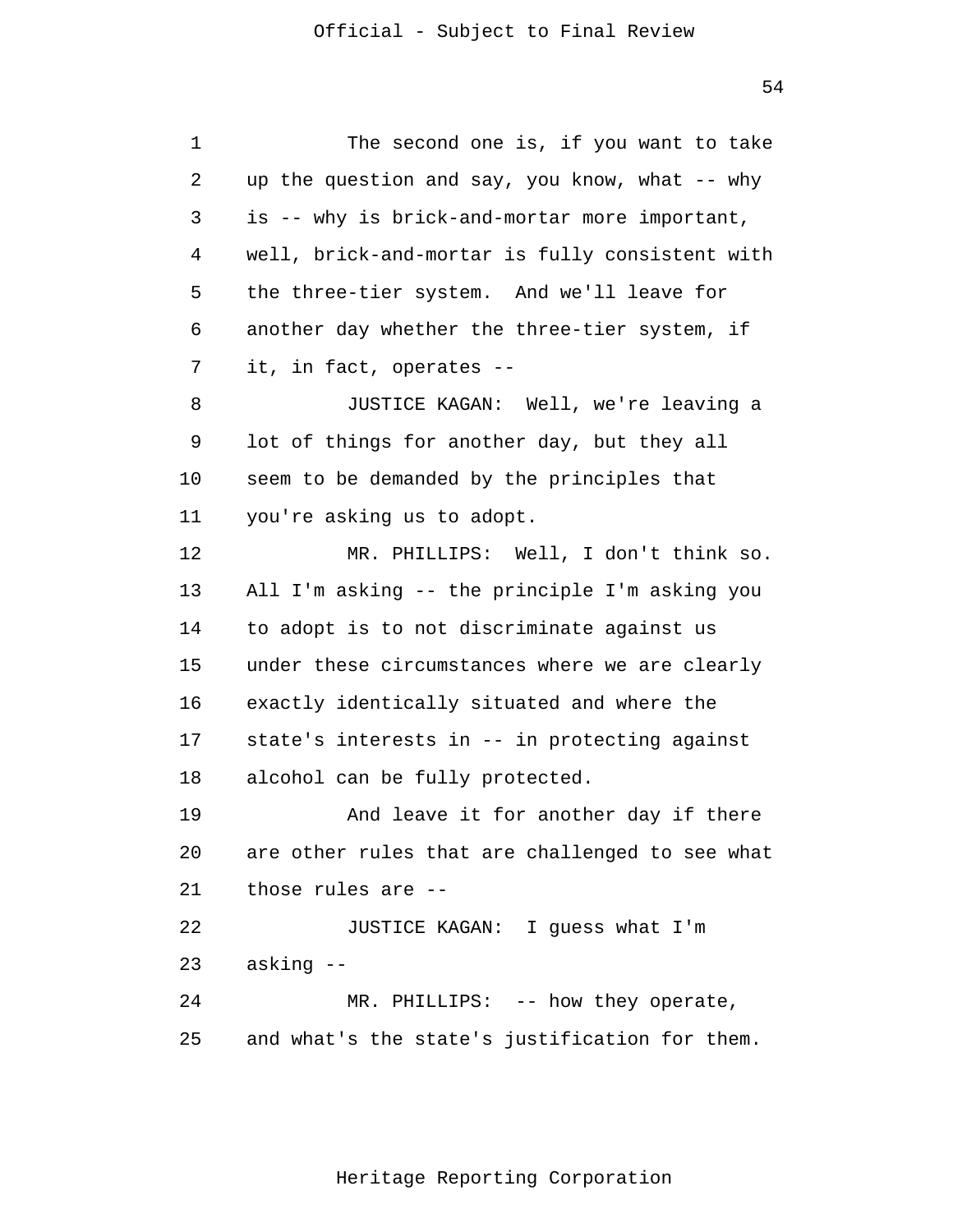The second one is, if you want to take up the question and say, you know, what -- why is -- why is brick-and-mortar more important, well, brick-and-mortar is fully consistent with the three-tier system. And we'll leave for another day whether the three-tier system, if it, in fact, operates --

JUSTICE KAGAN: Well, we're leaving a lot of things for another day, but they all seem to be demanded by the principles that you're asking us to adopt.

MR. PHILLIPS: Well, I don't think so. All I'm asking -- the principle I'm asking you to adopt is to not discriminate against us under these circumstances where we are clearly exactly identically situated and where the state's interests in -- in protecting against alcohol can be fully protected.

And leave it for another day if there are other rules that are challenged to see what those rules are --

JUSTICE KAGAN: I guess what I'm asking --

MR. PHILLIPS: -- how they operate, and what's the state's justification for them.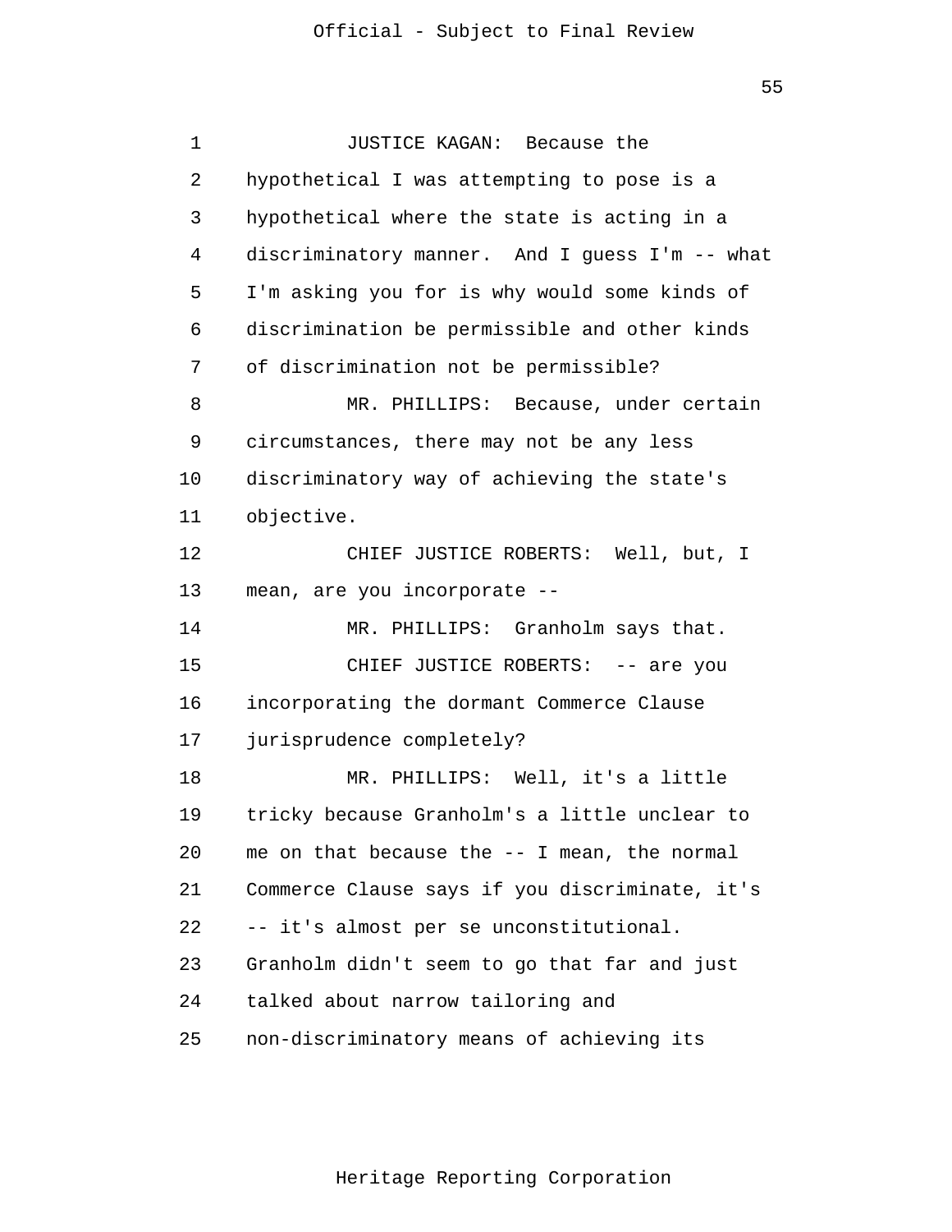JUSTICE KAGAN: Because the hypothetical I was attempting to pose is a hypothetical where the state is acting in a discriminatory manner. And I guess I'm -- what I'm asking you for is why would some kinds of discrimination be permissible and other kinds of discrimination not be permissible?

MR. PHILLIPS: Because, under certain circumstances, there may not be any less discriminatory way of achieving the state's objective.

CHIEF JUSTICE ROBERTS: Well, but, I mean, are you incorporate --

MR. PHILLIPS: Granholm says that.

CHIEF JUSTICE ROBERTS: -- are you incorporating the dormant Commerce Clause jurisprudence completely?

MR. PHILLIPS: Well, it's a little tricky because Granholm's a little unclear to me on that because the -- I mean, the normal Commerce Clause says if you discriminate, it's -- it's almost per se unconstitutional. Granholm didn't seem to go that far and just talked about narrow tailoring and non-discriminatory means of achieving its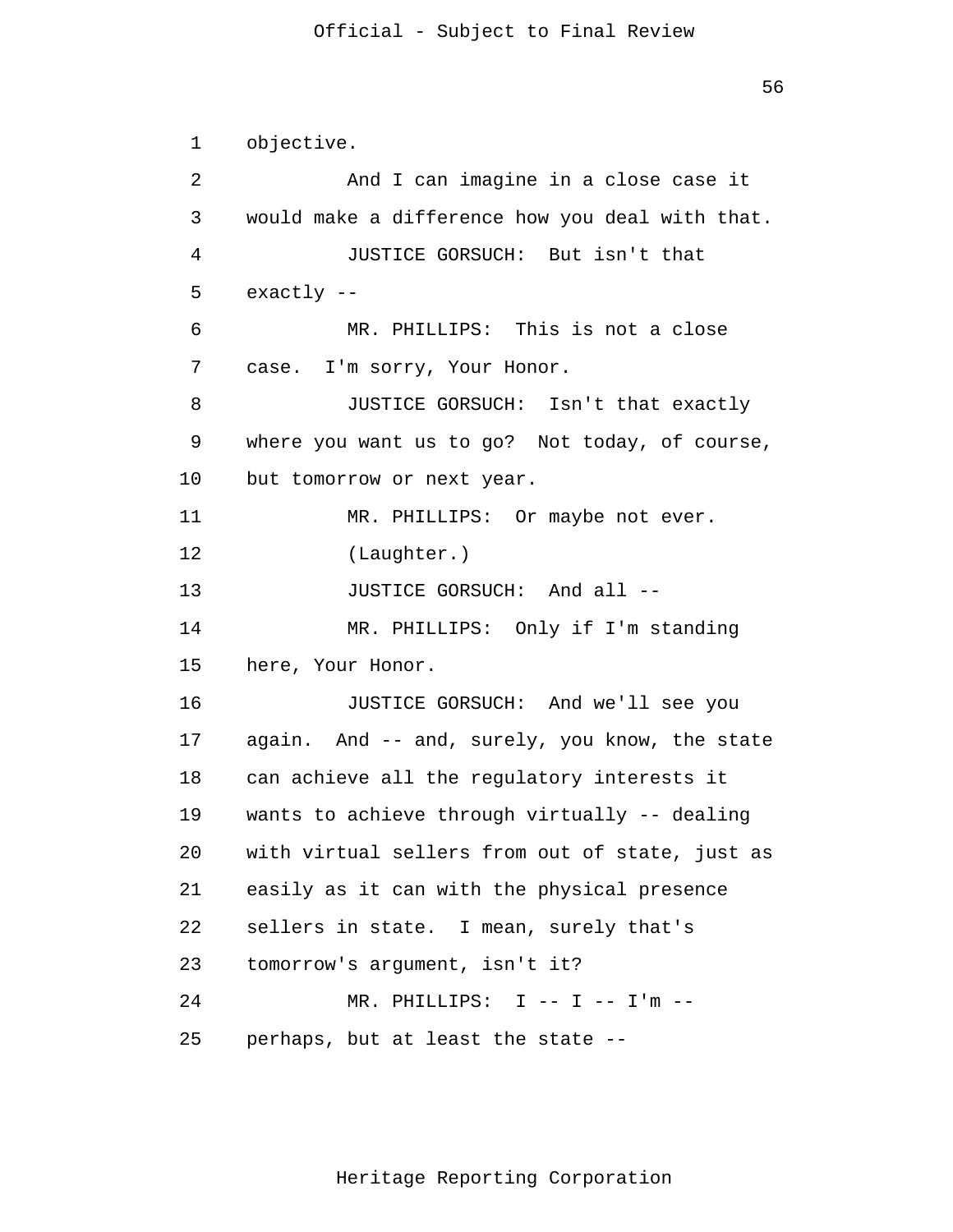objective.

And I can imagine in a close case it would make a difference how you deal with that.

JUSTICE GORSUCH: But isn't that exactly --

MR. PHILLIPS: This is not a close case. I'm sorry, Your Honor.

JUSTICE GORSUCH: Isn't that exactly where you want us to go? Not today, of course, but tomorrow or next year.

MR. PHILLIPS: Or maybe not ever.

(Laughter.)

JUSTICE GORSUCH: And all --

MR. PHILLIPS: Only if I'm standing here, Your Honor.

JUSTICE GORSUCH: And we'll see you again. And -- and, surely, you know, the state can achieve all the regulatory interests it wants to achieve through virtually -- dealing with virtual sellers from out of state, just as easily as it can with the physical presence sellers in state. I mean, surely that's tomorrow's argument, isn't it?

MR. PHILLIPS: I -- I -- I'm -- perhaps, but at least the state --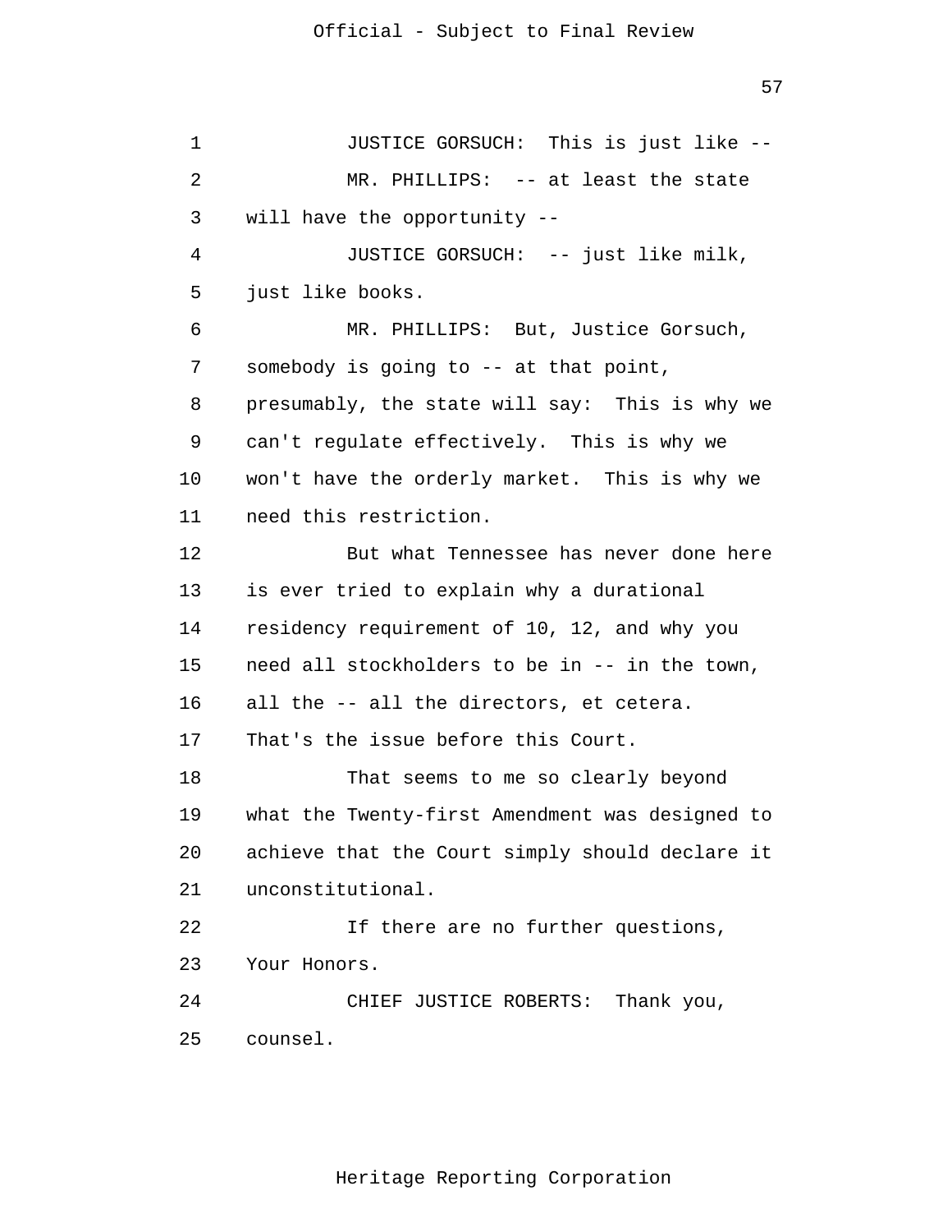JUSTICE GORSUCH: This is just like --

MR. PHILLIPS: -- at least the state will have the opportunity --

JUSTICE GORSUCH: -- just like milk, just like books.

MR. PHILLIPS: But, Justice Gorsuch, somebody is going to -- at that point, presumably, the state will say: This is why we can't regulate effectively. This is why we won't have the orderly market. This is why we need this restriction.

But what Tennessee has never done here is ever tried to explain why a durational residency requirement of 10, 12, and why you need all stockholders to be in -- in the town, all the -- all the directors, et cetera. That's the issue before this Court.

That seems to me so clearly beyond what the Twenty-first Amendment was designed to achieve that the Court simply should declare it unconstitutional.

If there are no further questions, Your Honors.

CHIEF JUSTICE ROBERTS: Thank you, counsel.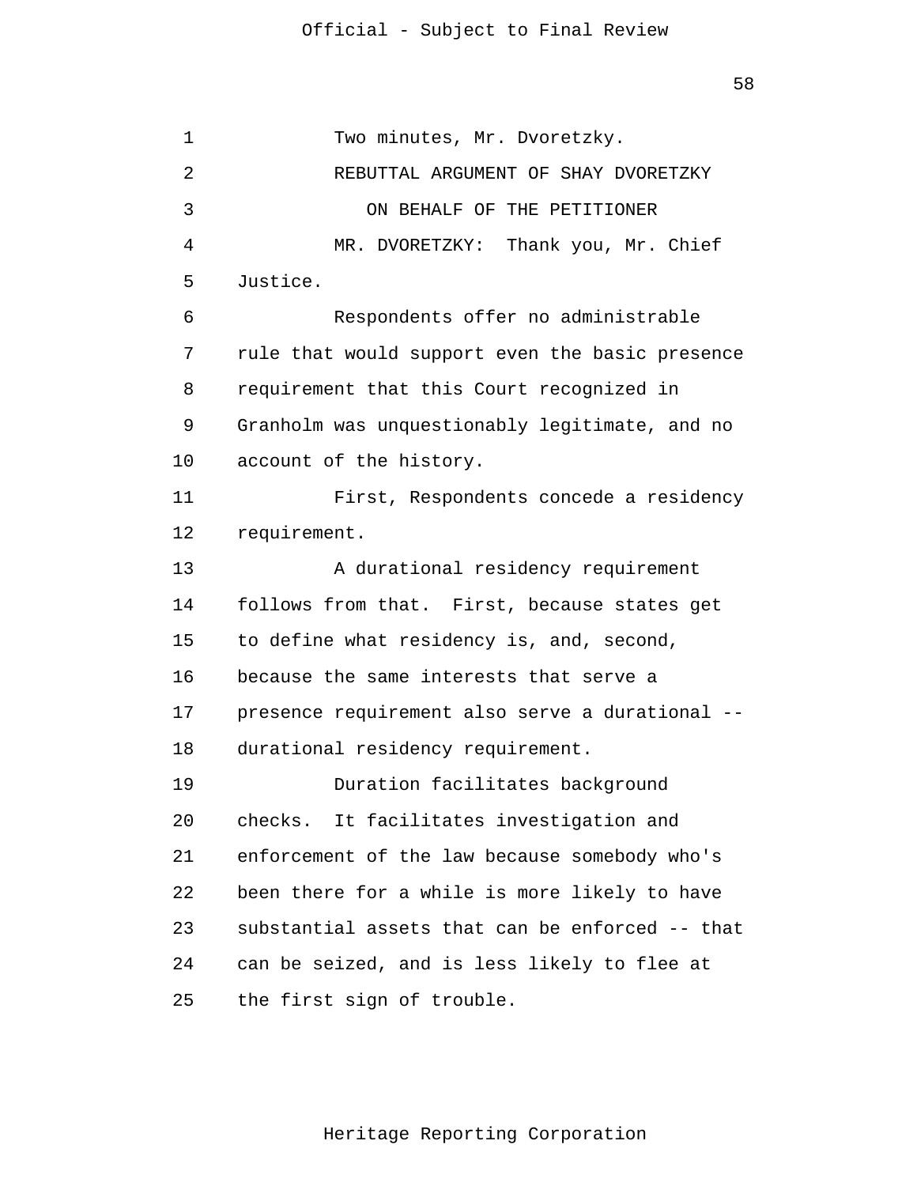Two minutes, Mr. Dvoretzky.

REBUTTAL ARGUMENT OF SHAY DVORETZKY

ON BEHALF OF THE PETITIONER

MR. DVORETZKY: Thank you, Mr. Chief Justice.

Respondents offer no administrable rule that would support even the basic presence requirement that this Court recognized in Granholm was unquestionably legitimate, and no account of the history.

First, Respondents concede a residency requirement.

A durational residency requirement follows from that. First, because states get to define what residency is, and, second, because the same interests that serve a presence requirement also serve a durational -- durational residency requirement.

Duration facilitates background checks. It facilitates investigation and enforcement of the law because somebody who's been there for a while is more likely to have substantial assets that can be enforced -- that can be seized, and is less likely to flee at the first sign of trouble.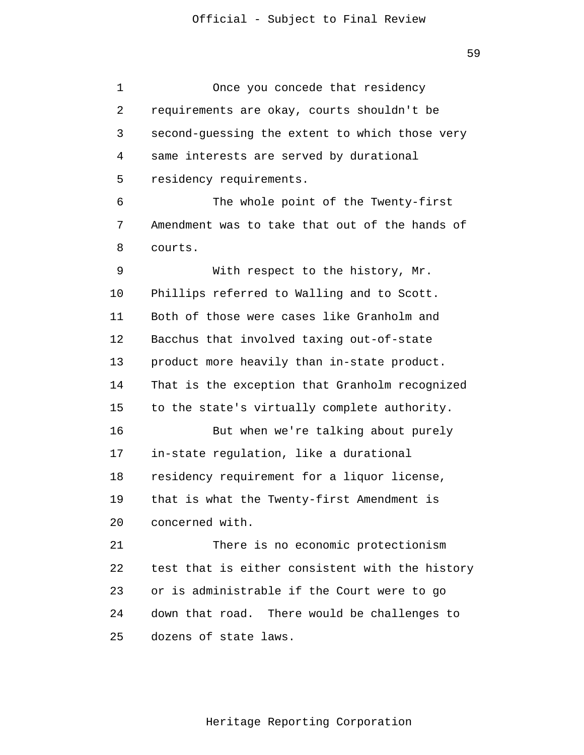Once you concede that residency requirements are okay, courts shouldn't be second-guessing the extent to which those very same interests are served by durational residency requirements.

The whole point of the Twenty-first Amendment was to take that out of the hands of courts.

With respect to the history, Mr. Phillips referred to Walling and to Scott. Both of those were cases like Granholm and Bacchus that involved taxing out-of-state product more heavily than in-state product. That is the exception that Granholm recognized to the state's virtually complete authority.

But when we're talking about purely in-state regulation, like a durational residency requirement for a liquor license, that is what the Twenty-first Amendment is concerned with.

There is no economic protectionism test that is either consistent with the history or is administrable if the Court were to go down that road. There would be challenges to dozens of state laws.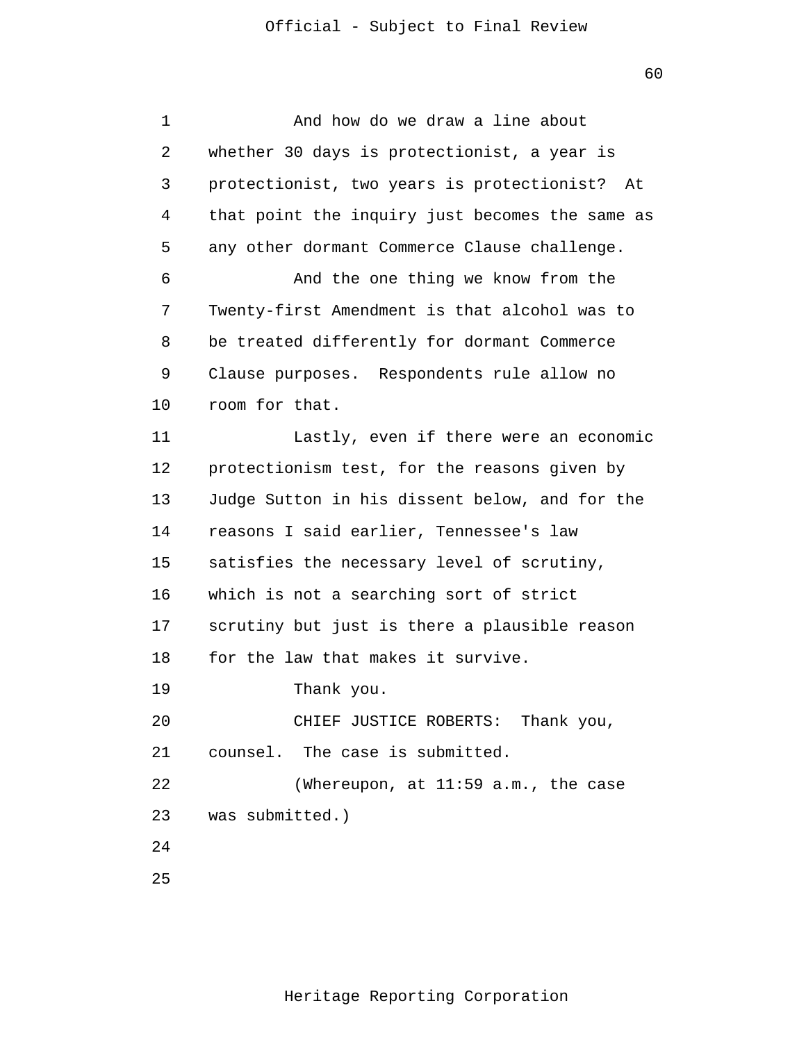And how do we draw a line about whether 30 days is protectionist, a year is protectionist, two years is protectionist? At that point the inquiry just becomes the same as any other dormant Commerce Clause challenge.

And the one thing we know from the Twenty-first Amendment is that alcohol was to be treated differently for dormant Commerce Clause purposes. Respondents rule allow no room for that.

Lastly, even if there were an economic protectionism test, for the reasons given by Judge Sutton in his dissent below, and for the reasons I said earlier, Tennessee's law satisfies the necessary level of scrutiny, which is not a searching sort of strict scrutiny but just is there a plausible reason for the law that makes it survive.

Thank you.

CHIEF JUSTICE ROBERTS: Thank you, counsel. The case is submitted.

(Whereupon, at 11:59 a.m., the case was submitted.)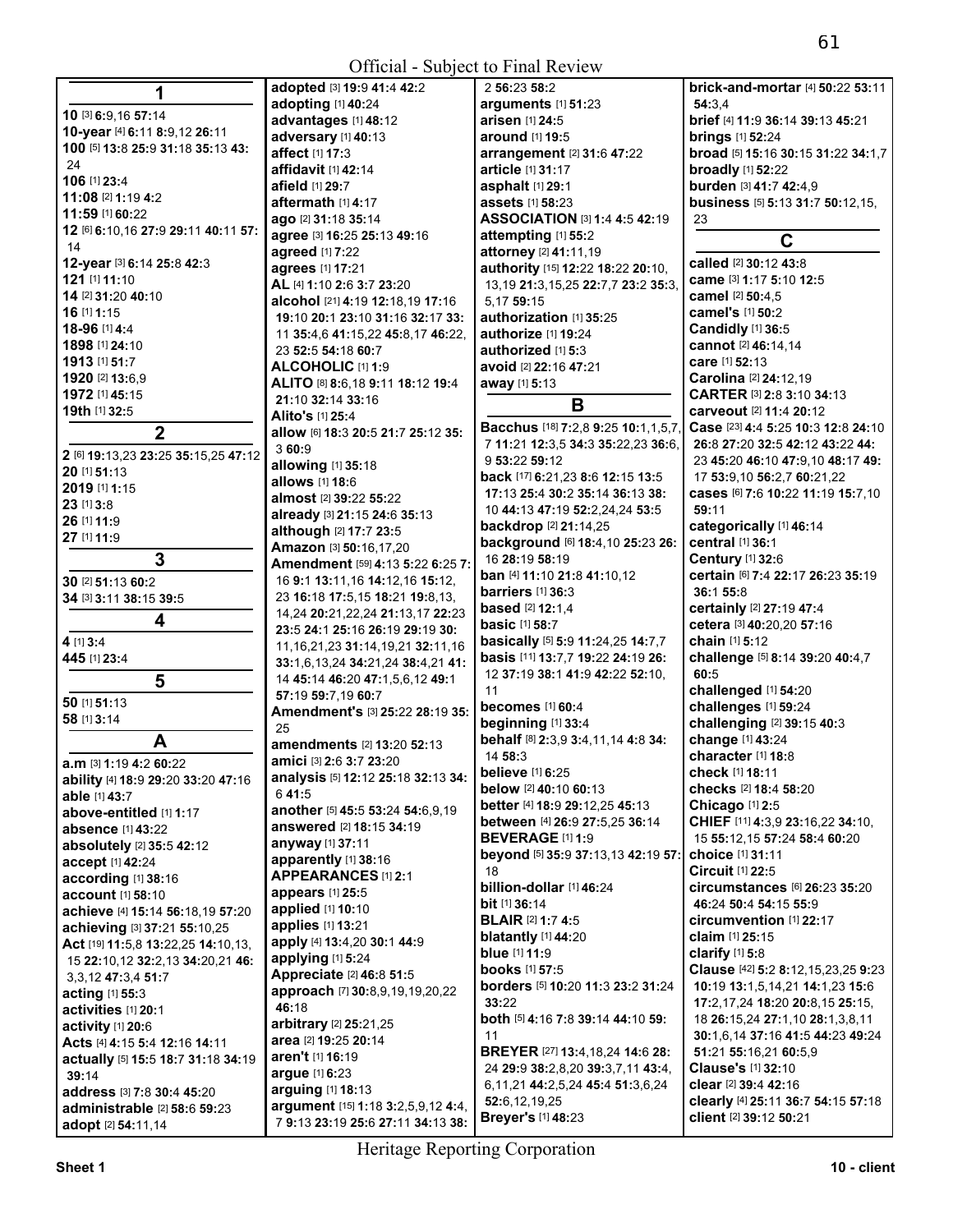Official - Subject to Final Review

## 1

**10** [3] **6:**9,16 **57:**14
**10-year** [4] **6:**11 **8:**9,12 **26:**11
**100** [5] **13:**8 **25:**9 **31:**18 **35:**13 **43:**24
**106** [1] **23:**4
**11:08** [2] **1:**19 **4:**2
**11:59** [1] **60:**22
**12** [6] **6:**10,16 **27:**9 **29:**11 **40:**11 **57:**14
**12-year** [3] **6:**14 **25:**8 **42:**3
**121** [1] **11:**10
**14** [2] **31:**20 **40:**10
**16** [1] **1:**15
**18-96** [1] **4:**4
**1898** [1] **24:**10
**1913** [1] **51:**7
**1920** [2] **13:**6,9
**1972** [1] **45:**15
**19th** [1] **32:**5

## 2

**2** [6] **19:**13,23 **23:**25 **35:**15,25 **47:**12
**20** [1] **51:**13
**2019** [1] **1:**15
**23** [1] **3:**8
**26** [1] **11:**9
**27** [1] **11:**9

## 3

**30** [2] **51:**13 **60:**2
**34** [3] **3:**11 **38:**15 **39:**5

## 4

**4** [1] **3:**4
**445** [1] **23:**4

## 5

**50** [1] **51:**13
**58** [1] **3:**14

## A

**a.m** [3] **1:**19 **4:**2 **60:**22
**ability** [4] **18:**9 **29:**20 **33:**20 **47:**16
**able** [1] **43:**7
**above-entitled** [1] **1:**17
**absence** [1] **43:**22
**absolutely** [2] **35:**5 **42:**12
**accept** [1] **42:**24
**according** [1] **38:**16
**account** [1] **58:**10
**achieve** [4] **15:**14 **56:**18,19 **57:**20
**achieving** [3] **37:**21 **55:**10,25
**Act** [19] **11:**5,8 **13:**22,25 **14:**10,13,15 **22:**10,12 **32:**2,13 **34:**20,21 **46:**3,3,12 **47:**3,4 **51:**7
**acting** [1] **55:**3
**activities** [1] **20:**1
**activity** [1] **20:**6
**Acts** [4] **4:**15 **5:**4 **12:**16 **14:**11
**actually** [5] **15:**5 **18:**7 **31:**18 **34:**19 **39:**14
**address** [3] **7:**8 **30:**4 **45:**20
**administrable** [2] **58:**6 **59:**23
**adopt** [2] **54:**11,14
**adopted** [3] **19:**9 **41:**4 **42:**2
**adopting** [1] **40:**24
**advantages** [1] **48:**12
**adversary** [1] **40:**13
**affect** [1] **17:**3
**affidavit** [1] **42:**14
**afield** [1] **29:**7
**aftermath** [1] **4:**17
**ago** [2] **31:**18 **35:**14
**agree** [3] **16:**25 **25:**13 **49:**16
**agreed** [1] **7:**22
**agrees** [1] **17:**21
**AL** [4] **1:**10 **2:**6 **3:**7 **23:**20
**alcohol** [21] **4:**19 **12:**18,19 **17:**16 **19:**10 **20:**1 **23:**10 **31:**16 **32:**17 **33:**11 **35:**4,6 **41:**15,22 **45:**8,17 **46:**22,23 **52:**5 **54:**18 **60:**7
**ALCOHOLIC** [1] **1:**9
**ALITO** [8] **8:**6,18 **9:**11 **18:**12 **19:**4 **21:**10 **32:**14 **33:**16
**Alito's** [1] **25:**4
**allow** [6] **18:**3 **20:**5 **21:**7 **25:**12 **35:**3 **60:**9
**allowing** [1] **35:**18
**allows** [1] **18:**6
**almost** [2] **39:**22 **55:**22
**already** [3] **21:**15 **24:**6 **35:**13
**although** [2] **17:**7 **23:**5
**Amazon** [3] **50:**16,17,20
**Amendment** [59] **4:**13 **5:**22 **6:**25 **7:**16 **9:**1 **13:**11,16 **14:**12,16 **15:**12,23 **16:**18 **17:**5,15 **18:**21 **19:**8,13,14,24 **20:**21,22,24 **21:**13,17 **22:**23 **23:**5 **24:**1 **25:**16 **26:**19 **29:**19 **30:**11,16,21,23 **31:**14,19,21 **32:**11,16 **33:**1,6,13,24 **34:**21,24 **38:**4,21 **41:**14 **45:**14 **46:**20 **47:**1,5,6,12 **49:**1 **57:**19 **59:**7,19 **60:**7
**Amendment's** [3] **25:**22 **28:**19 **35:**25
**amendments** [2] **13:**20 **52:**13
**amici** [3] **2:**6 **3:**7 **23:**20
**analysis** [5] **12:**12 **25:**18 **32:**13 **34:**6 **41:**5
**another** [5] **45:**5 **53:**24 **54:**6,9,19
**answered** [2] **18:**15 **34:**19
**anyway** [1] **37:**11
**apparently** [1] **38:**16
**APPEARANCES** [1] **2:**1
**appears** [1] **25:**5
**applied** [1] **10:**10
**applies** [1] **13:**21
**apply** [4] **13:**4,20 **30:**1 **44:**9
**applying** [1] **5:**24
**Appreciate** [2] **46:**8 **51:**5
**approach** [7] **30:**8,9,19,19,20,22 **46:**18
**arbitrary** [2] **25:**21,25
**area** [2] **19:**25 **20:**14
**aren't** [1] **16:**19
**argue** [1] **6:**23
**arguing** [1] **18:**13
**argument** [15] **1:**18 **3:**2,5,9,12 **4:**4,7 **9:**13 **23:**19 **25:**6 **27:**11 **34:**13 **38:**2 **56:**23 **58:**2
**arguments** [1] **51:**23
**arisen** [1] **24:**5
**around** [1] **19:**5
**arrangement** [2] **31:**6 **47:**22
**article** [1] **31:**17
**asphalt** [1] **29:**1
**assets** [1] **58:**23
**ASSOCIATION** [3] **1:**4 **4:**5 **42:**19
**attempting** [1] **55:**2
**attorney** [2] **41:**11,19
**authority** [15] **12:**22 **18:**22 **20:**10,13,19 **21:**3,15,25 **22:**7,7 **23:**2 **35:**3,5,17 **59:**15
**authorization** [1] **35:**25
**authorize** [1] **19:**24
**authorized** [1] **5:**3
**avoid** [2] **22:**16 **47:**21
**away** [1] **5:**13

## B

**Bacchus** [18] **7:**2,8 **9:**25 **10:**1,1,5,7,7 **11:**21 **12:**3,5 **34:**3 **35:**22,23 **36:**6,9 **53:**22 **59:**12
**back** [17] **6:**21,23 **8:**6 **12:**15 **13:**5 **17:**13 **25:**4 **30:**2 **35:**14 **36:**13 **38:**10 **44:**13 **47:**19 **52:**2,24,24 **53:**5
**backdrop** [2] **21:**14,25
**background** [6] **18:**4,10 **25:**23 **26:**16 **28:**19 **58:**19
**ban** [4] **11:**10 **21:**8 **41:**10,12
**barriers** [1] **36:**3
**based** [2] **12:**1,4
**basic** [1] **58:**7
**basically** [5] **5:**9 **11:**24,25 **14:**7,7
**basis** [11] **13:**7,7 **19:**22 **24:**19 **26:**12 **37:**19 **38:**1 **41:**9 **42:**22 **52:**10,11
**becomes** [1] **60:**4
**beginning** [1] **33:**4
**behalf** [8] **2:**3,9 **3:**4,11,14 **4:**8 **34:**14 **58:**3
**believe** [1] **6:**25
**below** [2] **40:**10 **60:**13
**better** [4] **18:**9 **29:**12,25 **45:**13
**between** [4] **26:**9 **27:**5,25 **36:**14
**BEVERAGE** [1] **1:**9
**beyond** [5] **35:**9 **37:**13,13 **42:**19 **57:**18
**billion-dollar** [1] **46:**24
**bit** [1] **36:**14
**BLAIR** [2] **1:**7 **4:**5
**blatantly** [1] **44:**20
**blue** [1] **11:**9
**books** [1] **57:**5
**borders** [5] **10:**20 **11:**3 **23:**2 **31:**24 **33:**22
**both** [5] **4:**16 **7:**8 **39:**14 **44:**10 **59:**11
**BREYER** [27] **13:**4,18,24 **14:**6 **28:**24 **29:**9 **38:**2,8,20 **39:**3,7,11 **43:**4,6,11,21 **44:**2,5,24 **45:**4 **51:**3,6,24 **52:**6,12,19,25
**Breyer's** [1] **48:**23
**brick-and-mortar** [4] **50:**22 **53:**11 **54:**3,4
**brief** [4] **11:**9 **36:**14 **39:**13 **45:**21
**brings** [1] **52:**24
**broad** [5] **15:**16 **30:**15 **31:**22 **34:**1,7
**broadly** [1] **52:**22
**burden** [3] **41:**7 **42:**4,9
**business** [5] **5:**13 **31:**7 **50:**12,15,23

## C

**called** [2] **30:**12 **43:**8
**came** [3] **1:**17 **5:**10 **12:**5
**camel** [2] **50:**4,5
**camel's** [1] **50:**2
**Candidly** [1] **36:**5
**cannot** [2] **46:**14,14
**care** [1] **52:**13
**Carolina** [2] **24:**12,19
**CARTER** [3] **2:**8 **3:**10 **34:**13
**carveout** [2] **11:**4 **20:**12
**Case** [23] **4:**4 **5:**25 **10:**3 **12:**8 **24:**10 **26:**8 **27:**20 **32:**5 **42:**12 **43:**22 **44:**23 **45:**20 **46:**10 **47:**9,10 **48:**17 **49:**17 **53:**9,10 **56:**2,7 **60:**21,22
**cases** [6] **7:**6 **10:**22 **11:**19 **15:**7,10 **59:**11
**categorically** [1] **46:**14
**central** [1] **36:**1
**Century** [1] **32:**6
**certain** [6] **7:**4 **22:**17 **26:**23 **35:**19 **36:**1 **55:**8
**certainly** [2] **27:**19 **47:**4
**cetera** [3] **40:**20,20 **57:**16
**chain** [1] **5:**12
**challenge** [5] **8:**14 **39:**20 **40:**4,7 **60:**5
**challenged** [1] **54:**20
**challenges** [1] **59:**24
**challenging** [2] **39:**15 **40:**3
**change** [1] **43:**24
**character** [1] **18:**8
**check** [1] **18:**11
**checks** [2] **18:**4 **58:**20
**Chicago** [1] **2:**5
**CHIEF** [11] **4:**3,9 **23:**16,22 **34:**10,15 **55:**12,15 **57:**24 **58:**4 **60:**20
**choice** [1] **31:**11
**Circuit** [1] **22:**5
**circumstances** [6] **26:**23 **35:**20 **46:**24 **50:**4 **54:**15 **55:**9
**circumvention** [1] **22:**17
**claim** [1] **25:**15
**clarify** [1] **5:**8
**Clause** [42] **5:**2 **8:**12,15,23,25 **9:**23 **10:**19 **13:**1,5,14,21 **14:**1,23 **15:**6 **17:**2,17,24 **18:**20 **20:**8,15 **25:**15,18 **26:**15,24 **27:**1,10 **28:**1,3,8,11 **30:**1,6,14 **37:**16 **41:**5 **44:**23 **49:**24 **51:**21 **55:**16,21 **60:**5,9
**Clause's** [1] **32:**10
**clear** [2] **39:**4 **42:**16
**clearly** [4] **25:**11 **36:**7 **54:**15 **57:**18
**client** [2] **39:**12 **50:**21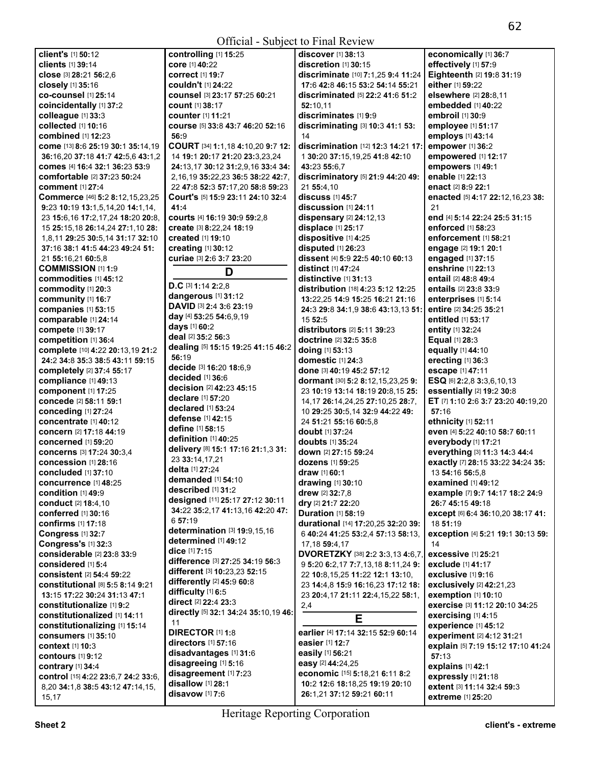**client's** [1] **50:**12
**clients** [1] **39:**14
**close** [3] **28:**21 **56:**2,6
**closely** [1] **35:**16
**co-counsel** [1] **25:**14
**coincidentally** [1] **37:**2
**colleague** [1] **33:**3
**collected** [1] **10:**16
**combined** [1] **12:**23
**come** [13] **8:**6 **25:**19 **30:**1 **35:**14,19 **36:**16,20 **37:**18 **41:**7 **42:**5,6 **43:**1,2
**comes** [4] **16:**4 **32:**1 **36:**23 **53:**9
**comfortable** [2] **37:**23 **50:**24
**comment** [1] **27:**4
**Commerce** [46] **5:**2 **8:**12,15,23,25 **9:**23 **10:**19 **13:**1,5,14,20 **14:**1,14, 23 **15:**6,16 **17:**2,17,24 **18:**20 **20:**8, 15 **25:**15,18 **26:**14,24 **27:**1,10 **28:** 1,8,11 **29:**25 **30:**5,14 **31:**17 **32:**10 **37:**16 **38:**1 **41:**5 **44:**23 **49:**24 **51:** 21 **55:**16,21 **60:**5,8
**COMMISSION** [1] **1:**9
**commodities** [1] **45:**12
**commodity** [1] **20:**3
**community** [1] **16:**7
**companies** [1] **53:**15
**comparable** [1] **24:**14
**compete** [1] **39:**17
**competition** [1] **36:**4
**complete** [10] **4:**22 **20:**13,19 **21:**2 **24:**2 **34:**8 **35:**3 **38:**5 **43:**11 **59:**15
**completely** [2] **37:**4 **55:**17
**compliance** [1] **49:**13
**component** [1] **17:**25
**concede** [2] **58:**11 **59:**1
**conceding** [1] **27:**24
**concentrate** [1] **40:**12
**concern** [2] **17:**18 **44:**19
**concerned** [1] **59:**20
**concerns** [3] **17:**24 **30:**3,4
**concession** [1] **28:**16
**concluded** [1] **37:**10
**concurrence** [1] **48:**25
**condition** [1] **49:**9
**conduct** [2] **18:**4,10
**conferred** [1] **30:**16
**confirms** [1] **17:**18
**Congress** [1] **32:**7
**Congress's** [1] **32:**3
**considerable** [2] **23:**8 **33:**9
**considered** [1] **5:**4
**consistent** [2] **54:**4 **59:**22
**constitutional** [8] **5:**5 **8:**14 **9:**21 **13:**15 **17:**22 **30:**24 **31:**13 **47:**1
**constitutionalize** [1] **9:**2
**constitutionalized** [1] **14:**11
**constitutionalizing** [1] **15:**14
**consumers** [1] **35:**10
**context** [1] **10:**3
**contours** [1] **9:**12
**contrary** [1] **34:**4
**control** [15] **4:**22 **23:**6,7 **24:**2 **33:**6, 8,20 **34:**1,8 **38:**5 **43:**12 **47:**14,15, 15,17
**controlling** [1] **15:**25
**core** [1] **40:**22
**correct** [1] **19:**7
**couldn't** [1] **24:**22
**counsel** [3] **23:**17 **57:**25 **60:**21
**count** [1] **38:**17
**counter** [1] **11:**21
**course** [5] **33:**8 **43:**7 **46:**20 **52:**16 **56:**9
**COURT** [34] **1:**1,18 **4:**10,20 **9:**7 **12:** 14 **19:**1 **20:**17 **21:**20 **23:**3,23,24 **24:**13,17 **30:**12 **31:**2,9,16 **33:**4 **34:** 2,16,19 **35:**22,23 **36:**5 **38:**22 **42:**7, 22 **47:**8 **52:**3 **57:**17,20 **58:**8 **59:**23
**Court's** [5] **15:**9 **23:**11 **24:**10 **32:**4 **41:**4
**courts** [4] **16:**19 **30:**9 **59:**2,8
**create** [3] **8:**22,24 **18:**19
**created** [1] **19:**10
**creating** [1] **30:**12
**curiae** [3] **2:**6 **3:**7 **23:**20

## D

**D.C** [3] **1:**14 **2:**2,8
**dangerous** [1] **31:**12
**DAVID** [3] **2:**4 **3:**6 **23:**19
**day** [4] **53:**25 **54:**6,9,19
**days** [1] **60:**2
**deal** [2] **35:**2 **56:**3
**dealing** [5] **15:**15 **19:**25 **41:**15 **46:**2 **56:**19
**decide** [3] **16:**20 **18:**6,9
**decided** [1] **36:**6
**decision** [2] **42:**23 **45:**15
**declare** [1] **57:**20
**declared** [1] **53:**24
**defense** [1] **42:**15
**define** [1] **58:**15
**definition** [1] **40:**25
**delivery** [8] **15:**1 **17:**16 **21:**1,3 **31:** 23 **33:**14,17,21
**delta** [1] **27:**24
**demanded** [1] **54:**10
**described** [1] **31:**2
**designed** [11] **25:**17 **27:**12 **30:**11 **34:**22 **35:**2,17 **41:**13,16 **42:**20 **47:** 6 **57:**19
**determination** [3] **19:**9,15,16
**determined** [1] **49:**12
**dice** [1] **7:**15
**difference** [3] **27:**25 **34:**19 **56:**3
**different** [3] **10:**23,23 **52:**15
**differently** [2] **45:**9 **60:**8
**difficulty** [1] **6:**5
**direct** [2] **22:**4 **23:**3
**directly** [5] **32:**1 **34:**24 **35:**10,19 **46:** 11
**DIRECTOR** [1] **1:**8
**directors** [1] **57:**16
**disadvantages** [1] **31:**6
**disagreeing** [1] **5:**16
**disagreement** [1] **7:**23
**disallow** [1] **28:**1
**disavow** [1] **7:**6
**discover** [1] **38:**13
**discretion** [1] **30:**15
**discriminate** [10] **7:**1,25 **9:**4 **11:**24 **17:**6 **42:**8 **46:**15 **53:**2 **54:**14 **55:**21
**discriminated** [5] **22:**2 **41:**6 **51:**2 **52:**10,11
**discriminates** [1] **9:**9
**discriminating** [3] **10:**3 **41:**1 **53:** 14
**discrimination** [12] **12:**3 **14:**21 **17:** 1 **30:**20 **37:**15,19,25 **41:**8 **42:**10 **43:**23 **55:**6,7
**discriminatory** [5] **21:**9 **44:**20 **49:** 21 **55:**4,10
**discuss** [1] **45:**7
**discussion** [1] **24:**11
**dispensary** [2] **24:**12,13
**displace** [1] **25:**17
**dispositive** [1] **4:**25
**disputed** [1] **26:**23
**dissent** [4] **5:**9 **22:**5 **40:**10 **60:**13
**distinct** [1] **47:**24
**distinctive** [1] **31:**13
**distribution** [18] **4:**23 **5:**12 **12:**25 **13:**22,25 **14:**9 **15:**25 **16:**21 **21:**16 **24:**3 **29:**8 **34:**1,9 **38:**6 **43:**13,13 **51:** 15 **52:**5
**distributors** [2] **5:**11 **39:**23
**doctrine** [2] **32:**5 **35:**8
**doing** [1] **53:**13
**domestic** [1] **24:**3
**done** [3] **40:**19 **45:**2 **57:**12
**dormant** [30] **5:**2 **8:**12,15,23,25 **9:** 23 **10:**19 **13:**14 **18:**19 **20:**8,15 **25:** 14,17 **26:**14,24,25 **27:**10,25 **28:**7, 10 **29:**25 **30:**5,14 **32:**9 **44:**22 **49:** 24 **51:**21 **55:**16 **60:**5,8
**doubt** [1] **37:**24
**doubts** [1] **35:**24
**down** [2] **27:**15 **59:**24
**dozens** [1] **59:**25
**draw** [1] **60:**1
**drawing** [1] **30:**10
**drew** [2] **32:**7,8
**dry** [2] **21:**7 **22:**20
**Duration** [1] **58:**19
**durational** [14] **17:**20,25 **32:**20 **39:** 6 **40:**24 **41:**25 **53:**2,4 **57:**13 **58:**13, 17,18 **59:**4,17
**DVORETZKY** [38] **2:**2 **3:**3,13 **4:**6,7, 9 **5:**20 **6:**2,17 **7:**7,13,18 **8:**11,24 **9:** 22 **10:**8,15,25 **11:**22 **12:**1 **13:**10, 23 **14:**4,8 **15:**9 **16:**16,23 **17:**12 **18:** 23 **20:**4,17 **21:**11 **22:**4,15,22 **58:**1, 2,4

## E

**earlier** [4] **17:**14 **32:**15 **52:**9 **60:**14
**easier** [1] **12:**7
**easily** [1] **56:**21
**easy** [2] **44:**24,25
**economic** [15] **5:**18,21 **6:**11 **8:**2 **10:**2 **12:**6 **18:**18,25 **19:**19 **20:**10 **26:**1,21 **37:**12 **59:**21 **60:**11
**economically** [1] **36:**7
**effectively** [1] **57:**9
**Eighteenth** [2] **19:**8 **31:**19
**either** [1] **59:**22
**elsewhere** [2] **28:**8,11
**embedded** [1] **40:**22
**embroil** [1] **30:**9
**employee** [1] **51:**17
**employs** [1] **43:**14
**empower** [1] **36:**2
**empowered** [1] **12:**17
**empowers** [1] **49:**1
**enable** [1] **22:**13
**enact** [2] **8:**9 **22:**1
**enacted** [5] **4:**17 **22:**12,16,23 **38:** 21
**end** [4] **5:**14 **22:**24 **25:**5 **31:**15
**enforced** [1] **58:**23
**enforcement** [1] **58:**21
**engage** [2] **19:**1 **20:**1
**engaged** [1] **37:**15
**enshrine** [1] **22:**13
**entail** [2] **48:**8 **49:**4
**entails** [2] **23:**8 **33:**9
**enterprises** [1] **5:**14
**entire** [2] **34:**25 **35:**21
**entitled** [1] **53:**17
**entity** [1] **32:**24
**Equal** [1] **28:**3
**equally** [1] **44:**10
**erecting** [1] **36:**3
**escape** [1] **47:**11
**ESQ** [6] **2:**2,8 **3:**3,6,10,13
**essentially** [2] **19:**2 **30:**8
**ET** [7] **1:**10 **2:**6 **3:**7 **23:**20 **40:**19,20 **57:**16
**ethnicity** [1] **52:**11
**even** [4] **5:**22 **40:**10 **58:**7 **60:**11
**everybody** [1] **17:**21
**everything** [3] **11:**3 **14:**3 **44:**4
**exactly** [7] **28:**15 **33:**22 **34:**24 **35:** 13 **54:**16 **56:**5,8
**examined** [1] **49:**12
**example** [7] **9:**7 **14:**17 **18:**2 **24:**9 **26:**7 **45:**15 **49:**18
**except** [6] **6:**4 **36:**10,20 **38:**17 **41:** 18 **51:**19
**exception** [4] **5:**21 **19:**1 **30:**13 **59:** 14
**excessive** [1] **25:**21
**exclude** [1] **41:**17
**exclusive** [1] **9:**16
**exclusively** [2] **42:**21,23
**exemption** [1] **10:**10
**exercise** [3] **11:**12 **20:**10 **34:**25
**exercising** [1] **4:**15
**experience** [1] **45:**12
**experiment** [2] **4:**12 **31:**21
**explain** [5] **7:**19 **15:**12 **17:**10 **41:**24 **57:**13
**explains** [1] **42:**1
**expressly** [1] **21:**18
**extent** [3] **11:**14 **32:**4 **59:**3
**extreme** [1] **25:**20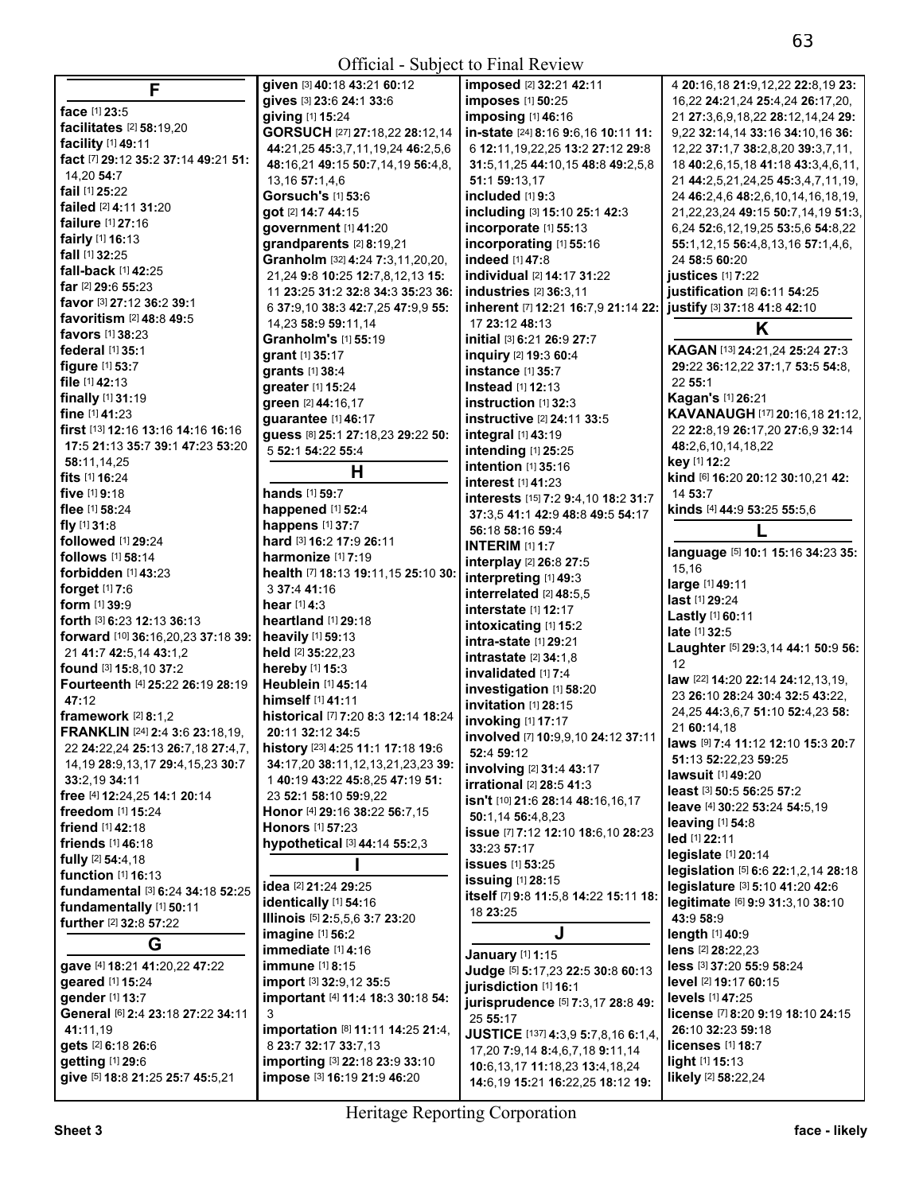## F

**face** [1] **23:**5
**facilitates** [2] **58:**19,20
**facility** [1] **49:**11
**fact** [7] **29:**12 **35:**2 **37:**14 **49:**21 **51:** 14,20 **54:**7
**fail** [1] **25:**22
**failed** [2] **4:**11 **31:**20
**failure** [1] **27:**16
**fairly** [1] **16:**13
**fall** [1] **32:**25
**fall-back** [1] **42:**25
**far** [2] **29:**6 **55:**23
**favor** [3] **27:**12 **36:**2 **39:**1
**favoritism** [2] **48:**8 **49:**5
**favors** [1] **38:**23
**federal** [1] **35:**1
**figure** [1] **53:**7
**file** [1] **42:**13
**finally** [1] **31:**19
**fine** [1] **41:**23
**first** [13] **12:**16 **13:**16 **14:**16 **16:**16 **17:**5 **21:**13 **35:**7 **39:**1 **47:**23 **53:**20 **58:**11,14,25
**fits** [1] **16:**24
**five** [1] **9:**18
**flee** [1] **58:**24
**fly** [1] **31:**8
**followed** [1] **29:**24
**follows** [1] **58:**14
**forbidden** [1] **43:**23
**forget** [1] **7:**6
**form** [1] **39:**9
**forth** [3] **6:**23 **12:**13 **36:**13
**forward** [10] **36:**16,20,23 **37:**18 **39:** 21 **41:**7 **42:**5,14 **43:**1,2
**found** [3] **15:**8,10 **37:**2
**Fourteenth** [4] **25:**22 **26:**19 **28:**19 **47:**12
**framework** [2] **8:**1,2
**FRANKLIN** [24] **2:**4 **3:**6 **23:**18,19, 22 **24:**22,24 **25:**13 **26:**7,18 **27:**4,7, 14,19 **28:**9,13,17 **29:**4,15,23 **30:**7 **33:**2,19 **34:**11
**free** [4] **12:**24,25 **14:**1 **20:**14
**freedom** [1] **15:**24
**friend** [1] **42:**18
**friends** [1] **46:**18
**fully** [2] **54:**4,18
**function** [1] **16:**13
**fundamental** [3] **6:**24 **34:**18 **52:**25
**fundamentally** [1] **50:**11
**further** [2] **32:**8 **57:**22

## G

**gave** [4] **18:**21 **41:**20,22 **47:**22
**geared** [1] **15:**24
**gender** [1] **13:**7
**General** [6] **2:**4 **23:**18 **27:**22 **34:**11 **41:**11,19
**gets** [2] **6:**18 **26:**6
**getting** [1] **29:**6
**give** [5] **18:**8 **21:**25 **25:**7 **45:**5,21
**given** [3] **40:**18 **43:**21 **60:**12
**gives** [3] **23:**6 **24:**1 **33:**6
**giving** [1] **15:**24
**GORSUCH** [27] **27:**18,22 **28:**12,14 **44:**21,25 **45:**3,7,11,19,24 **46:**2,5,6 **48:**16,21 **49:**15 **50:**7,14,19 **56:**4,8, 13,16 **57:**1,4,6
**Gorsuch's** [1] **53:**6
**got** [2] **14:**7 **44:**15
**government** [1] **41:**20
**grandparents** [2] **8:**19,21
**Granholm** [32] **4:**24 **7:**3,11,20,20, 21,24 **9:**8 **10:**25 **12:**7,8,12,13 **15:** 11 **23:**25 **31:**2 **32:**8 **34:**3 **35:**23 **36:** 6 **37:**9,10 **38:**3 **42:**7,25 **47:**9,9 **55:** 14,23 **58:**9 **59:**11,14
**Granholm's** [1] **55:**19
**grant** [1] **35:**17
**grants** [1] **38:**4
**greater** [1] **15:**24
**green** [2] **44:**16,17
**guarantee** [1] **46:**17
**guess** [8] **25:**1 **27:**18,23 **29:**22 **50:** 5 **52:**1 **54:**22 **55:**4

## H

**hands** [1] **59:**7
**happened** [1] **52:**4
**happens** [1] **37:**7
**hard** [3] **16:**2 **17:**9 **26:**11
**harmonize** [1] **7:**19
**health** [7] **18:**13 **19:**11,15 **25:**10 **30:** 3 **37:**4 **41:**16
**hear** [1] **4:**3
**heartland** [1] **29:**18
**heavily** [1] **59:**13
**held** [2] **35:**22,23
**hereby** [1] **15:**3
**Heublein** [1] **45:**14
**himself** [1] **41:**11
**historical** [7] **7:**20 **8:**3 **12:**14 **18:**24 **20:**11 **32:**12 **34:**5
**history** [23] **4:**25 **11:**1 **17:**18 **19:**6 **34:**17,20 **38:**11,12,13,21,23,23 **39:** 1 **40:**19 **43:**22 **45:**8,25 **47:**19 **51:** 23 **52:**1 **58:**10 **59:**9,22
**Honor** [4] **29:**16 **38:**22 **56:**7,15
**Honors** [1] **57:**23
**hypothetical** [3] **44:**14 **55:**2,3

## I

**idea** [2] **21:**24 **29:**25
**identically** [1] **54:**16
**Illinois** [5] **2:**5,5,6 **3:**7 **23:**20
**imagine** [1] **56:**2
**immediate** [1] **4:**16
**immune** [1] **8:**15
**import** [3] **32:**9,12 **35:**5
**important** [4] **11:**4 **18:**3 **30:**18 **54:** 3
**importation** [8] **11:**11 **14:**25 **21:**4, 8 **23:**7 **32:**17 **33:**7,13
**importing** [3] **22:**18 **23:**9 **33:**10
**impose** [3] **16:**19 **21:**9 **46:**20
**imposed** [2] **32:**21 **42:**11
**imposes** [1] **50:**25
**imposing** [1] **46:**16
**in-state** [24] **8:**16 **9:**6,16 **10:**11 **11:** 6 **12:**11,19,22,25 **13:**2 **27:**12 **29:**8 **31:**5,11,25 **44:**10,15 **48:**8 **49:**2,5,8 **51:**1 **59:**13,17
**included** [1] **9:**3
**including** [3] **15:**10 **25:**1 **42:**3
**incorporate** [1] **55:**13
**incorporating** [1] **55:**16
**indeed** [1] **47:**8
**individual** [2] **14:**17 **31:**22
**industries** [2] **36:**3,11
**inherent** [7] **12:**21 **16:**7,9 **21:**14 **22:** 17 **23:**12 **48:**13
**initial** [3] **6:**21 **26:**9 **27:**7
**inquiry** [2] **19:**3 **60:**4
**instance** [1] **35:**7
**Instead** [1] **12:**13
**instruction** [1] **32:**3
**instructive** [2] **24:**11 **33:**5
**integral** [1] **43:**19
**intending** [1] **25:**25
**intention** [1] **35:**16
**interest** [1] **41:**23
**interests** [15] **7:**2 **9:**4,10 **18:**2 **31:**7 **37:**3,5 **41:**1 **42:**9 **48:**8 **49:**5 **54:**17 **56:**18 **58:**16 **59:**4
**INTERIM** [1] **1:**7
**interplay** [2] **26:**8 **27:**5
**interpreting** [1] **49:**3
**interrelated** [2] **48:**5,5
**interstate** [1] **12:**17
**intoxicating** [1] **15:**2
**intra-state** [1] **29:**21
**intrastate** [2] **34:**1,8
**invalidated** [1] **7:**4
**investigation** [1] **58:**20
**invitation** [1] **28:**15
**invoking** [1] **17:**17
**involved** [7] **10:**9,9,10 **24:**12 **37:**11 **52:**4 **59:**12
**involving** [2] **31:**4 **43:**17
**irrational** [2] **28:**5 **41:**3
**isn't** [10] **21:**6 **28:**14 **48:**16,16,17 **50:**1,14 **56:**4,8,23
**issue** [7] **7:**12 **12:**10 **18:**6,10 **28:**23 **33:**23 **57:**17
**issues** [1] **53:**25
**issuing** [1] **28:**15
**itself** [7] **9:**8 **11:**5,8 **14:**22 **15:**11 **18:** 18 **23:**25

## J

**January** [1] **1:**15
**Judge** [5] **5:**17,23 **22:**5 **30:**8 **60:**13
**jurisdiction** [1] **16:**1
**jurisprudence** [5] **7:**3,17 **28:**8 **49:** 25 **55:**17
**JUSTICE** [137] **4:**3,9 **5:**7,8,16 **6:**1,4, 17,20 **7:**9,14 **8:**4,6,7,18 **9:**11,14 **10:**6,13,17 **11:**18,23 **13:**4,18,24 **14:**6,19 **15:**21 **16:**22,25 **18:**12 **19:** 4 **20:**16,18 **21:**9,12,22 **22:**8,19 **23:** 16,22 **24:**21,24 **25:**4,24 **26:**17,20, 21 **27:**3,6,9,18,22 **28:**12,14,24 **29:** 9,22 **32:**14,14 **33:**16 **34:**10,16 **36:** 12,22 **37:**1,7 **38:**2,8,20 **39:**3,7,11, 18 **40:**2,6,15,18 **41:**18 **43:**3,4,6,11, 21 **44:**2,5,21,24,25 **45:**3,4,7,11,19, 24 **46:**2,4,6 **48:**2,6,10,14,16,18,19, 21,22,23,24 **49:**15 **50:**7,14,19 **51:**3, 6,24 **52:**6,12,19,25 **53:**5,6 **54:**8,22 **55:**1,12,15 **56:**4,8,13,16 **57:**1,4,6, 24 **58:**5 **60:**20
**justices** [1] **7:**22
**justification** [2] **6:**11 **54:**25
**justify** [3] **37:**18 **41:**8 **42:**10

## K

**KAGAN** [13] **24:**21,24 **25:**24 **27:**3 **29:**22 **36:**12,22 **37:**1,7 **53:**5 **54:**8, 22 **55:**1
**Kagan's** [1] **26:**21
**KAVANAUGH** [17] **20:**16,18 **21:**12, 22 **22:**8,19 **26:**17,20 **27:**6,9 **32:**14 **48:**2,6,10,14,18,22
**key** [1] **12:**2
**kind** [6] **16:**20 **20:**12 **30:**10,21 **42:** 14 **53:**7
**kinds** [4] **44:**9 **53:**25 **55:**5,6

## L

**language** [5] **10:**1 **15:**16 **34:**23 **35:** 15,16
**large** [1] **49:**11
**last** [1] **29:**24
**Lastly** [1] **60:**11
**late** [1] **32:**5
**Laughter** [5] **29:**3,14 **44:**1 **50:**9 **56:** 12
**law** [22] **14:**20 **22:**14 **24:**12,13,19, 23 **26:**10 **28:**24 **30:**4 **32:**5 **43:**22, 24,25 **44:**3,6,7 **51:**10 **52:**4,23 **58:** 21 **60:**14,18
**laws** [9] **7:**4 **11:**12 **12:**10 **15:**3 **20:**7 **51:**13 **52:**22,23 **59:**25
**lawsuit** [1] **49:**20
**least** [3] **50:**5 **56:**25 **57:**2
**leave** [4] **30:**22 **53:**24 **54:**5,19
**leaving** [1] **54:**8
**led** [1] **22:**11
**legislate** [1] **20:**14
**legislation** [5] **6:**6 **22:**1,2,14 **28:**18
**legislature** [3] **5:**10 **41:**20 **42:**6
**legitimate** [6] **9:**9 **31:**3,10 **38:**10 **43:**9 **58:**9
**length** [1] **40:**9
**lens** [2] **28:**22,23
**less** [3] **37:**20 **55:**9 **58:**24
**level** [2] **19:**17 **60:**15
**levels** [1] **47:**25
**license** [7] **8:**20 **9:**19 **18:**10 **24:**15 **26:**10 **32:**23 **59:**18
**licenses** [1] **18:**7
**light** [1] **15:**13
**likely** [2] **58:**22,24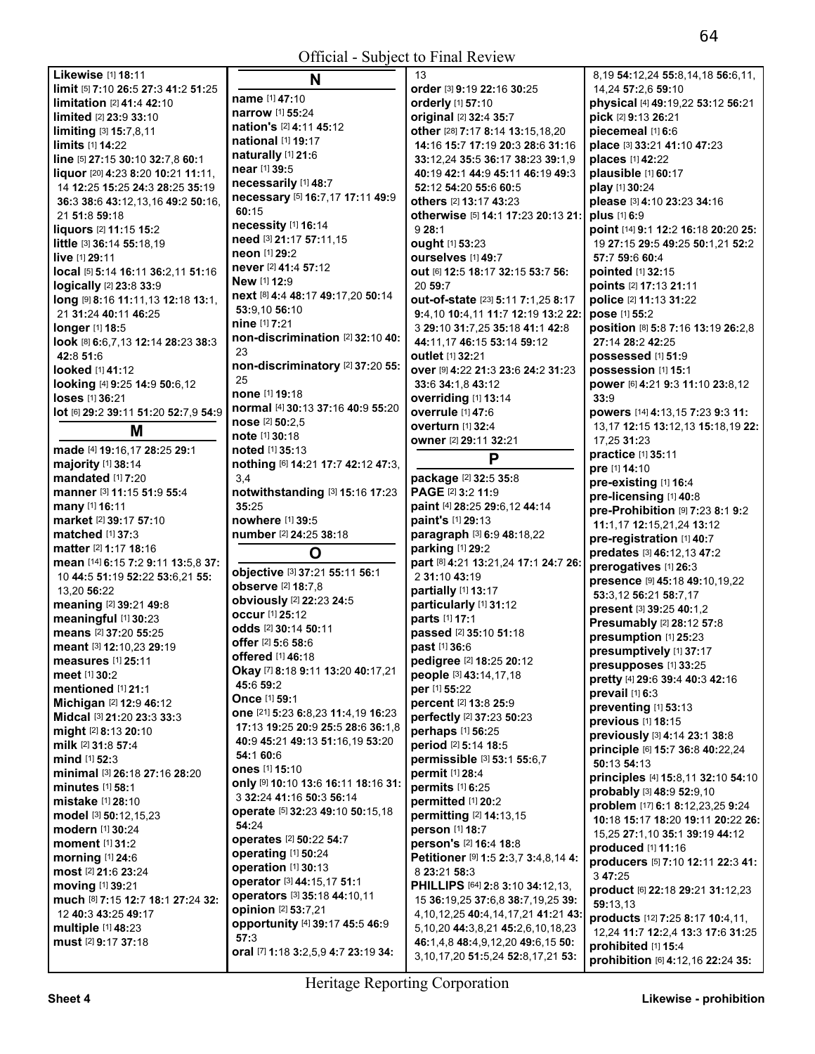**Likewise** [1] **18:**11
**limit** [5] **7:**10 **26:**5 **27:**3 **41:**2 **51:**25
**limitation** [2] **41:**4 **42:**10
**limited** [2] **23:**9 **33:**10
**limiting** [3] **15:**7,8,11
**limits** [1] **14:**22
**line** [5] **27:**15 **30:**10 **32:**7,8 **60:**1
**liquor** [20] **4:**23 **8:**20 **10:**21 **11:**11, 14 **12:**25 **15:**25 **24:**3 **28:**25 **35:**19 **36:**3 **38:**6 **43:**12,13,16 **49:**2 **50:**16, 21 **51:**8 **59:**18
**liquors** [2] **11:**15 **15:**2
**little** [3] **36:**14 **55:**18,19
**live** [1] **29:**11
**local** [5] **5:**14 **16:**11 **36:**2,11 **51:**16
**logically** [2] **23:**8 **33:**9
**long** [9] **8:**16 **11:**11,13 **12:**18 **13:**1, 21 **31:**24 **40:**11 **46:**25
**longer** [1] **18:**5
**look** [8] **6:**6,7,13 **12:**14 **28:**23 **38:**3 **42:**8 **51:**6
**looked** [1] **41:**12
**looking** [4] **9:**25 **14:**9 **50:**6,12
**loses** [1] **36:**21
**lot** [6] **29:**2 **39:**11 **51:**20 **52:**7,9 **54:**9

## M

**made** [4] **19:**16,17 **28:**25 **29:**1
**majority** [1] **38:**14
**mandated** [1] **7:**20
**manner** [3] **11:**15 **51:**9 **55:**4
**many** [1] **16:**11
**market** [2] **39:**17 **57:**10
**matched** [1] **37:**3
**matter** [2] **1:**17 **18:**16
**mean** [14] **6:**15 **7:**2 **9:**11 **13:**5,8 **37:**10 **44:**5 **51:**19 **52:**22 **53:**6,21 **55:**13,20 **56:**22
**meaning** [2] **39:**21 **49:**8
**meaningful** [1] **30:**23
**means** [2] **37:**20 **55:**25
**meant** [3] **12:**10,23 **29:**19
**measures** [1] **25:**11
**meet** [1] **30:**2
**mentioned** [1] **21:**1
**Michigan** [2] **12:**9 **46:**12
**Midcal** [3] **21:**20 **23:**3 **33:**3
**might** [2] **8:**13 **20:**10
**milk** [2] **31:**8 **57:**4
**mind** [1] **52:**3
**minimal** [3] **26:**18 **27:**16 **28:**20
**minutes** [1] **58:**1
**mistake** [1] **28:**10
**model** [3] **50:**12,15,23
**modern** [1] **30:**24
**moment** [1] **31:**2
**morning** [1] **24:**6
**most** [2] **21:**6 **23:**24
**moving** [1] **39:**21
**much** [8] **7:**15 **12:**7 **18:**1 **27:**24 **32:**12 **40:**3 **43:**25 **49:**17
**multiple** [1] **48:**23
**must** [2] **9:**17 **37:**18

## N

**name** [1] **47:**10
**narrow** [1] **55:**24
**nation's** [2] **4:**11 **45:**12
**national** [1] **19:**17
**naturally** [1] **21:**6
**near** [1] **39:**5
**necessarily** [1] **48:**7
**necessary** [5] **16:**7,17 **17:**11 **49:**9 **60:**15
**necessity** [1] **16:**14
**need** [3] **21:**17 **57:**11,15
**neon** [1] **29:**2
**never** [2] **41:**4 **57:**12
**New** [1] **12:**9
**next** [8] **4:**4 **48:**17 **49:**17,20 **50:**14 **53:**9,10 **56:**10
**nine** [1] **7:**21
**non-discrimination** [2] **32:**10 **40:**23
**non-discriminatory** [2] **37:**20 **55:**25
**none** [1] **19:**18
**normal** [4] **30:**13 **37:**16 **40:**9 **55:**20
**nose** [2] **50:**2,5
**note** [1] **30:**18
**noted** [1] **35:**13
**nothing** [6] **14:**21 **17:**7 **42:**12 **47:**3, 3,4
**notwithstanding** [3] **15:**16 **17:**23 **35:**25
**nowhere** [1] **39:**5
**number** [2] **24:**25 **38:**18

## O

**objective** [3] **37:**21 **55:**11 **56:**1
**observe** [2] **18:**7,8
**obviously** [2] **22:**23 **24:**5
**occur** [1] **25:**12
**odds** [2] **30:**14 **50:**11
**offer** [2] **5:**6 **58:**6
**offered** [1] **46:**18
**Okay** [7] **8:**18 **9:**11 **13:**20 **40:**17,21 **45:**6 **59:**2
**Once** [1] **59:**1
**one** [21] **5:**23 **6:**8,23 **11:**4,19 **16:**23 **17:**13 **19:**25 **20:**9 **25:**5 **28:**6 **36:**1,8 **40:**9 **45:**21 **49:**13 **51:**16,19 **53:**20 **54:**1 **60:**6
**ones** [1] **15:**10
**only** [9] **10:**10 **13:**6 **16:**11 **18:**16 **31:**3 **32:**24 **41:**16 **50:**3 **56:**14
**operate** [5] **32:**23 **49:**10 **50:**15,18 **54:**24
**operates** [2] **50:**22 **54:**7
**operating** [1] **50:**24
**operation** [1] **30:**13
**operator** [3] **44:**15,17 **51:**1
**operators** [3] **35:**18 **44:**10,11
**opinion** [2] **53:**7,21
**opportunity** [4] **39:**17 **45:**5 **46:**9 **57:**3
**oral** [7] **1:**18 **3:**2,5,9 **4:**7 **23:**19 **34:**13
**order** [3] **9:**19 **22:**16 **30:**25
**orderly** [1] **57:**10
**original** [2] **32:**4 **35:**7
**other** [28] **7:**17 **8:**14 **13:**15,18,20 **14:**16 **15:**7 **17:**19 **20:**3 **28:**6 **31:**16 **33:**12,24 **35:**5 **36:**17 **38:**23 **39:**1,9 **40:**19 **42:**1 **44:**9 **45:**11 **46:**19 **49:**3 **52:**12 **54:**20 **55:**6 **60:**5
**others** [2] **13:**17 **43:**23
**otherwise** [5] **14:**1 **17:**23 **20:**13 **21:**9 **28:**1
**ought** [1] **53:**23
**ourselves** [1] **49:**7
**out** [6] **12:**5 **18:**17 **32:**15 **53:**7 **56:**20 **59:**7
**out-of-state** [23] **5:**11 **7:**1,25 **8:**17 **9:**4,10 **10:**4,11 **11:**7 **12:**19 **13:**2 **22:**3 **29:**10 **31:**7,25 **35:**18 **41:**1 **42:**8 **44:**11,17 **46:**15 **53:**14 **59:**12
**outlet** [1] **32:**21
**over** [9] **4:**22 **21:**3 **23:**6 **24:**2 **31:**23 **33:**6 **34:**1,8 **43:**12
**overriding** [1] **13:**14
**overrule** [1] **47:**6
**overturn** [1] **32:**4
**owner** [2] **29:**11 **32:**21

## P

**package** [2] **32:**5 **35:**8
**PAGE** [2] **3:**2 **11:**9
**paint** [4] **28:**25 **29:**6,12 **44:**14
**paint's** [1] **29:**13
**paragraph** [3] **6:**9 **48:**18,22
**parking** [1] **29:**2
**part** [8] **4:**21 **13:**21,24 **17:**1 **24:**7 **26:**2 **31:**10 **43:**19
**partially** [1] **13:**17
**particularly** [1] **31:**12
**parts** [1] **17:**1
**passed** [2] **35:**10 **51:**18
**past** [1] **36:**6
**pedigree** [2] **18:**25 **20:**12
**people** [3] **43:**14,17,18
**per** [1] **55:**22
**percent** [2] **13:**8 **25:**9
**perfectly** [2] **37:**23 **50:**23
**perhaps** [1] **56:**25
**period** [2] **5:**14 **18:**5
**permissible** [3] **53:**1 **55:**6,7
**permit** [1] **28:**4
**permits** [1] **6:**25
**permitted** [1] **20:**2
**permitting** [2] **14:**13,15
**person** [1] **18:**7
**person's** [2] **16:**4 **18:**8
**Petitioner** [9] **1:**5 **2:**3,7 **3:**4,8,14 **4:**8 **23:**21 **58:**3
**PHILLIPS** [64] **2:**8 **3:**10 **34:**12,13, 15 **36:**19,25 **37:**6,8 **38:**7,19,25 **39:**4,10,12,25 **40:**4,14,17,21 **41:**21 **43:**5,10,20 **44:**3,8,21 **45:**2,6,10,18,23 **46:**1,4,8 **48:**4,9,12,20 **49:**6,15 **50:**3,10,17,20 **51:**5,24 **52:**8,17,21 **53:**8,19 **54:**12,24 **55:**8,14,18 **56:**6,11, 14,24 **57:**2,6 **59:**10
**physical** [4] **49:**19,22 **53:**12 **56:**21
**pick** [2] **9:**13 **26:**21
**piecemeal** [1] **6:**6
**place** [3] **33:**21 **41:**10 **47:**23
**places** [1] **42:**22
**plausible** [1] **60:**17
**play** [1] **30:**24
**please** [3] **4:**10 **23:**23 **34:**16
**plus** [1] **6:**9
**point** [14] **9:**1 **12:**2 **16:**18 **20:**20 **25:**19 **27:**15 **29:**5 **49:**25 **50:**1,21 **52:**2 **57:**7 **59:**6 **60:**4
**pointed** [1] **32:**15
**points** [2] **17:**13 **21:**11
**police** [2] **11:**13 **31:**22
**pose** [1] **55:**2
**position** [8] **5:**8 **7:**16 **13:**19 **26:**2,8 **27:**14 **28:**2 **42:**25
**possessed** [1] **51:**9
**possession** [1] **15:**1
**power** [6] **4:**21 **9:**3 **11:**10 **23:**8,12 **33:**9
**powers** [14] **4:**13,15 **7:**23 **9:**3 **11:**13,17 **12:**15 **13:**12,13 **15:**18,19 **22:**17,25 **31:**23
**practice** [1] **35:**11
**pre** [1] **14:**10
**pre-existing** [1] **16:**4
**pre-licensing** [1] **40:**8
**pre-Prohibition** [9] **7:**23 **8:**1 **9:**2 **11:**1,17 **12:**15,21,24 **13:**12
**pre-registration** [1] **40:**7
**predates** [3] **46:**12,13 **47:**2
**prerogatives** [1] **26:**3
**presence** [9] **45:**18 **49:**10,19,22 **53:**3,12 **56:**21 **58:**7,17
**present** [3] **39:**25 **40:**1,2
**Presumably** [2] **28:**12 **57:**8
**presumption** [1] **25:**23
**presumptively** [1] **37:**17
**presupposes** [1] **33:**25
**pretty** [4] **29:**6 **39:**4 **40:**3 **42:**16
**prevail** [1] **6:**3
**preventing** [1] **53:**13
**previous** [1] **18:**15
**previously** [3] **4:**14 **23:**1 **38:**8
**principle** [6] **15:**7 **36:**8 **40:**22,24 **50:**13 **54:**13
**principles** [4] **15:**8,11 **32:**10 **54:**10
**probably** [3] **48:**9 **52:**9,10
**problem** [17] **6:**1 **8:**12,23,25 **9:**24 **10:**18 **15:**17 **18:**20 **19:**11 **20:**22 **26:**15,25 **27:**1,10 **35:**1 **39:**19 **44:**12
**produced** [1] **11:**16
**producers** [5] **7:**10 **12:**11 **22:**3 **41:**3 **47:**25
**product** [6] **22:**18 **29:**21 **31:**12,23 **59:**13,13
**products** [12] **7:**25 **8:**17 **10:**4,11, 12,24 **11:**7 **12:**2,4 **13:**3 **17:**6 **31:**25
**prohibited** [1] **15:**4
**prohibition** [6] **4:**12,16 **22:**24 **35:**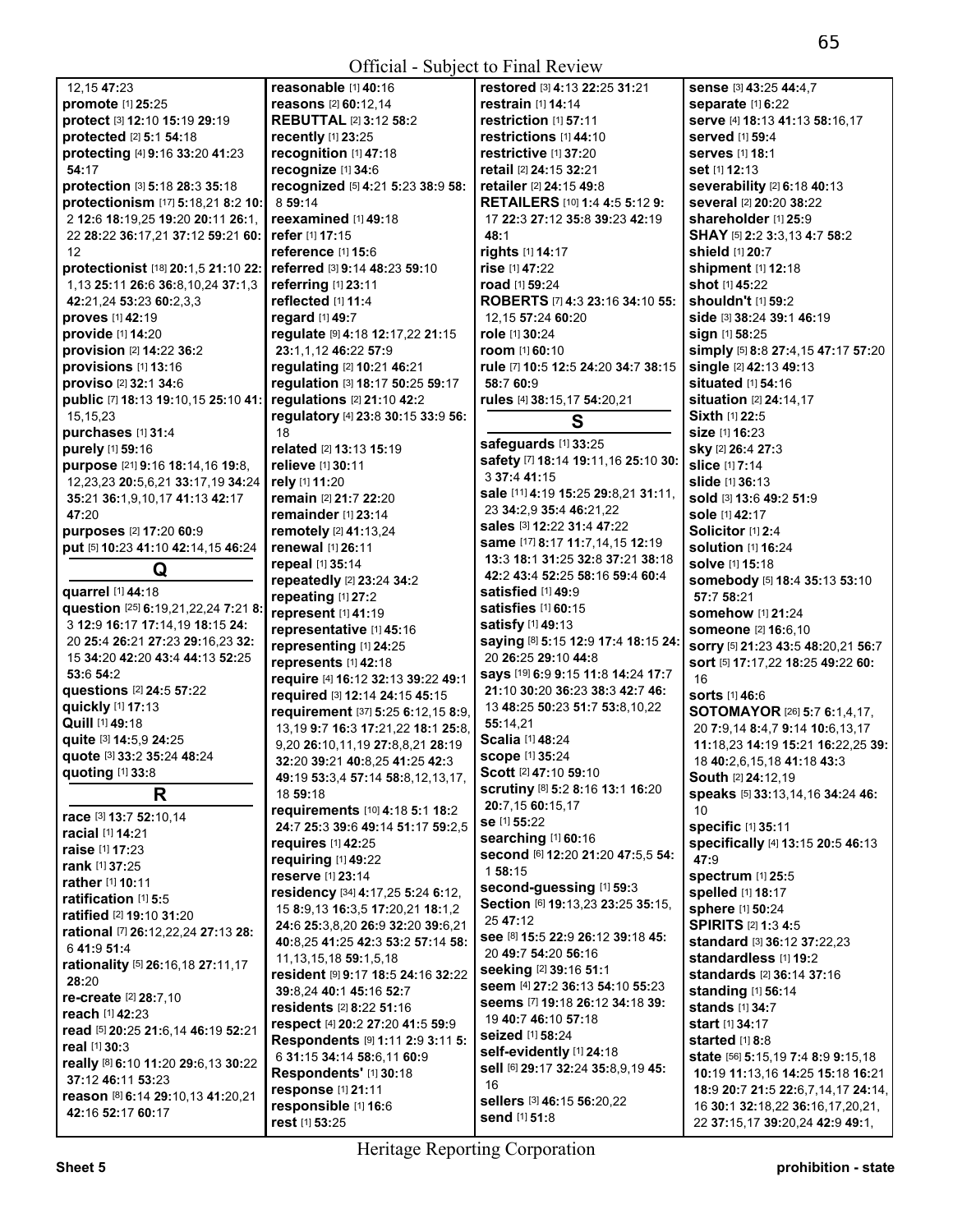12,15 **47:**23
**promote** [1] **25:**25
**protect** [3] **12:**10 **15:**19 **29:**19
**protected** [2] **5:**1 **54:**18
**protecting** [4] **9:**16 **33:**20 **41:**23 **54:**17
**protection** [3] **5:**18 **28:**3 **35:**18
**protectionism** [17] **5:**18,21 **8:**2 **10:**2 **12:**6 **18:**19,25 **19:**20 **20:**11 **26:**1,22 **28:**22 **36:**17,21 **37:**12 **59:**21 **60:**12
**protectionist** [18] **20:**1,5 **21:**10 **22:**1,13 **25:**11 **26:**6 **36:**8,10,24 **37:**1,3 **42:**21,24 **53:**23 **60:**2,3,3
**proves** [1] **42:**19
**provide** [1] **14:**20
**provision** [2] **14:**22 **36:**2
**provisions** [1] **13:**16
**proviso** [2] **32:**1 **34:**6
**public** [7] **18:**13 **19:**10,15 **25:**10 **41:**15,15,23
**purchases** [1] **31:**4
**purely** [1] **59:**16
**purpose** [21] **9:**16 **18:**14,16 **19:**8,12,23,23 **20:**5,6,21 **33:**17,19 **34:**24 **35:**21 **36:**1,9,10,17 **41:**13 **42:**17 **47:**20
**purposes** [2] **17:**20 **60:**9
**put** [5] **10:**23 **41:**10 **42:**14,15 **46:**24

## Q

**quarrel** [1] **44:**18
**question** [25] **6:**19,21,22,24 **7:**21 **8:**3 **12:**9 **16:**17 **17:**14,19 **18:**15 **24:**20 **25:**4 **26:**21 **27:**23 **29:**16,23 **32:**15 **34:**20 **42:**20 **43:**4 **44:**13 **52:**25 **53:**6 **54:**2
**questions** [2] **24:**5 **57:**22
**quickly** [1] **17:**13
**Quill** [1] **49:**18
**quite** [3] **14:**5,9 **24:**25
**quote** [3] **33:**2 **35:**24 **48:**24
**quoting** [1] **33:**8

## R

**race** [3] **13:**7 **52:**10,14
**racial** [1] **14:**21
**raise** [1] **17:**23
**rank** [1] **37:**25
**rather** [1] **10:**11
**ratification** [1] **5:**5
**ratified** [2] **19:**10 **31:**20
**rational** [7] **26:**12,22,24 **27:**13 **28:**6 **41:**9 **51:**4
**rationality** [5] **26:**16,18 **27:**11,17 **28:**20
**re-create** [2] **28:**7,10
**reach** [1] **42:**23
**read** [5] **20:**25 **21:**6,14 **46:**19 **52:**21
**real** [1] **30:**3
**really** [8] **6:**10 **11:**20 **29:**6,13 **30:**22 **37:**12 **46:**11 **53:**23
**reason** [8] **6:**14 **29:**10,13 **41:**20,21 **42:**16 **52:**17 **60:**17
**reasonable** [1] **40:**16
**reasons** [2] **60:**12,14
**REBUTTAL** [2] **3:**12 **58:**2
**recently** [1] **23:**25
**recognition** [1] **47:**18
**recognize** [1] **34:**6
**recognized** [5] **4:**21 **5:**23 **38:**9 **58:**8 **59:**14
**reexamined** [1] **49:**18
**refer** [1] **17:**15
**reference** [1] **15:**6
**referred** [3] **9:**14 **48:**23 **59:**10
**referring** [1] **23:**11
**reflected** [1] **11:**4
**regard** [1] **49:**7
**regulate** [9] **4:**18 **12:**17,22 **21:**15 **23:**1,1,12 **46:**22 **57:**9
**regulating** [2] **10:**21 **46:**21
**regulation** [3] **18:**17 **50:**25 **59:**17
**regulations** [2] **21:**10 **42:**2
**regulatory** [4] **23:**8 **30:**15 **33:**9 **56:**18
**related** [2] **13:**13 **15:**19
**relieve** [1] **30:**11
**rely** [1] **11:**20
**remain** [2] **21:**7 **22:**20
**remainder** [1] **23:**14
**remotely** [2] **41:**13,24
**renewal** [1] **26:**11
**repeal** [1] **35:**14
**repeatedly** [2] **23:**24 **34:**2
**repeating** [1] **27:**2
**represent** [1] **41:**19
**representative** [1] **45:**16
**representing** [1] **24:**25
**represents** [1] **42:**18
**require** [4] **16:**12 **32:**13 **39:**22 **49:**1
**required** [3] **12:**14 **24:**15 **45:**15
**requirement** [37] **5:**25 **6:**12,15 **8:**9,13,19 **9:**7 **16:**3 **17:**21,22 **18:**1 **25:**8,9,20 **26:**10,11,19 **27:**8,8,21 **28:**19 **32:**20 **39:**21 **40:**8,25 **41:**25 **42:**3 **49:**19 **53:**3,4 **57:**14 **58:**8,12,13,17,18 **59:**18
**requirements** [10] **4:**18 **5:**1 **18:**2 **24:**7 **25:**3 **39:**6 **49:**14 **51:**17 **59:**2,5
**requires** [1] **42:**25
**requiring** [1] **49:**22
**reserve** [1] **23:**14
**residency** [34] **4:**17,25 **5:**24 **6:**12,15 **8:**9,13 **16:**3,5 **17:**20,21 **18:**1,2 **24:**6 **25:**3,8,20 **26:**9 **32:**20 **39:**6,21 **40:**8,25 **41:**25 **42:**3 **53:**2 **57:**14 **58:**11,13,15,18 **59:**1,5,18
**resident** [9] **9:**17 **18:**5 **24:**16 **32:**22 **39:**8,24 **40:**1 **45:**16 **52:**7
**residents** [2] **8:**22 **51:**16
**respect** [4] **20:**2 **27:**20 **41:**5 **59:**9
**Respondents** [9] **1:**11 **2:**9 **3:**11 **5:**6 **31:**15 **34:**14 **58:**6,11 **60:**9
**Respondents'** [1] **30:**18
**response** [1] **21:**11
**responsible** [1] **16:**6
**rest** [1] **53:**25
**restored** [3] **4:**13 **22:**25 **31:**21
**restrain** [1] **14:**14
**restriction** [1] **57:**11
**restrictions** [1] **44:**10
**restrictive** [1] **37:**20
**retail** [2] **24:**15 **32:**21
**retailer** [2] **24:**15 **49:**8
**RETAILERS** [10] **1:**4 **4:**5 **5:**12 **9:**17 **22:**3 **27:**12 **35:**8 **39:**23 **42:**19 **48:**1
**rights** [1] **14:**17
**rise** [1] **47:**22
**road** [1] **59:**24
**ROBERTS** [7] **4:**3 **23:**16 **34:**10 **55:**12,15 **57:**24 **60:**20
**role** [1] **30:**24
**room** [1] **60:**10
**rule** [7] **10:**5 **12:**5 **24:**20 **34:**7 **38:**15 **58:**7 **60:**9
**rules** [4] **38:**15,17 **54:**20,21

## S

**safeguards** [1] **33:**25
**safety** [7] **18:**14 **19:**11,16 **25:**10 **30:**3 **37:**4 **41:**15
**sale** [11] **4:**19 **15:**25 **29:**8,21 **31:**11,23 **34:**2,9 **35:**4 **46:**21,22
**sales** [3] **12:**22 **31:**4 **47:**22
**same** [17] **8:**17 **11:**7,14,15 **12:**19 **13:**3 **18:**1 **31:**25 **32:**8 **37:**21 **38:**18 **42:**2 **43:**4 **52:**25 **58:**16 **59:**4 **60:**4
**satisfied** [1] **49:**9
**satisfies** [1] **60:**15
**satisfy** [1] **49:**13
**saying** [8] **5:**15 **12:**9 **17:**4 **18:**15 **24:**20 **26:**25 **29:**10 **44:**8
**says** [19] **6:**9 **9:**15 **11:**8 **14:**24 **17:**7 **21:**10 **30:**20 **36:**23 **38:**3 **42:**7 **46:**13 **48:**25 **50:**23 **51:**7 **53:**8,10,22 **55:**14,21
**Scalia** [1] **48:**24
**scope** [1] **35:**24
**Scott** [2] **47:**10 **59:**10
**scrutiny** [8] **5:**2 **8:**16 **13:**1 **16:**20 **20:**7,15 **60:**15,17
**se** [1] **55:**22
**searching** [1] **60:**16
**second** [6] **12:**20 **21:**20 **47:**5,5 **54:**1 **58:**15
**second-guessing** [1] **59:**3
**Section** [6] **19:**13,23 **23:**25 **35:**15,25 **47:**12
**see** [8] **15:**5 **22:**9 **26:**12 **39:**18 **45:**20 **49:**7 **54:**20 **56:**16
**seeking** [2] **39:**16 **51:**1
**seem** [4] **27:**2 **36:**13 **54:**10 **55:**23
**seems** [7] **19:**18 **26:**12 **34:**18 **39:**19 **40:**7 **46:**10 **57:**18
**seized** [1] **58:**24
**self-evidently** [1] **24:**18
**sell** [6] **29:**17 **32:**24 **35:**8,9,19 **45:**16
**sellers** [3] **46:**15 **56:**20,22
**send** [1] **51:**8
**sense** [3] **43:**25 **44:**4,7
**separate** [1] **6:**22
**serve** [4] **18:**13 **41:**13 **58:**16,17
**served** [1] **59:**4
**serves** [1] **18:**1
**set** [1] **12:**13
**severability** [2] **6:**18 **40:**13
**several** [2] **20:**20 **38:**22
**shareholder** [1] **25:**9
**SHAY** [5] **2:**2 **3:**3,13 **4:**7 **58:**2
**shield** [1] **20:**7
**shipment** [1] **12:**18
**shot** [1] **45:**22
**shouldn't** [1] **59:**2
**side** [3] **38:**24 **39:**1 **46:**19
**sign** [1] **58:**25
**simply** [5] **8:**8 **27:**4,15 **47:**17 **57:**20
**single** [2] **42:**13 **49:**13
**situated** [1] **54:**16
**situation** [2] **24:**14,17
**Sixth** [1] **22:**5
**size** [1] **16:**23
**sky** [2] **26:**4 **27:**3
**slice** [1] **7:**14
**slide** [1] **36:**13
**sold** [3] **13:**6 **49:**2 **51:**9
**sole** [1] **42:**17
**Solicitor** [1] **2:**4
**solution** [1] **16:**24
**solve** [1] **15:**18
**somebody** [5] **18:**4 **35:**13 **53:**10 **57:**7 **58:**21
**somehow** [1] **21:**24
**someone** [2] **16:**6,10
**sorry** [5] **21:**23 **43:**5 **48:**20,21 **56:**7
**sort** [5] **17:**17,22 **18:**25 **49:**22 **60:**16
**sorts** [1] **46:**6
**SOTOMAYOR** [26] **5:**7 **6:**1,4,17,20 **7:**9,14 **8:**4,7 **9:**14 **10:**6,13,17 **11:**18,23 **14:**19 **15:**21 **16:**22,25 **39:**18 **40:**2,6,15,18 **41:**18 **43:**3
**South** [2] **24:**12,19
**speaks** [5] **33:**13,14,16 **34:**24 **46:**10
**specific** [1] **35:**11
**specifically** [4] **13:**15 **20:**5 **46:**13 **47:**9
**spectrum** [1] **25:**5
**spelled** [1] **18:**17
**sphere** [1] **50:**24
**SPIRITS** [2] **1:**3 **4:**5
**standard** [3] **36:**12 **37:**22,23
**standardless** [1] **19:**2
**standards** [2] **36:**14 **37:**16
**standing** [1] **56:**14
**stands** [1] **34:**7
**start** [1] **34:**17
**started** [1] **8:**8
**state** [56] **5:**15,19 **7:**4 **8:**9 **9:**15,18 **10:**19 **11:**13,16 **14:**25 **15:**18 **16:**21 **18:**9 **20:**7 **21:**5 **22:**6,7,14,17 **24:**14,16 **30:**1 **32:**18,22 **36:**16,17,20,21,22 **37:**15,17 **39:**20,24 **42:**9 **49:**1,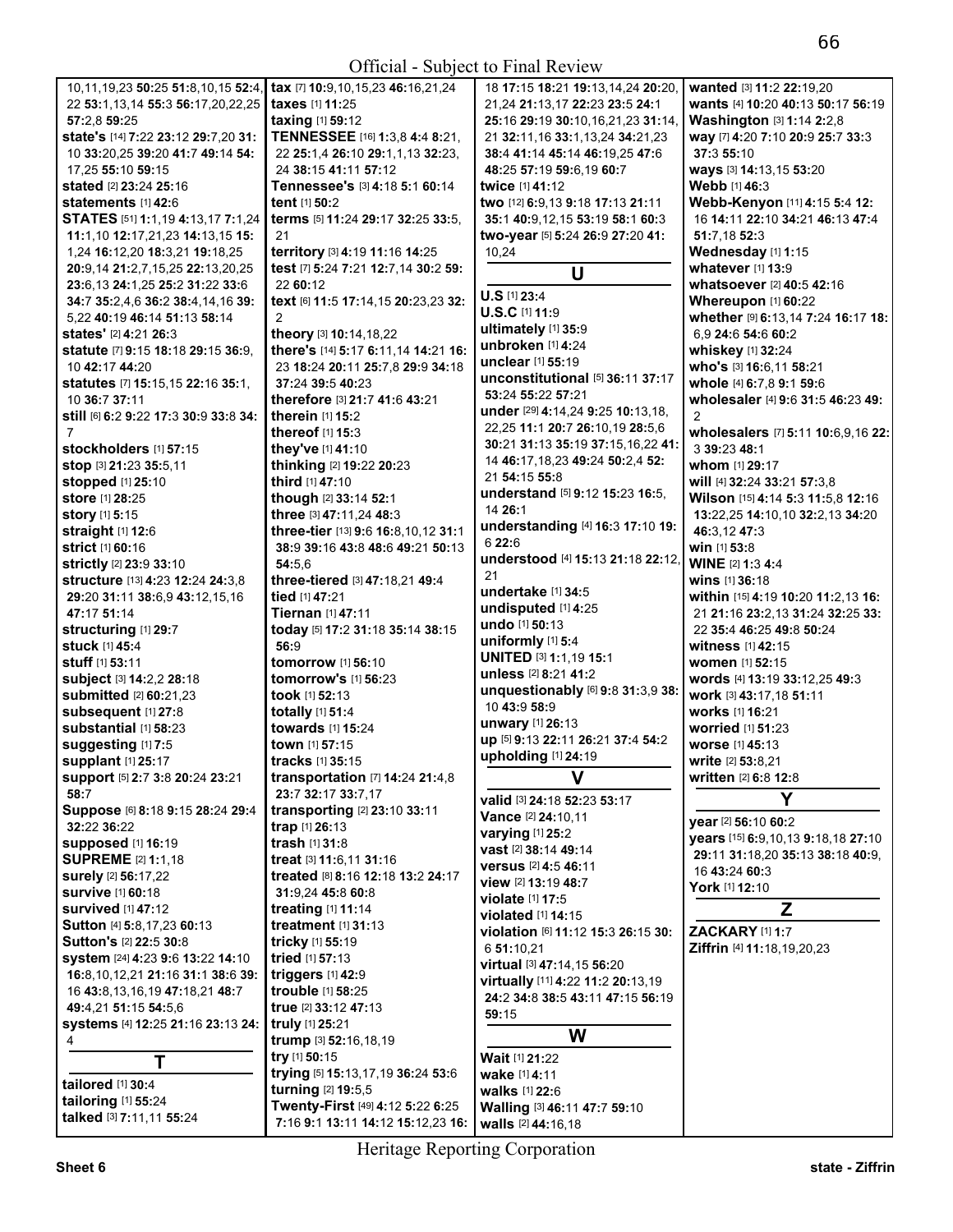10,11,19,23 **50:**25 **51:**8,10,15 **52:**4, 22 **53:**1,13,14 **55:**3 **56:**17,20,22,25 **57:**2,8 **59:**25

**state's** [14] **7:**22 **23:**12 **29:**7,20 **31:** 10 **33:**20,25 **39:**20 **41:**7 **49:**14 **54:** 17,25 **55:**10 **59:**15

**stated** [2] **23:**24 **25:**16

**statements** [1] **42:**6

**STATES** [51] **1:**1,19 **4:**13,17 **7:**1,24 **11:**1,10 **12:**17,21,23 **14:**13,15 **15:** 1,24 **16:**12,20 **18:**3,21 **19:**18,25 **20:**9,14 **21:**2,7,15,25 **22:**13,20,25 **23:**6,13 **24:**1,25 **25:**2 **31:**22 **33:**6 **34:**7 **35:**2,4,6 **36:**2 **38:**4,14,16 **39:** 5,22 **40:**19 **46:**14 **51:**13 **58:**14

**states'** [2] **4:**21 **26:**3

**statute** [7] **9:**15 **18:**18 **29:**15 **36:**9, 10 **42:**17 **44:**20

**statutes** [7] **15:**15,15 **22:**16 **35:**1, 10 **36:**7 **37:**11

**still** [6] **6:**2 **9:**22 **17:**3 **30:**9 **33:**8 **34:** 7

**stockholders** [1] **57:**15

**stop** [3] **21:**23 **35:**5,11

**stopped** [1] **25:**10

**store** [1] **28:**25

**story** [1] **5:**15

**straight** [1] **12:**6

**strict** [1] **60:**16

**strictly** [2] **23:**9 **33:**10

**structure** [13] **4:**23 **12:**24 **24:**3,8 **29:**20 **31:**11 **38:**6,9 **43:**12,15,16 **47:**17 **51:**14

**structuring** [1] **29:**7

**stuck** [1] **45:**4

**stuff** [1] **53:**11

**subject** [3] **14:**2,2 **28:**18

**submitted** [2] **60:**21,23

**subsequent** [1] **27:**8

**substantial** [1] **58:**23

**suggesting** [1] **7:**5

**supplant** [1] **25:**17

**support** [5] **2:**7 **3:**8 **20:**24 **23:**21 **58:**7

**Suppose** [6] **8:**18 **9:**15 **28:**24 **29:**4 **32:**22 **36:**22

**supposed** [1] **16:**19

**SUPREME** [2] **1:**1,18

**surely** [2] **56:**17,22

**survive** [1] **60:**18

**survived** [1] **47:**12

**Sutton** [4] **5:**8,17,23 **60:**13

**Sutton's** [2] **22:**5 **30:**8

**system** [24] **4:**23 **9:**6 **13:**22 **14:**10 **16:**8,10,12,21 **21:**16 **31:**1 **38:**6 **39:** 16 **43:**8,13,16,19 **47:**18,21 **48:**7 **49:**4,21 **51:**15 **54:**5,6

**systems** [4] **12:**25 **21:**16 **23:**13 **24:** 4

## T

**tailored** [1] **30:**4

**tailoring** [1] **55:**24

**talked** [3] **7:**11,11 **55:**24

**tax** [7] **10:**9,10,15,23 **46:**16,21,24

**taxes** [1] **11:**25

**taxing** [1] **59:**12

**TENNESSEE** [16] **1:**3,8 **4:**4 **8:**21, 22 **25:**1,4 **26:**10 **29:**1,1,13 **32:**23, 24 **38:**15 **41:**11 **57:**12

**Tennessee's** [3] **4:**18 **5:**1 **60:**14

**tent** [1] **50:**2

**terms** [5] **11:**24 **29:**17 **32:**25 **33:**5, 21

**territory** [3] **4:**19 **11:**16 **14:**25

**test** [7] **5:**24 **7:**21 **12:**7,14 **30:**2 **59:** 22 **60:**12

**text** [6] **11:**5 **17:**14,15 **20:**23,23 **32:** 2

**theory** [3] **10:**14,18,22

**there's** [14] **5:**17 **6:**11,14 **14:**21 **16:** 23 **18:**24 **20:**11 **25:**7,8 **29:**9 **34:**18 **37:**24 **39:**5 **40:**23

**therefore** [3] **21:**7 **41:**6 **43:**21

**therein** [1] **15:**2

**thereof** [1] **15:**3

**they've** [1] **41:**10

**thinking** [2] **19:**22 **20:**23

**third** [1] **47:**10

**though** [2] **33:**14 **52:**1

**three** [3] **47:**11,24 **48:**3

**three-tier** [13] **9:**6 **16:**8,10,12 **31:**1 **38:**9 **39:**16 **43:**8 **48:**6 **49:**21 **50:**13 **54:**5,6

**three-tiered** [3] **47:**18,21 **49:**4

**tied** [1] **47:**21

**Tiernan** [1] **47:**11

**today** [5] **17:**2 **31:**18 **35:**14 **38:**15 **56:**9

**tomorrow** [1] **56:**10

**tomorrow's** [1] **56:**23

**took** [1] **52:**13

**totally** [1] **51:**4

**towards** [1] **15:**24

**town** [1] **57:**15

**tracks** [1] **35:**15

**transportation** [7] **14:**24 **21:**4,8 **23:**7 **32:**17 **33:**7,17

**transporting** [2] **23:**10 **33:**11

**trap** [1] **26:**13

**trash** [1] **31:**8

**treat** [3] **11:**6,11 **31:**16

**treated** [8] **8:**16 **12:**18 **13:**2 **24:**17 **31:**9,24 **45:**8 **60:**8

**treating** [1] **11:**14

**treatment** [1] **31:**13

**tricky** [1] **55:**19

**tried** [1] **57:**13

**triggers** [1] **42:**9

**trouble** [1] **58:**25

**true** [2] **33:**12 **47:**13

**truly** [1] **25:**21

**trump** [3] **52:**16,18,19

**try** [1] **50:**15

**trying** [5] **15:**13,17,19 **36:**24 **53:**6

**turning** [2] **19:**5,5

**Twenty-First** [49] **4:**12 **5:**22 **6:**25 **7:**16 **9:**1 **13:**11 **14:**12 **15:**12,23 **16:** 18 **17:**15 **18:**21 **19:**13,14,24 **20:**20, 21,24 **21:**13,17 **22:**23 **23:**5 **24:**1 **25:**16 **29:**19 **30:**10,16,21,23 **31:**14, 21 **32:**11,16 **33:**1,13,24 **34:**21,23 **38:**4 **41:**14 **45:**14 **46:**19,25 **47:**6 **48:**25 **57:**19 **59:**6,19 **60:**7

**twice** [1] **41:**12

**two** [12] **6:**9,13 **9:**18 **17:**13 **21:**11 **35:**1 **40:**9,12,15 **53:**19 **58:**1 **60:**3

**two-year** [5] **5:**24 **26:**9 **27:**20 **41:** 10,24

## U

**U.S** [1] **23:**4

**U.S.C** [1] **11:**9

**ultimately** [1] **35:**9

**unbroken** [1] **4:**24

**unclear** [1] **55:**19

**unconstitutional** [5] **36:**11 **37:**17 **53:**24 **55:**22 **57:**21

**under** [29] **4:**14,24 **9:**25 **10:**13,18, 22,25 **11:**1 **20:**7 **26:**10,19 **28:**5,6 **30:**21 **31:**13 **35:**19 **37:**15,16,22 **41:** 14 **46:**17,18,23 **49:**24 **50:**2,4 **52:** 21 **54:**15 **55:**8

**understand** [5] **9:**12 **15:**23 **16:**5, 14 **26:**1

**understanding** [4] **16:**3 **17:**10 **19:** 6 **22:**6

**understood** [4] **15:**13 **21:**18 **22:**12, 21

**undertake** [1] **34:**5

**undisputed** [1] **4:**25

**undo** [1] **50:**13

**uniformly** [1] **5:**4

**UNITED** [3] **1:**1,19 **15:**1

**unless** [2] **8:**21 **41:**2

**unquestionably** [6] **9:**8 **31:**3,9 **38:** 10 **43:**9 **58:**9

**unwary** [1] **26:**13

**up** [5] **9:**13 **22:**11 **26:**21 **37:**4 **54:**2

**upholding** [1] **24:**19

## V

**valid** [3] **24:**18 **52:**23 **53:**17

**Vance** [2] **24:**10,11

**varying** [1] **25:**2

**vast** [2] **38:**14 **49:**14

**versus** [2] **4:**5 **46:**11

**view** [2] **13:**19 **48:**7

**violate** [1] **17:**5

**violated** [1] **14:**15

**violation** [6] **11:**12 **15:**3 **26:**15 **30:** 6 **51:**10,21

**virtual** [3] **47:**14,15 **56:**20

**virtually** [11] **4:**22 **11:**2 **20:**13,19 **24:**2 **34:**8 **38:**5 **43:**11 **47:**15 **56:**19 **59:**15

## W

**Wait** [1] **21:**22

**wake** [1] **4:**11

**walks** [1] **22:**6

**Walling** [3] **46:**11 **47:**7 **59:**10

**walls** [2] **44:**16,18

**wanted** [3] **11:**2 **22:**19,20

**wants** [4] **10:**20 **40:**13 **50:**17 **56:**19

**Washington** [3] **1:**14 **2:**2,8

**way** [7] **4:**20 **7:**10 **20:**9 **25:**7 **33:**3 **37:**3 **55:**10

**ways** [3] **14:**13,15 **53:**20

**Webb** [1] **46:**3

**Webb-Kenyon** [11] **4:**15 **5:**4 **12:** 16 **14:**11 **22:**10 **34:**21 **46:**13 **47:**4 **51:**7,18 **52:**3

**Wednesday** [1] **1:**15

**whatever** [1] **13:**9

**whatsoever** [2] **40:**5 **42:**16

**Whereupon** [1] **60:**22

**whether** [9] **6:**13,14 **7:**24 **16:**17 **18:** 6,9 **24:**6 **54:**6 **60:**2

**whiskey** [1] **32:**24

**who's** [3] **16:**6,11 **58:**21

**whole** [4] **6:**7,8 **9:**1 **59:**6

**wholesaler** [4] **9:**6 **31:**5 **46:**23 **49:** 2

**wholesalers** [7] **5:**11 **10:**6,9,16 **22:** 3 **39:**23 **48:**1

**whom** [1] **29:**17

**will** [4] **32:**24 **33:**21 **57:**3,8

**Wilson** [15] **4:**14 **5:**3 **11:**5,8 **12:**16 **13:**22,25 **14:**10,10 **32:**2,13 **34:**20 **46:**3,12 **47:**3

**win** [1] **53:**8

**WINE** [2] **1:**3 **4:**4

**wins** [1] **36:**18

**within** [15] **4:**19 **10:**20 **11:**2,13 **16:** 21 **21:**16 **23:**2,13 **31:**24 **32:**25 **33:** 22 **35:**4 **46:**25 **49:**8 **50:**24

**witness** [1] **42:**15

**women** [1] **52:**15

**words** [4] **13:**19 **33:**12,25 **49:**3

**work** [3] **43:**17,18 **51:**11

**works** [1] **16:**21

**worried** [1] **51:**23

**worse** [1] **45:**13

**write** [2] **53:**8,21

**written** [2] **6:**8 **12:**8

## Y

**year** [2] **56:**10 **60:**2

**years** [15] **6:**9,10,13 **9:**18,18 **27:**10 **29:**11 **31:**18,20 **35:**13 **38:**18 **40:**9, 16 **43:**24 **60:**3

**York** [1] **12:**10

## Z

**ZACKARY** [1] **1:**7

**Ziffrin** [4] **11:**18,19,20,23